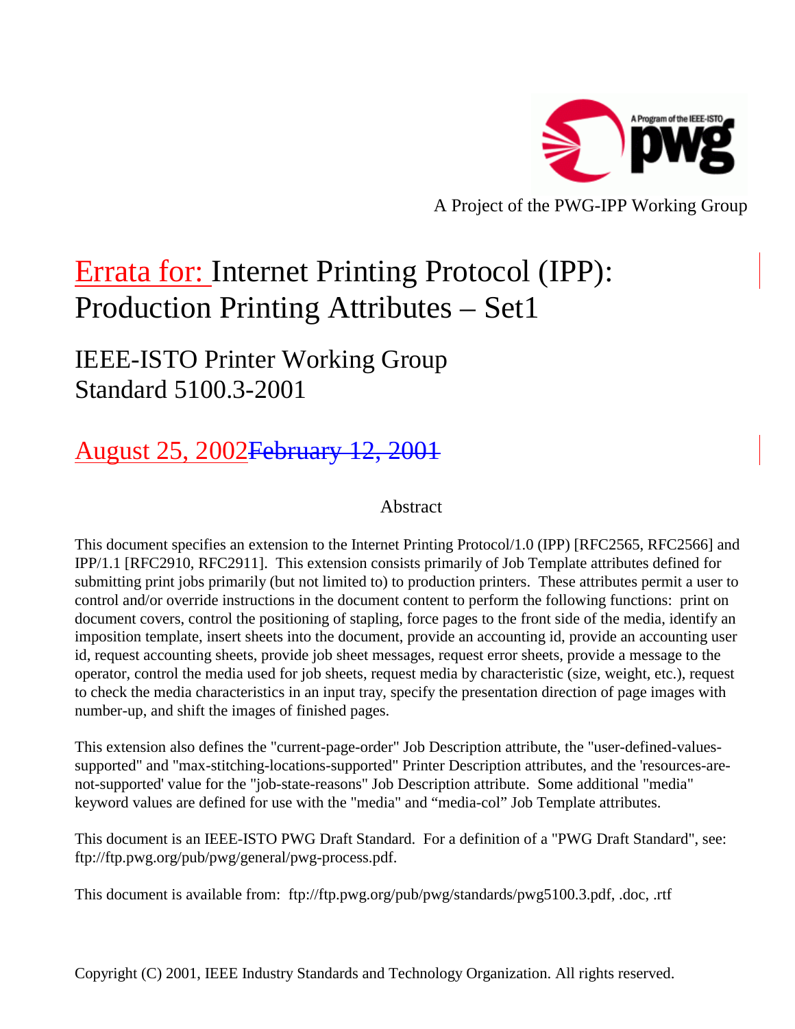A Project of the PWG-IPP Working Group

# Errata for: Internet Printing Protocol (IPP): Production Printing Attributes – Set1

## IEEE-ISTO Printer Working Group Standard 5100.3-2001

## August 25, 2002 ~~February 12, 2001~~

### Abstract

This document specifies an extension to the Internet Printing Protocol/1.0 (IPP) [RFC2565, RFC2566] and IPP/1.1 [RFC2910, RFC2911]. This extension consists primarily of Job Template attributes defined for submitting print jobs primarily (but not limited to) to production printers. These attributes permit a user to control and/or override instructions in the document content to perform the following functions: print on document covers, control the positioning of stapling, force pages to the front side of the media, identify an imposition template, insert sheets into the document, provide an accounting id, provide an accounting user id, request accounting sheets, provide job sheet messages, request error sheets, provide a message to the operator, control the media used for job sheets, request media by characteristic (size, weight, etc.), request to check the media characteristics in an input tray, specify the presentation direction of page images with number-up, and shift the images of finished pages.

This extension also defines the "current-page-order" Job Description attribute, the "user-defined-values-supported" and "max-stitching-locations-supported" Printer Description attributes, and the 'resources-are-not-supported' value for the "job-state-reasons" Job Description attribute. Some additional "media" keyword values are defined for use with the "media" and "media-col" Job Template attributes.

This document is an IEEE-ISTO PWG Draft Standard. For a definition of a "PWG Draft Standard", see: ftp://ftp.pwg.org/pub/pwg/general/pwg-process.pdf.

This document is available from: ftp://ftp.pwg.org/pub/pwg/standards/pwg5100.3.pdf, .doc, .rtf

Copyright (C) 2001, IEEE Industry Standards and Technology Organization. All rights reserved.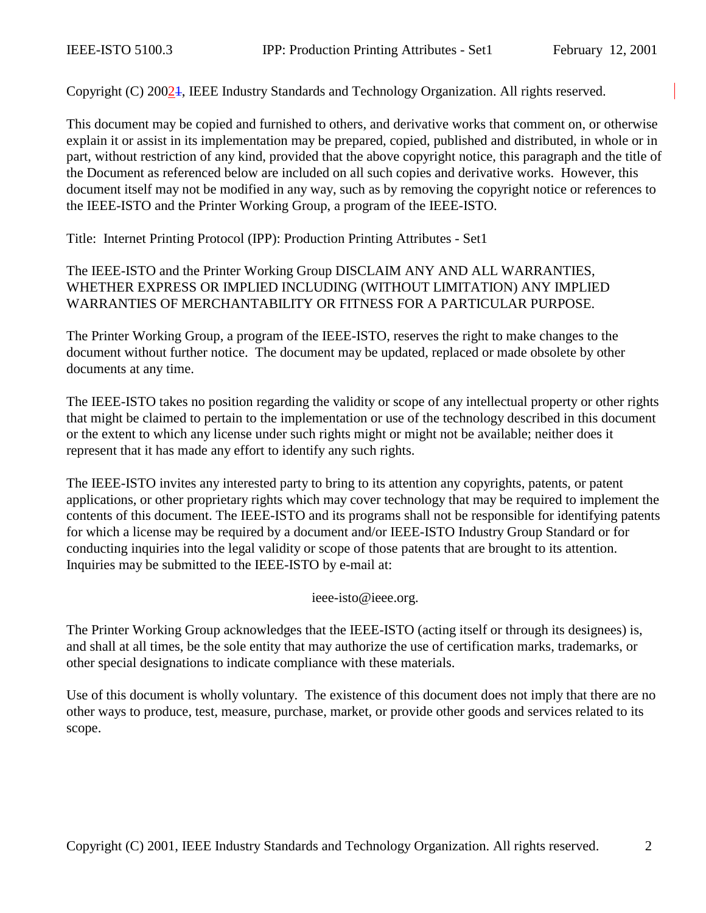Copyright (C) 20021, IEEE Industry Standards and Technology Organization. All rights reserved.

This document may be copied and furnished to others, and derivative works that comment on, or otherwise explain it or assist in its implementation may be prepared, copied, published and distributed, in whole or in part, without restriction of any kind, provided that the above copyright notice, this paragraph and the title of the Document as referenced below are included on all such copies and derivative works. However, this document itself may not be modified in any way, such as by removing the copyright notice or references to the IEEE-ISTO and the Printer Working Group, a program of the IEEE-ISTO.

Title: Internet Printing Protocol (IPP): Production Printing Attributes - Set1

The IEEE-ISTO and the Printer Working Group DISCLAIM ANY AND ALL WARRANTIES, WHETHER EXPRESS OR IMPLIED INCLUDING (WITHOUT LIMITATION) ANY IMPLIED WARRANTIES OF MERCHANTABILITY OR FITNESS FOR A PARTICULAR PURPOSE.

The Printer Working Group, a program of the IEEE-ISTO, reserves the right to make changes to the document without further notice. The document may be updated, replaced or made obsolete by other documents at any time.

The IEEE-ISTO takes no position regarding the validity or scope of any intellectual property or other rights that might be claimed to pertain to the implementation or use of the technology described in this document or the extent to which any license under such rights might or might not be available; neither does it represent that it has made any effort to identify any such rights.

The IEEE-ISTO invites any interested party to bring to its attention any copyrights, patents, or patent applications, or other proprietary rights which may cover technology that may be required to implement the contents of this document. The IEEE-ISTO and its programs shall not be responsible for identifying patents for which a license may be required by a document and/or IEEE-ISTO Industry Group Standard or for conducting inquiries into the legal validity or scope of those patents that are brought to its attention. Inquiries may be submitted to the IEEE-ISTO by e-mail at:

ieee-isto@ieee.org.

The Printer Working Group acknowledges that the IEEE-ISTO (acting itself or through its designees) is, and shall at all times, be the sole entity that may authorize the use of certification marks, trademarks, or other special designations to indicate compliance with these materials.

Use of this document is wholly voluntary. The existence of this document does not imply that there are no other ways to produce, test, measure, purchase, market, or provide other goods and services related to its scope.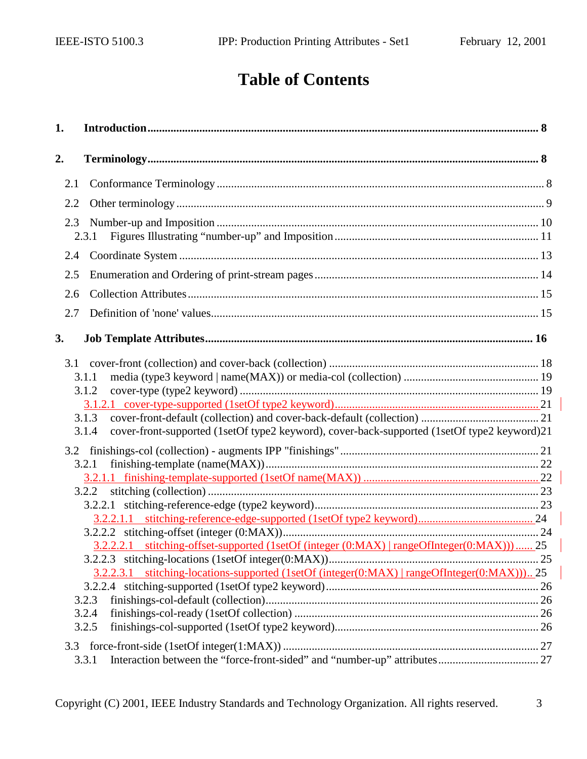# Table of Contents

**1. Introduction** ........................................................................ **8**

**2. Terminology** ........................................................................ **8**

- 2.1 Conformance Terminology ........................................................................ 8
- 2.2 Other terminology ........................................................................ 9
- 2.3 Number-up and Imposition ........................................................................ 10
  - 2.3.1 Figures Illustrating “number-up” and Imposition ........................................................................ 11
- 2.4 Coordinate System ........................................................................ 13
- 2.5 Enumeration and Ordering of print-stream pages ........................................................................ 14
- 2.6 Collection Attributes ........................................................................ 15
- 2.7 Definition of 'none' values ........................................................................ 15

**3. Job Template Attributes** ........................................................................ **16**

- 3.1 cover-front (collection) and cover-back (collection) ........................................................................ 18
  - 3.1.1 media (type3 keyword | name(MAX)) or media-col (collection) ........................................................................ 19
  - 3.1.2 cover-type (type2 keyword) ........................................................................ 19
    - 3.1.2.1 cover-type-supported (1setOf type2 keyword) ........................................................................ 21
  - 3.1.3 cover-front-default (collection) and cover-back-default (collection) ........................................................................ 21
  - 3.1.4 cover-front-supported (1setOf type2 keyword), cover-back-supported (1setOf type2 keyword) 21
- 3.2 finishings-col (collection) - augments IPP "finishings" ........................................................................ 21
  - 3.2.1 finishing-template (name(MAX)) ........................................................................ 22
    - 3.2.1.1 finishing-template-supported (1setOf name(MAX)) ........................................................................ 22
  - 3.2.2 stitching (collection) ........................................................................ 23
    - 3.2.2.1 stitching-reference-edge (type2 keyword) ........................................................................ 23
      - 3.2.2.1.1 stitching-reference-edge-supported (1setOf type2 keyword) ........................................................................ 24
    - 3.2.2.2 stitching-offset (integer (0:MAX)) ........................................................................ 24
      - 3.2.2.2.1 stitching-offset-supported (1setOf (integer (0:MAX) | rangeOfInteger(0:MAX))) ...... 25
    - 3.2.2.3 stitching-locations (1setOf integer(0:MAX)) ........................................................................ 25
      - 3.2.2.3.1 stitching-locations-supported (1setOf (integer(0:MAX) | rangeOfInteger(0:MAX))).. 25
    - 3.2.2.4 stitching-supported (1setOf type2 keyword) ........................................................................ 26
  - 3.2.3 finishings-col-default (collection) ........................................................................ 26
  - 3.2.4 finishings-col-ready (1setOf collection) ........................................................................ 26
  - 3.2.5 finishings-col-supported (1setOf type2 keyword) ........................................................................ 26
- 3.3 force-front-side (1setOf integer(1:MAX)) ........................................................................ 27
  - 3.3.1 Interaction between the “force-front-sided” and “number-up” attributes ........................................................................ 27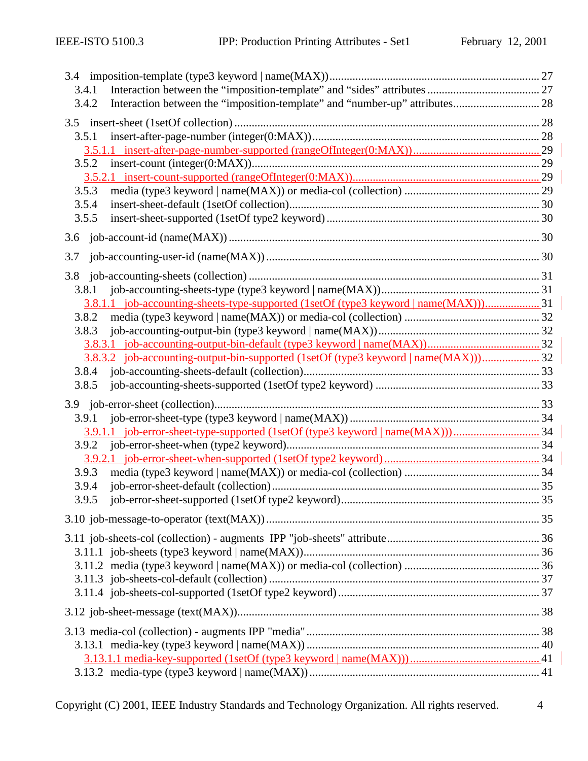3.4 imposition-template (type3 keyword | name(MAX)) ........................................................................ 27
  3.4.1 Interaction between the "imposition-template" and "sides" attributes ....................................... 27
  3.4.2 Interaction between the "imposition-template" and "number-up" attributes............................. 28

3.5 insert-sheet (1setOf collection) ......................................................................................................... 28
  3.5.1 insert-after-page-number (integer(0:MAX))............................................................................... 28
    3.5.1.1 insert-after-page-number-supported (rangeOfInteger(0:MAX))........................................... 29
  3.5.2 insert-count (integer(0:MAX))..................................................................................................... 29
    3.5.2.1 insert-count-supported (rangeOfInteger(0:MAX))................................................................. 29
  3.5.3 media (type3 keyword | name(MAX)) or media-col (collection) ............................................... 29
  3.5.4 insert-sheet-default (1setOf collection)...................................................................................... 30
  3.5.5 insert-sheet-supported (1setOf type2 keyword) ......................................................................... 30

3.6 job-account-id (name(MAX)) ........................................................................................................... 30

3.7 job-accounting-user-id (name(MAX)) .............................................................................................. 30

3.8 job-accounting-sheets (collection) ................................................................................................... 31
  3.8.1 job-accounting-sheets-type (type3 keyword | name(MAX))...................................................... 31
    3.8.1.1 job-accounting-sheets-type-supported (1setOf (type3 keyword | name(MAX)))................... 31
  3.8.2 media (type3 keyword | name(MAX)) or media-col (collection) ............................................... 32
  3.8.3 job-accounting-output-bin (type3 keyword | name(MAX)) ........................................................ 32
    3.8.3.1 job-accounting-output-bin-default (type3 keyword | name(MAX))....................................... 32
    3.8.3.2 job-accounting-output-bin-supported (1setOf (type3 keyword | name(MAX)))................... 32
  3.8.4 job-accounting-sheets-default (collection)................................................................................. 33
  3.8.5 job-accounting-sheets-supported (1setOf type2 keyword) ......................................................... 33

3.9 job-error-sheet (collection)................................................................................................................ 33
  3.9.1 job-error-sheet-type (type3 keyword | name(MAX)) ................................................................. 34
    3.9.1.1 job-error-sheet-type-supported (1setOf (type3 keyword | name(MAX)))............................. 34
  3.9.2 job-error-sheet-when (type2 keyword)........................................................................................ 34
    3.9.2.1 job-error-sheet-when-supported (1setOf type2 keyword) ..................................................... 34
  3.9.3 media (type3 keyword | name(MAX)) or media-col (collection) ............................................... 34
  3.9.4 job-error-sheet-default (collection)............................................................................................. 35
  3.9.5 job-error-sheet-supported (1setOf type2 keyword)..................................................................... 35

3.10 job-message-to-operator (text(MAX)) ............................................................................................. 35

3.11 job-sheets-col (collection) - augments IPP "job-sheets" attribute.................................................... 36
  3.11.1 job-sheets (type3 keyword | name(MAX))................................................................................. 36
  3.11.2 media (type3 keyword | name(MAX)) or media-col (collection) ............................................... 36
  3.11.3 job-sheets-col-default (collection) ............................................................................................. 37
  3.11.4 job-sheets-col-supported (1setOf type2 keyword) ..................................................................... 37

3.12 job-sheet-message (text(MAX))........................................................................................................ 38

3.13 media-col (collection) - augments IPP "media"................................................................................ 38
  3.13.1 media-key (type3 keyword | name(MAX)) ................................................................................ 40
    3.13.1.1 media-key-supported (1setOf (type3 keyword | name(MAX)))............................................ 41
  3.13.2 media-type (type3 keyword | name(MAX)) ............................................................................... 41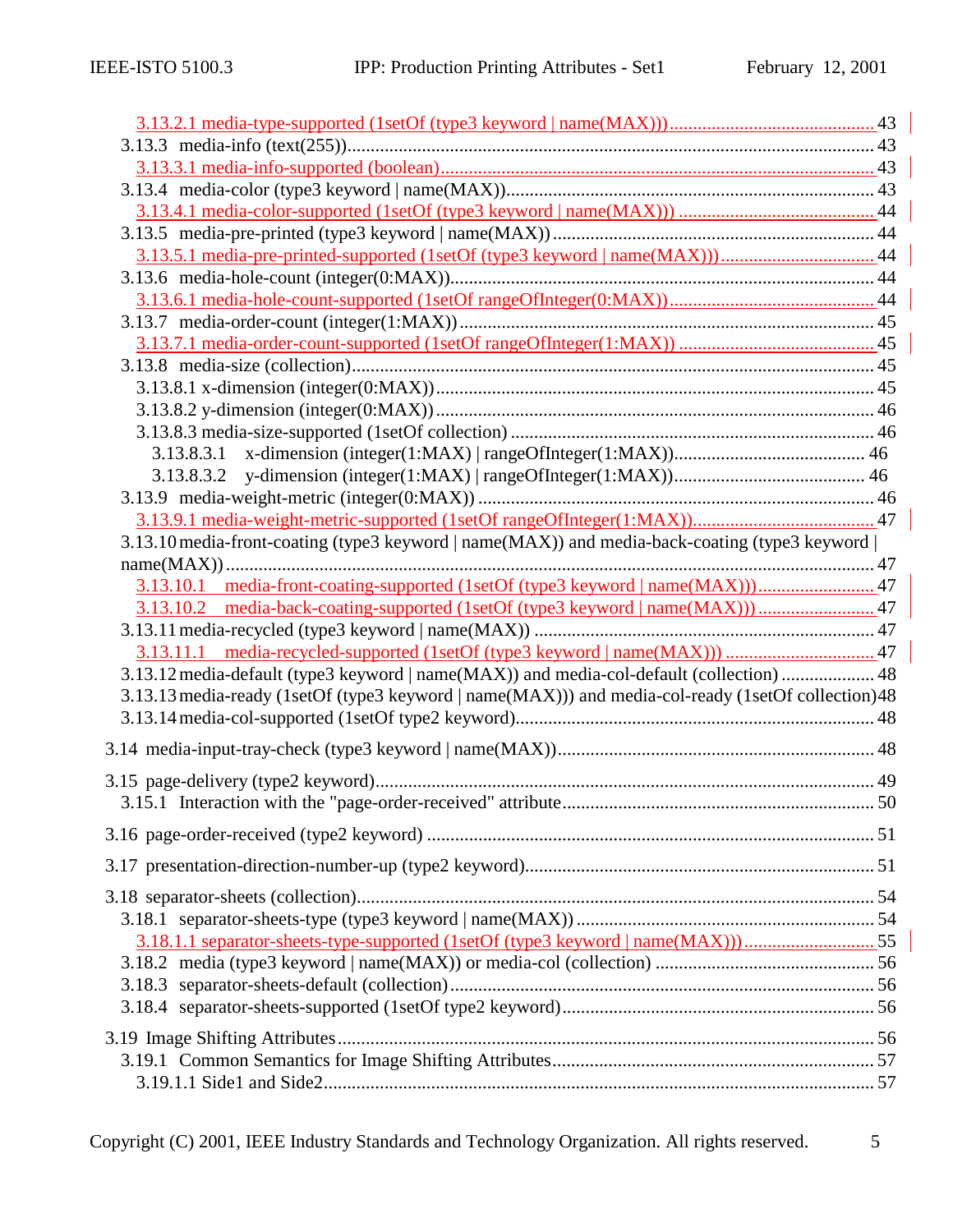3.13.2.1 media-type-supported (1setOf (type3 keyword | name(MAX))........................................... 43
3.13.3 media-info (text(255))................................................................................................ 43
3.13.3.1 media-info-supported (boolean)............................................................................. 43
3.13.4 media-color (type3 keyword | name(MAX))................................................................. 43
3.13.4.1 media-color-supported (1setOf (type3 keyword | name(MAX))) ................................. 44
3.13.5 media-pre-printed (type3 keyword | name(MAX)) ........................................................ 44
3.13.5.1 media-pre-printed-supported (1setOf (type3 keyword | name(MAX))) ........................ 44
3.13.6 media-hole-count (integer(0:MAX))............................................................................ 44
3.13.6.1 media-hole-count-supported (1setOf rangeOfInteger(0:MAX)).................................. 44
3.13.7 media-order-count (integer(1:MAX)) .......................................................................... 45
3.13.7.1 media-order-count-supported (1setOf rangeOfInteger(1:MAX)) ................................ 45
3.13.8 media-size (collection)................................................................................................ 45
3.13.8.1 x-dimension (integer(0:MAX))................................................................................ 45
3.13.8.2 y-dimension (integer(0:MAX))................................................................................ 46
3.13.8.3 media-size-supported (1setOf collection) ................................................................ 46
3.13.8.3.1 x-dimension (integer(1:MAX) | rangeOfInteger(1:MAX))......................................... 46
3.13.8.3.2 y-dimension (integer(1:MAX) | rangeOfInteger(1:MAX))......................................... 46
3.13.9 media-weight-metric (integer(0:MAX)) ....................................................................... 46
3.13.9.1 media-weight-metric-supported (1setOf rangeOfInteger(1:MAX))............................. 47
3.13.10 media-front-coating (type3 keyword | name(MAX)) and media-back-coating (type3 keyword | name(MAX)) ........................................................................................................................... 47
3.13.10.1 media-front-coating-supported (1setOf (type3 keyword | name(MAX)))...................... 47
3.13.10.2 media-back-coating-supported (1setOf (type3 keyword | name(MAX))) ...................... 47
3.13.11 media-recycled (type3 keyword | name(MAX)) ......................................................... 47
3.13.11.1 media-recycled-supported (1setOf (type3 keyword | name(MAX))) ............................ 47
3.13.12 media-default (type3 keyword | name(MAX)) and media-col-default (collection) .................... 48
3.13.13 media-ready (1setOf (type3 keyword | name(MAX))) and media-col-ready (1setOf collection) 48
3.13.14 media-col-supported (1setOf type2 keyword)............................................................ 48

3.14 media-input-tray-check (type3 keyword | name(MAX))...................................................... 48

3.15 page-delivery (type2 keyword)......................................................................................... 49
3.15.1 Interaction with the "page-order-received" attribute...................................................... 50

3.16 page-order-received (type2 keyword) ................................................................................ 51

3.17 presentation-direction-number-up (type2 keyword)............................................................ 51

3.18 separator-sheets (collection)............................................................................................. 54
3.18.1 separator-sheets-type (type3 keyword | name(MAX)) .................................................... 54
3.18.1.1 separator-sheets-type-supported (1setOf (type3 keyword | name(MAX)))...................... 55
3.18.2 media (type3 keyword | name(MAX)) or media-col (collection) ....................................... 56
3.18.3 separator-sheets-default (collection)........................................................................... 56
3.18.4 separator-sheets-supported (1setOf type2 keyword)...................................................... 56

3.19 Image Shifting Attributes.................................................................................................. 56
3.19.1 Common Semantics for Image Shifting Attributes......................................................... 57
3.19.1.1 Side1 and Side2...................................................................................................... 57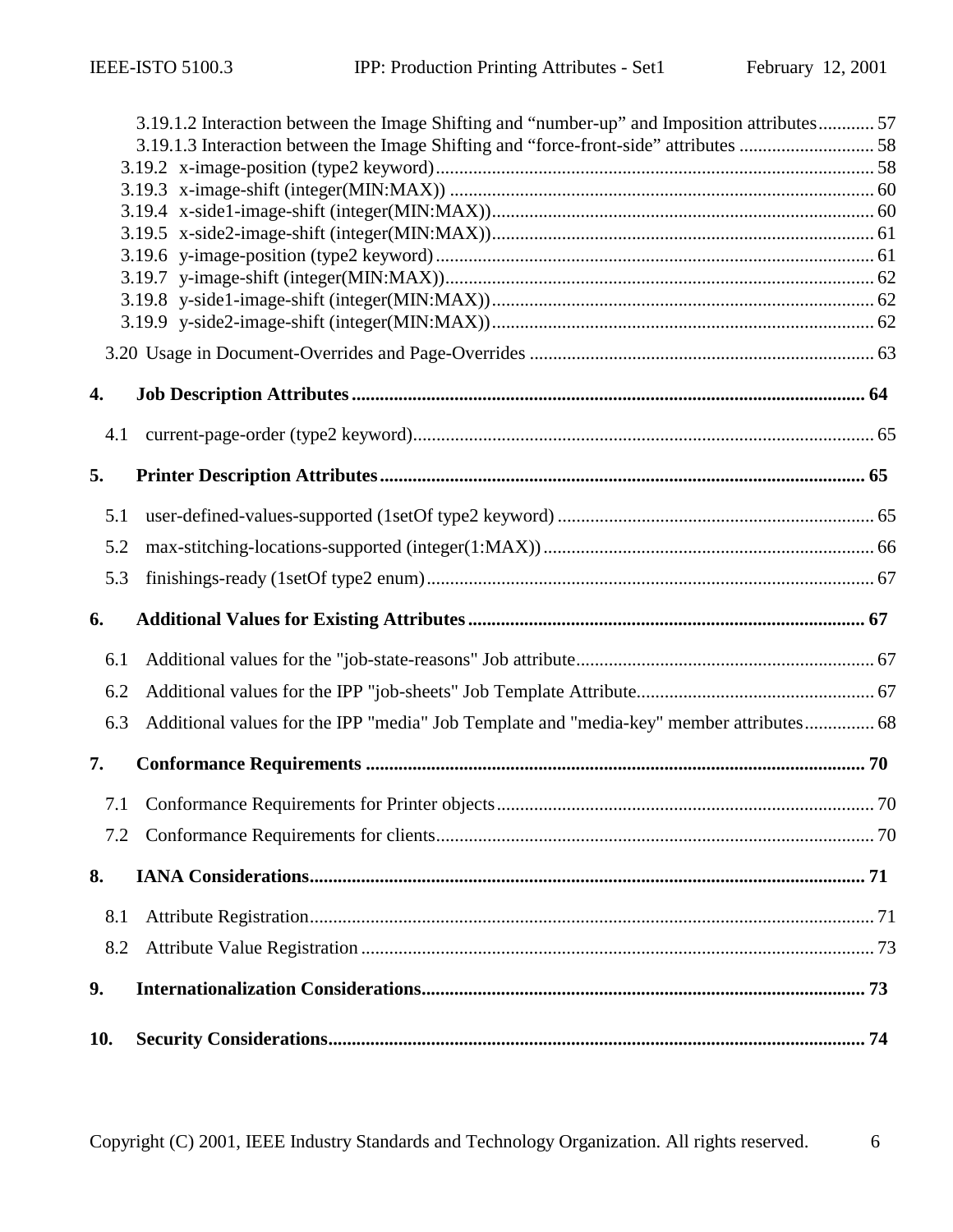3.19.1.2 Interaction between the Image Shifting and “number-up” and Imposition attributes............ 57
3.19.1.3 Interaction between the Image Shifting and “force-front-side” attributes ............................ 58
3.19.2 x-image-position (type2 keyword).............................................................................................. 58
3.19.3 x-image-shift (integer(MIN:MAX)) ........................................................................................... 60
3.19.4 x-side1-image-shift (integer(MIN:MAX)).................................................................................. 60
3.19.5 x-side2-image-shift (integer(MIN:MAX)).................................................................................. 61
3.19.6 y-image-position (type2 keyword).............................................................................................. 61
3.19.7 y-image-shift (integer(MIN:MAX))............................................................................................ 62
3.19.8 y-side1-image-shift (integer(MIN:MAX)).................................................................................. 62
3.19.9 y-side2-image-shift (integer(MIN:MAX)).................................................................................. 62

3.20 Usage in Document-Overrides and Page-Overrides .......................................................................... 63

**4. Job Description Attributes.............................................................................................................. 64**

4.1 current-page-order (type2 keyword)................................................................................................... 65

**5. Printer Description Attributes......................................................................................................... 65**

5.1 user-defined-values-supported (1setOf type2 keyword) .................................................................... 65

5.2 max-stitching-locations-supported (integer(1:MAX)) ....................................................................... 66

5.3 finishings-ready (1setOf type2 enum)................................................................................................ 67

**6. Additional Values for Existing Attributes..................................................................................... 67**

6.1 Additional values for the "job-state-reasons" Job attribute................................................................ 67

6.2 Additional values for the IPP "job-sheets" Job Template Attribute................................................... 67

6.3 Additional values for the IPP "media" Job Template and "media-key" member attributes............... 68

**7. Conformance Requirements ............................................................................................................ 70**

7.1 Conformance Requirements for Printer objects................................................................................. 70

7.2 Conformance Requirements for clients.............................................................................................. 70

**8. IANA Considerations........................................................................................................................ 71**

8.1 Attribute Registration......................................................................................................................... 71

8.2 Attribute Value Registration .............................................................................................................. 73

**9. Internationalization Considerations............................................................................................... 73**

**10. Security Considerations................................................................................................................... 74**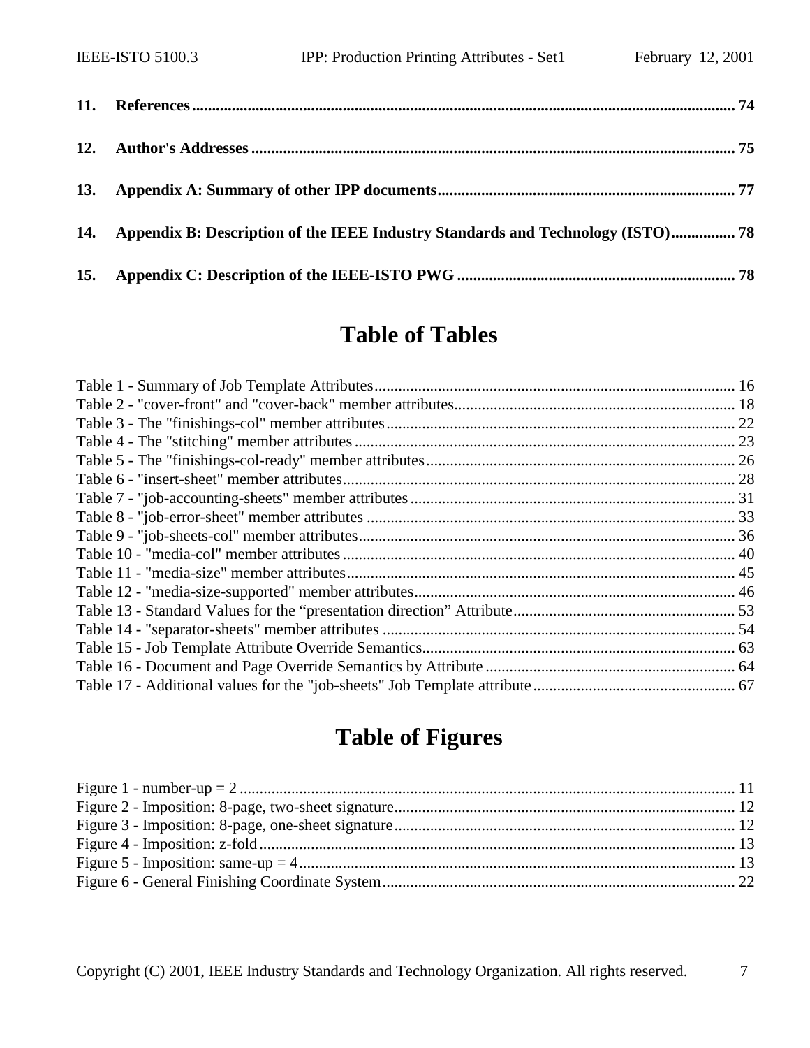**11. References ........................................................................................................................................ 74**

**12. Author's Addresses ......................................................................................................................... 75**

**13. Appendix A: Summary of other IPP documents.......................................................................... 77**

**14. Appendix B: Description of the IEEE Industry Standards and Technology (ISTO)................ 78**

**15. Appendix C: Description of the IEEE-ISTO PWG ..................................................................... 78**

# Table of Tables

Table 1 - Summary of Job Template Attributes.......................................................................................... 16
Table 2 - "cover-front" and "cover-back" member attributes...................................................................... 18
Table 3 - The "finishings-col" member attributes........................................................................................ 22
Table 4 - The "stitching" member attributes ............................................................................................... 23
Table 5 - The "finishings-col-ready" member attributes............................................................................. 26
Table 6 - "insert-sheet" member attributes.................................................................................................. 28
Table 7 - "job-accounting-sheets" member attributes................................................................................. 31
Table 8 - "job-error-sheet" member attributes ............................................................................................ 33
Table 9 - "job-sheets-col" member attributes.............................................................................................. 36
Table 10 - "media-col" member attributes................................................................................................... 40
Table 11 - "media-size" member attributes.................................................................................................. 45
Table 12 - "media-size-supported" member attributes................................................................................. 46
Table 13 - Standard Values for the “presentation direction” Attribute........................................................ 53
Table 14 - "separator-sheets" member attributes ......................................................................................... 54
Table 15 - Job Template Attribute Override Semantics............................................................................... 63
Table 16 - Document and Page Override Semantics by Attribute ............................................................... 64
Table 17 - Additional values for the "job-sheets" Job Template attribute................................................... 67

# Table of Figures

Figure 1 - number-up = 2 ............................................................................................................................ 11
Figure 2 - Imposition: 8-page, two-sheet signature...................................................................................... 12
Figure 3 - Imposition: 8-page, one-sheet signature...................................................................................... 12
Figure 4 - Imposition: z-fold........................................................................................................................ 13
Figure 5 - Imposition: same-up = 4............................................................................................................. 13
Figure 6 - General Finishing Coordinate System......................................................................................... 22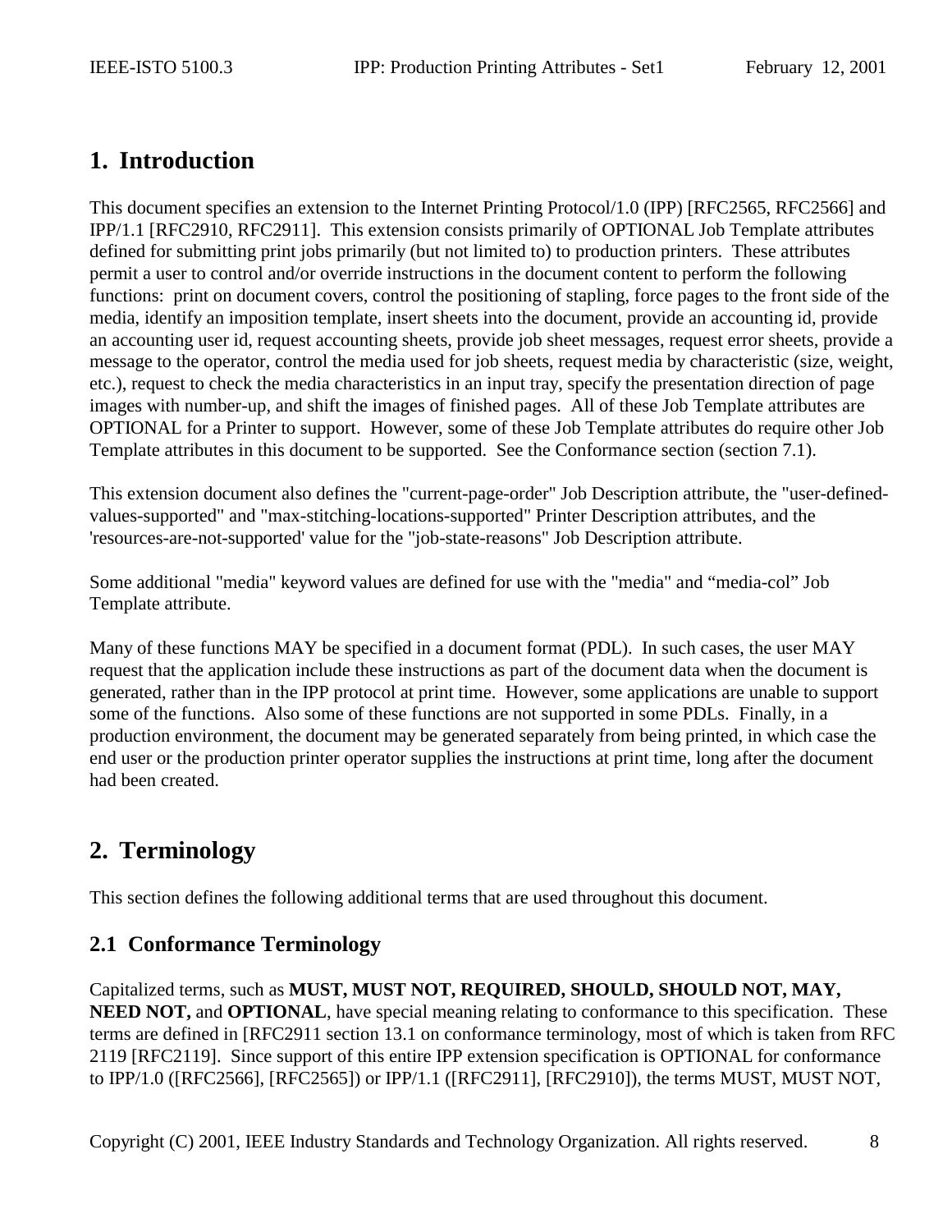# 1. Introduction

This document specifies an extension to the Internet Printing Protocol/1.0 (IPP) [RFC2565, RFC2566] and IPP/1.1 [RFC2910, RFC2911]. This extension consists primarily of OPTIONAL Job Template attributes defined for submitting print jobs primarily (but not limited to) to production printers. These attributes permit a user to control and/or override instructions in the document content to perform the following functions: print on document covers, control the positioning of stapling, force pages to the front side of the media, identify an imposition template, insert sheets into the document, provide an accounting id, provide an accounting user id, request accounting sheets, provide job sheet messages, request error sheets, provide a message to the operator, control the media used for job sheets, request media by characteristic (size, weight, etc.), request to check the media characteristics in an input tray, specify the presentation direction of page images with number-up, and shift the images of finished pages. All of these Job Template attributes are OPTIONAL for a Printer to support. However, some of these Job Template attributes do require other Job Template attributes in this document to be supported. See the Conformance section (section 7.1).

This extension document also defines the "current-page-order" Job Description attribute, the "user-defined-values-supported" and "max-stitching-locations-supported" Printer Description attributes, and the 'resources-are-not-supported' value for the "job-state-reasons" Job Description attribute.

Some additional "media" keyword values are defined for use with the "media" and “media-col” Job Template attribute.

Many of these functions MAY be specified in a document format (PDL). In such cases, the user MAY request that the application include these instructions as part of the document data when the document is generated, rather than in the IPP protocol at print time. However, some applications are unable to support some of the functions. Also some of these functions are not supported in some PDLs. Finally, in a production environment, the document may be generated separately from being printed, in which case the end user or the production printer operator supplies the instructions at print time, long after the document had been created.

# 2. Terminology

This section defines the following additional terms that are used throughout this document.

## 2.1 Conformance Terminology

Capitalized terms, such as **MUST, MUST NOT, REQUIRED, SHOULD, SHOULD NOT, MAY, NEED NOT,** and **OPTIONAL**, have special meaning relating to conformance to this specification. These terms are defined in [RFC2911 section 13.1 on conformance terminology, most of which is taken from RFC 2119 [RFC2119]. Since support of this entire IPP extension specification is OPTIONAL for conformance to IPP/1.0 ([RFC2566], [RFC2565]) or IPP/1.1 ([RFC2911], [RFC2910]), the terms MUST, MUST NOT,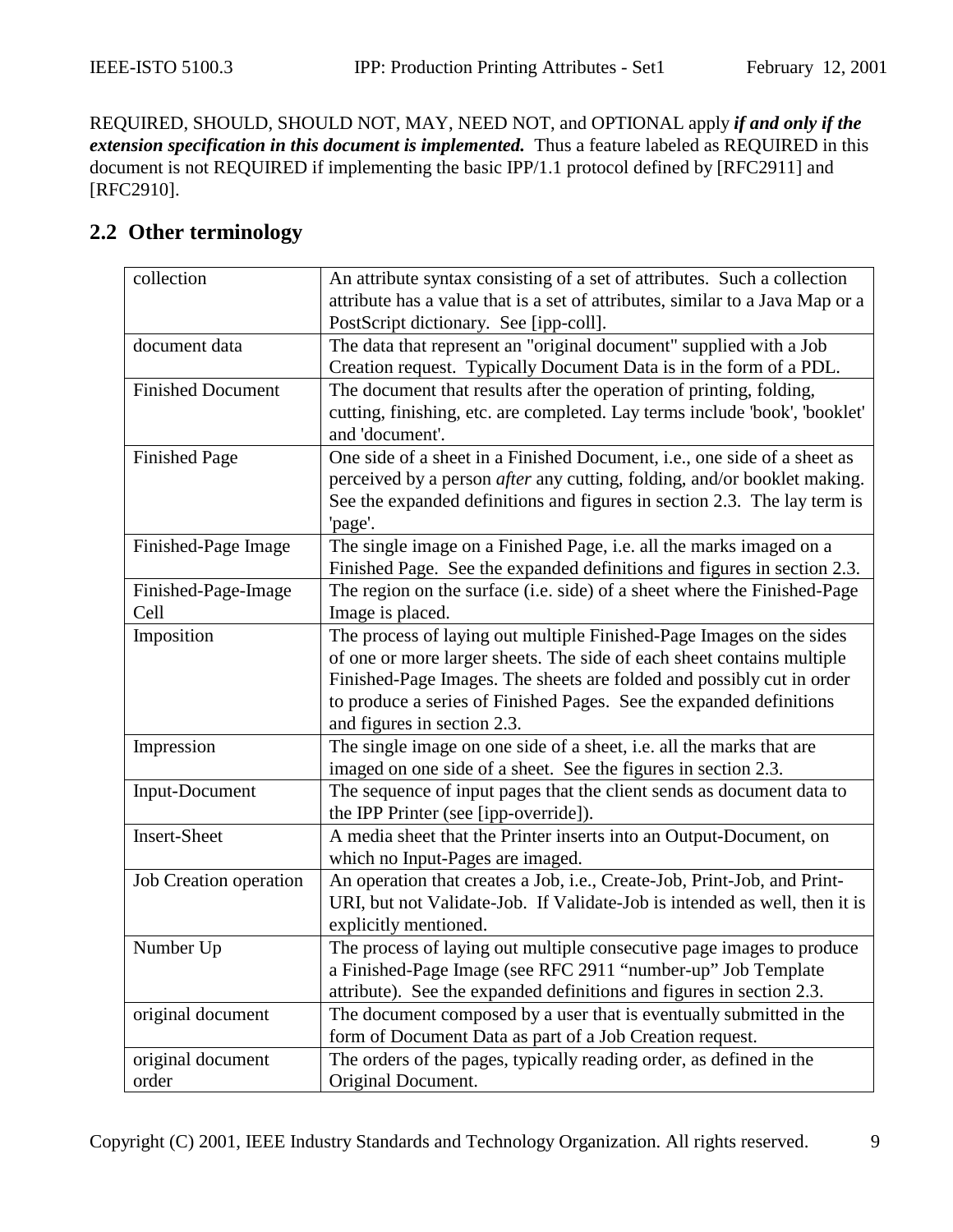REQUIRED, SHOULD, SHOULD NOT, MAY, NEED NOT, and OPTIONAL apply ***if and only if the extension specification in this document is implemented.*** Thus a feature labeled as REQUIRED in this document is not REQUIRED if implementing the basic IPP/1.1 protocol defined by [RFC2911] and [RFC2910].

## 2.2 Other terminology

| | |
|---|---|
| collection | An attribute syntax consisting of a set of attributes. Such a collection attribute has a value that is a set of attributes, similar to a Java Map or a PostScript dictionary. See [ipp-coll]. |
| document data | The data that represent an "original document" supplied with a Job Creation request. Typically Document Data is in the form of a PDL. |
| Finished Document | The document that results after the operation of printing, folding, cutting, finishing, etc. are completed. Lay terms include 'book', 'booklet' and 'document'. |
| Finished Page | One side of a sheet in a Finished Document, i.e., one side of a sheet as perceived by a person *after* any cutting, folding, and/or booklet making. See the expanded definitions and figures in section 2.3. The lay term is 'page'. |
| Finished-Page Image | The single image on a Finished Page, i.e. all the marks imaged on a Finished Page. See the expanded definitions and figures in section 2.3. |
| Finished-Page-Image Cell | The region on the surface (i.e. side) of a sheet where the Finished-Page Image is placed. |
| Imposition | The process of laying out multiple Finished-Page Images on the sides of one or more larger sheets. The side of each sheet contains multiple Finished-Page Images. The sheets are folded and possibly cut in order to produce a series of Finished Pages. See the expanded definitions and figures in section 2.3. |
| Impression | The single image on one side of a sheet, i.e. all the marks that are imaged on one side of a sheet. See the figures in section 2.3. |
| Input-Document | The sequence of input pages that the client sends as document data to the IPP Printer (see [ipp-override]). |
| Insert-Sheet | A media sheet that the Printer inserts into an Output-Document, on which no Input-Pages are imaged. |
| Job Creation operation | An operation that creates a Job, i.e., Create-Job, Print-Job, and Print-URI, but not Validate-Job. If Validate-Job is intended as well, then it is explicitly mentioned. |
| Number Up | The process of laying out multiple consecutive page images to produce a Finished-Page Image (see RFC 2911 "number-up" Job Template attribute). See the expanded definitions and figures in section 2.3. |
| original document | The document composed by a user that is eventually submitted in the form of Document Data as part of a Job Creation request. |
| original document order | The orders of the pages, typically reading order, as defined in the Original Document. |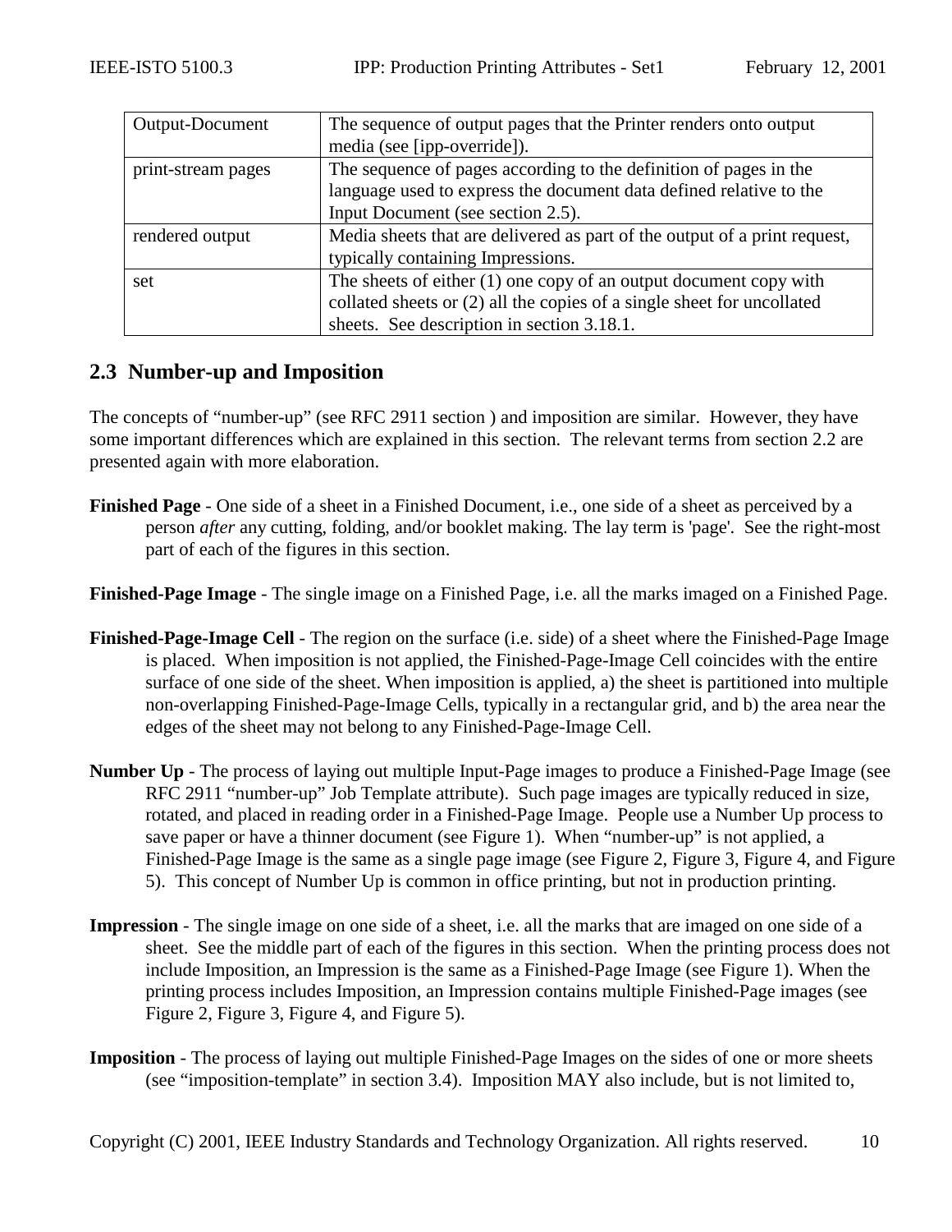| Output-Document | The sequence of output pages that the Printer renders onto output media (see [ipp-override]). |
|---|---|
| print-stream pages | The sequence of pages according to the definition of pages in the language used to express the document data defined relative to the Input Document (see section 2.5). |
| rendered output | Media sheets that are delivered as part of the output of a print request, typically containing Impressions. |
| set | The sheets of either (1) one copy of an output document copy with collated sheets or (2) all the copies of a single sheet for uncollated sheets. See description in section 3.18.1. |

## 2.3 Number-up and Imposition

The concepts of "number-up" (see RFC 2911 section ) and imposition are similar. However, they have some important differences which are explained in this section. The relevant terms from section 2.2 are presented again with more elaboration.

**Finished Page** - One side of a sheet in a Finished Document, i.e., one side of a sheet as perceived by a person *after* any cutting, folding, and/or booklet making. The lay term is 'page'. See the right-most part of each of the figures in this section.

**Finished-Page Image** - The single image on a Finished Page, i.e. all the marks imaged on a Finished Page.

**Finished-Page-Image Cell** - The region on the surface (i.e. side) of a sheet where the Finished-Page Image is placed. When imposition is not applied, the Finished-Page-Image Cell coincides with the entire surface of one side of the sheet. When imposition is applied, a) the sheet is partitioned into multiple non-overlapping Finished-Page-Image Cells, typically in a rectangular grid, and b) the area near the edges of the sheet may not belong to any Finished-Page-Image Cell.

**Number Up** - The process of laying out multiple Input-Page images to produce a Finished-Page Image (see RFC 2911 "number-up" Job Template attribute). Such page images are typically reduced in size, rotated, and placed in reading order in a Finished-Page Image. People use a Number Up process to save paper or have a thinner document (see Figure 1). When "number-up" is not applied, a Finished-Page Image is the same as a single page image (see Figure 2, Figure 3, Figure 4, and Figure 5). This concept of Number Up is common in office printing, but not in production printing.

**Impression** - The single image on one side of a sheet, i.e. all the marks that are imaged on one side of a sheet. See the middle part of each of the figures in this section. When the printing process does not include Imposition, an Impression is the same as a Finished-Page Image (see Figure 1). When the printing process includes Imposition, an Impression contains multiple Finished-Page images (see Figure 2, Figure 3, Figure 4, and Figure 5).

**Imposition** - The process of laying out multiple Finished-Page Images on the sides of one or more sheets (see "imposition-template" in section 3.4). Imposition MAY also include, but is not limited to,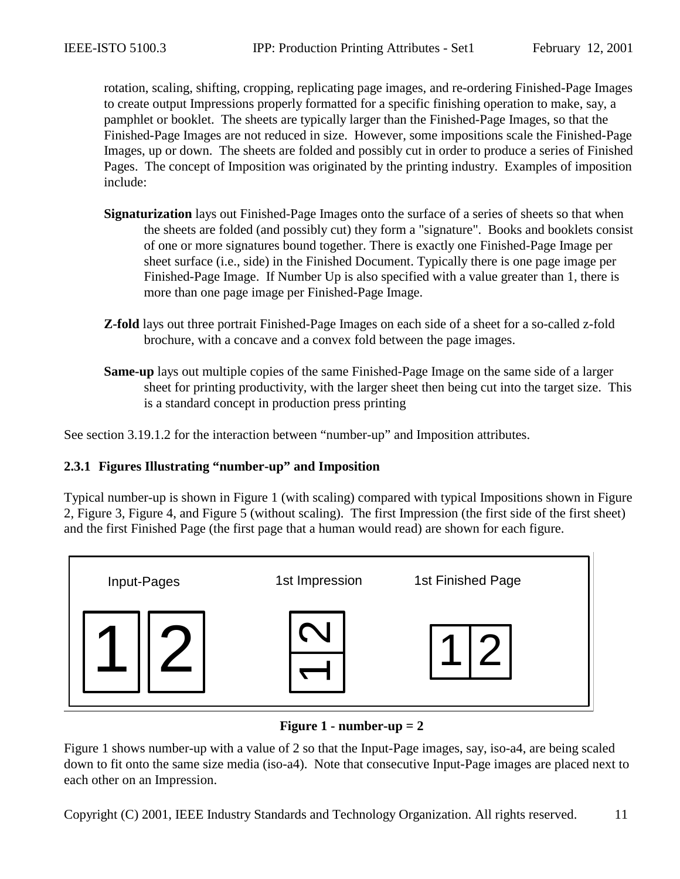rotation, scaling, shifting, cropping, replicating page images, and re-ordering Finished-Page Images to create output Impressions properly formatted for a specific finishing operation to make, say, a pamphlet or booklet. The sheets are typically larger than the Finished-Page Images, so that the Finished-Page Images are not reduced in size. However, some impositions scale the Finished-Page Images, up or down. The sheets are folded and possibly cut in order to produce a series of Finished Pages. The concept of Imposition was originated by the printing industry. Examples of imposition include:

**Signaturization** lays out Finished-Page Images onto the surface of a series of sheets so that when the sheets are folded (and possibly cut) they form a "signature". Books and booklets consist of one or more signatures bound together. There is exactly one Finished-Page Image per sheet surface (i.e., side) in the Finished Document. Typically there is one page image per Finished-Page Image. If Number Up is also specified with a value greater than 1, there is more than one page image per Finished-Page Image.

**Z-fold** lays out three portrait Finished-Page Images on each side of a sheet for a so-called z-fold brochure, with a concave and a convex fold between the page images.

**Same-up** lays out multiple copies of the same Finished-Page Image on the same side of a larger sheet for printing productivity, with the larger sheet then being cut into the target size. This is a standard concept in production press printing

See section 3.19.1.2 for the interaction between “number-up” and Imposition attributes.

### 2.3.1 Figures Illustrating “number-up” and Imposition

Typical number-up is shown in Figure 1 (with scaling) compared with typical Impositions shown in Figure 2, Figure 3, Figure 4, and Figure 5 (without scaling). The first Impression (the first side of the first sheet) and the first Finished Page (the first page that a human would read) are shown for each figure.

Input-Pages    1st Impression    1st Finished Page

**Figure 1 - number-up = 2**

Figure 1 shows number-up with a value of 2 so that the Input-Page images, say, iso-a4, are being scaled down to fit onto the same size media (iso-a4). Note that consecutive Input-Page images are placed next to each other on an Impression.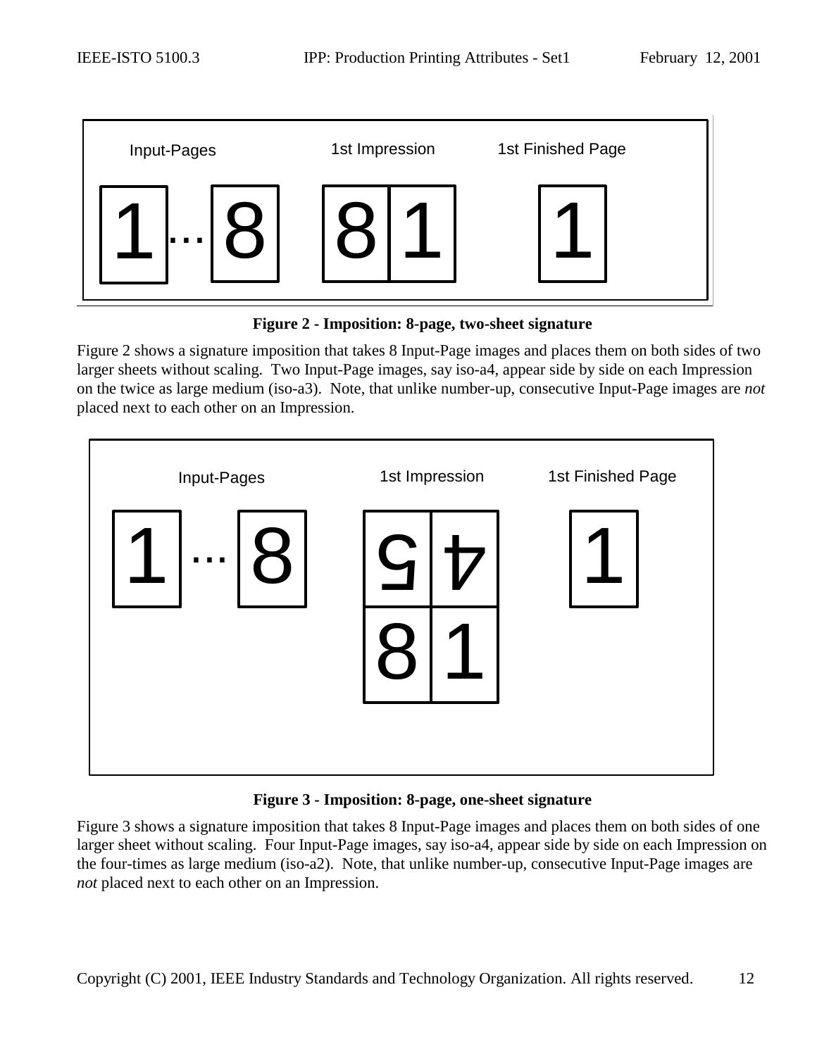**Figure 2 - Imposition: 8-page, two-sheet signature**

Figure 2 shows a signature imposition that takes 8 Input-Page images and places them on both sides of two larger sheets without scaling. Two Input-Page images, say iso-a4, appear side by side on each Impression on the twice as large medium (iso-a3). Note, that unlike number-up, consecutive Input-Page images are *not* placed next to each other on an Impression.

**Figure 3 - Imposition: 8-page, one-sheet signature**

Figure 3 shows a signature imposition that takes 8 Input-Page images and places them on both sides of one larger sheet without scaling. Four Input-Page images, say iso-a4, appear side by side on each Impression on the four-times as large medium (iso-a2). Note, that unlike number-up, consecutive Input-Page images are *not* placed next to each other on an Impression.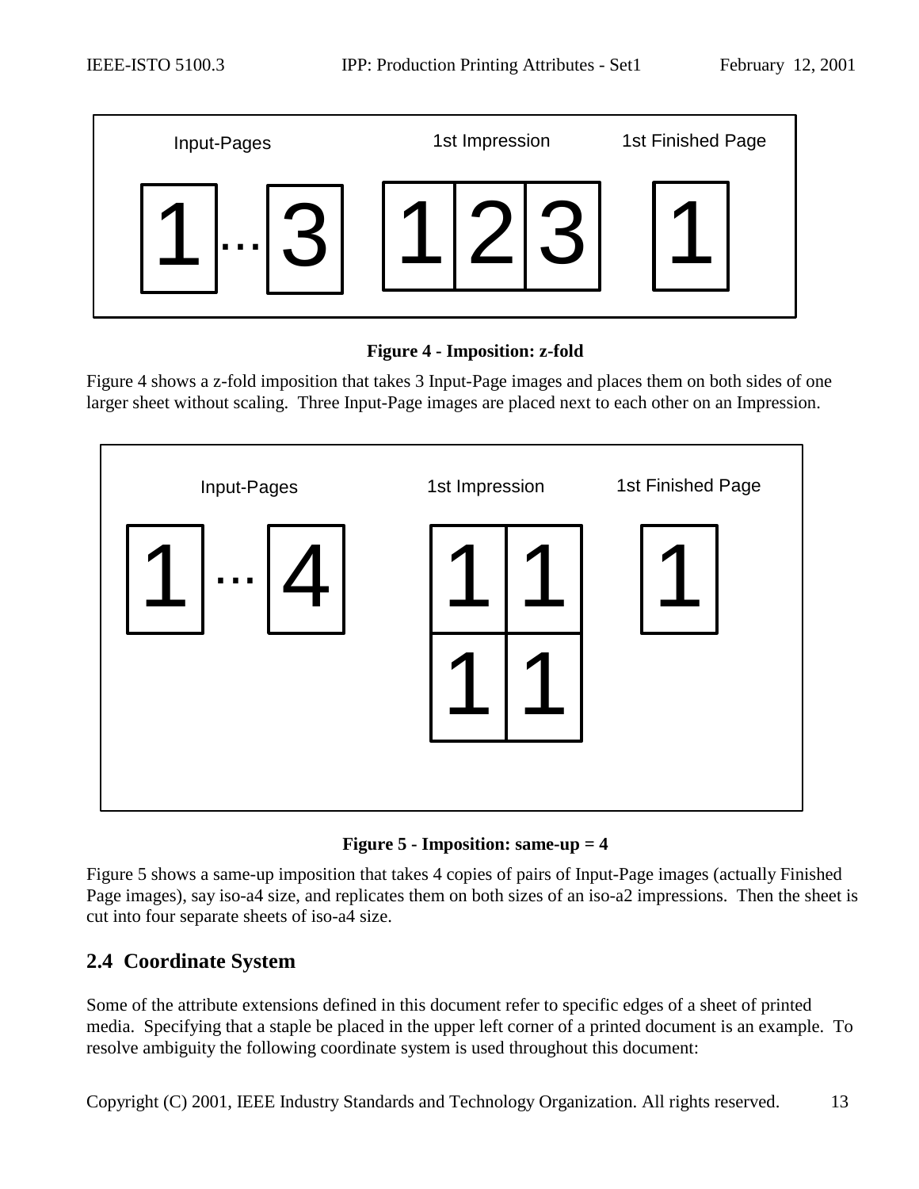Input-Pages | 1st Impression | 1st Finished Page

**Figure 4 - Imposition: z-fold**

Figure 4 shows a z-fold imposition that takes 3 Input-Page images and places them on both sides of one larger sheet without scaling. Three Input-Page images are placed next to each other on an Impression.

Input-Pages | 1st Impression | 1st Finished Page

**Figure 5 - Imposition: same-up = 4**

Figure 5 shows a same-up imposition that takes 4 copies of pairs of Input-Page images (actually Finished Page images), say iso-a4 size, and replicates them on both sizes of an iso-a2 impressions. Then the sheet is cut into four separate sheets of iso-a4 size.

## 2.4 Coordinate System

Some of the attribute extensions defined in this document refer to specific edges of a sheet of printed media. Specifying that a staple be placed in the upper left corner of a printed document is an example. To resolve ambiguity the following coordinate system is used throughout this document: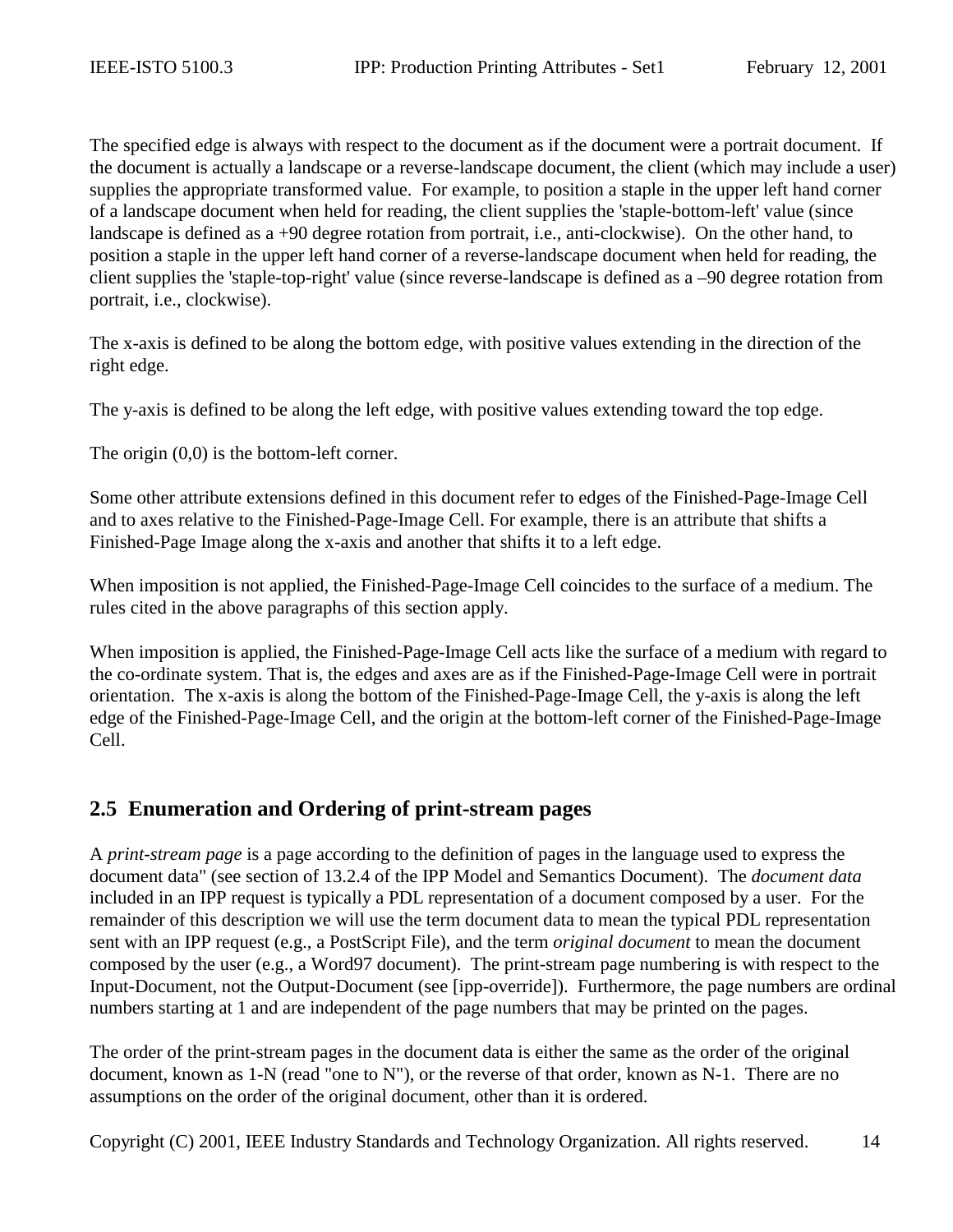The specified edge is always with respect to the document as if the document were a portrait document. If the document is actually a landscape or a reverse-landscape document, the client (which may include a user) supplies the appropriate transformed value. For example, to position a staple in the upper left hand corner of a landscape document when held for reading, the client supplies the 'staple-bottom-left' value (since landscape is defined as a +90 degree rotation from portrait, i.e., anti-clockwise). On the other hand, to position a staple in the upper left hand corner of a reverse-landscape document when held for reading, the client supplies the 'staple-top-right' value (since reverse-landscape is defined as a –90 degree rotation from portrait, i.e., clockwise).

The x-axis is defined to be along the bottom edge, with positive values extending in the direction of the right edge.

The y-axis is defined to be along the left edge, with positive values extending toward the top edge.

The origin (0,0) is the bottom-left corner.

Some other attribute extensions defined in this document refer to edges of the Finished-Page-Image Cell and to axes relative to the Finished-Page-Image Cell. For example, there is an attribute that shifts a Finished-Page Image along the x-axis and another that shifts it to a left edge.

When imposition is not applied, the Finished-Page-Image Cell coincides to the surface of a medium. The rules cited in the above paragraphs of this section apply.

When imposition is applied, the Finished-Page-Image Cell acts like the surface of a medium with regard to the co-ordinate system. That is, the edges and axes are as if the Finished-Page-Image Cell were in portrait orientation. The x-axis is along the bottom of the Finished-Page-Image Cell, the y-axis is along the left edge of the Finished-Page-Image Cell, and the origin at the bottom-left corner of the Finished-Page-Image Cell.

## 2.5 Enumeration and Ordering of print-stream pages

A *print-stream page* is a page according to the definition of pages in the language used to express the document data" (see section of 13.2.4 of the IPP Model and Semantics Document). The *document data* included in an IPP request is typically a PDL representation of a document composed by a user. For the remainder of this description we will use the term document data to mean the typical PDL representation sent with an IPP request (e.g., a PostScript File), and the term *original document* to mean the document composed by the user (e.g., a Word97 document). The print-stream page numbering is with respect to the Input-Document, not the Output-Document (see [ipp-override]). Furthermore, the page numbers are ordinal numbers starting at 1 and are independent of the page numbers that may be printed on the pages.

The order of the print-stream pages in the document data is either the same as the order of the original document, known as 1-N (read "one to N"), or the reverse of that order, known as N-1. There are no assumptions on the order of the original document, other than it is ordered.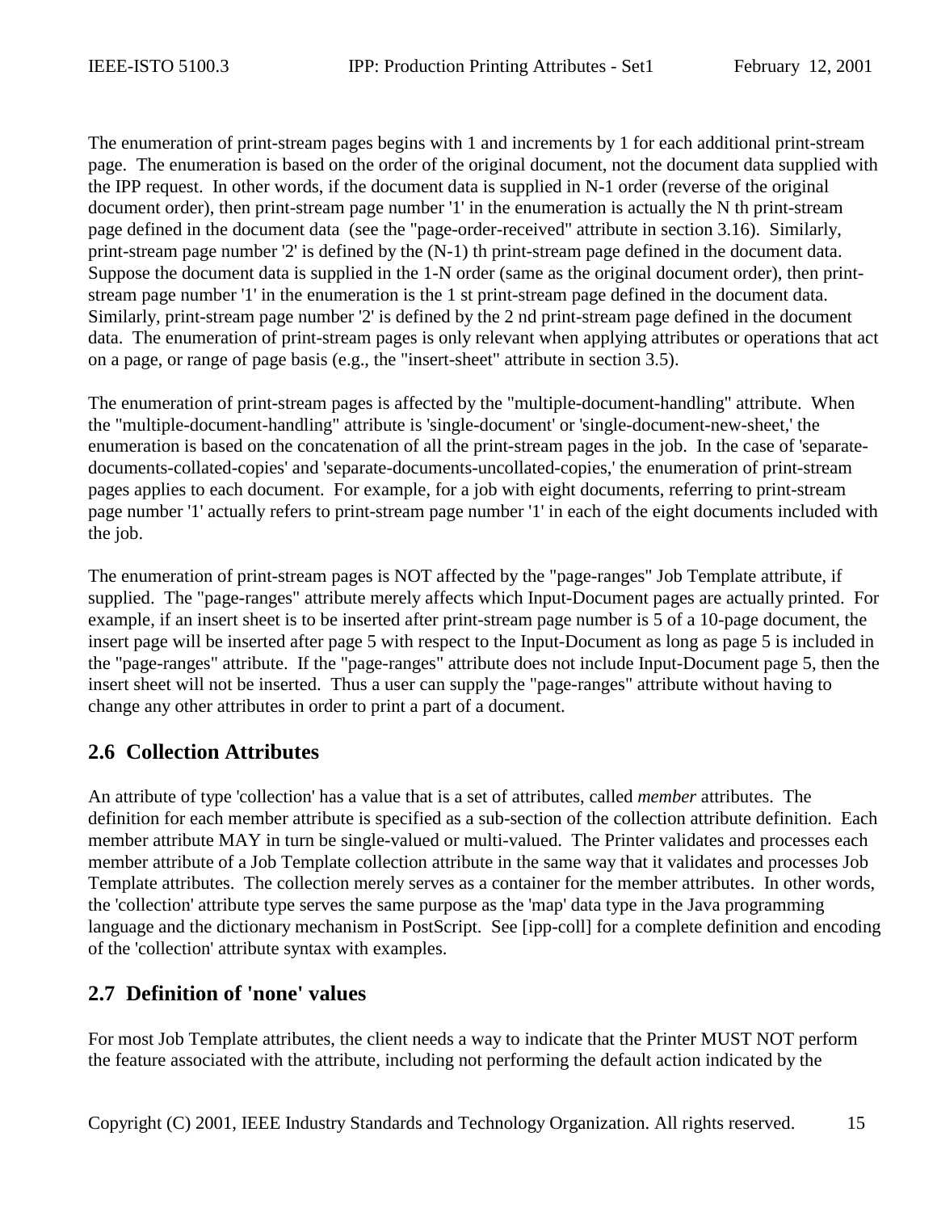The enumeration of print-stream pages begins with 1 and increments by 1 for each additional print-stream page. The enumeration is based on the order of the original document, not the document data supplied with the IPP request. In other words, if the document data is supplied in N-1 order (reverse of the original document order), then print-stream page number '1' in the enumeration is actually the N th print-stream page defined in the document data (see the "page-order-received" attribute in section 3.16). Similarly, print-stream page number '2' is defined by the (N-1) th print-stream page defined in the document data. Suppose the document data is supplied in the 1-N order (same as the original document order), then print-stream page number '1' in the enumeration is the 1 st print-stream page defined in the document data. Similarly, print-stream page number '2' is defined by the 2 nd print-stream page defined in the document data. The enumeration of print-stream pages is only relevant when applying attributes or operations that act on a page, or range of page basis (e.g., the "insert-sheet" attribute in section 3.5).

The enumeration of print-stream pages is affected by the "multiple-document-handling" attribute. When the "multiple-document-handling" attribute is 'single-document' or 'single-document-new-sheet,' the enumeration is based on the concatenation of all the print-stream pages in the job. In the case of 'separate-documents-collated-copies' and 'separate-documents-uncollated-copies,' the enumeration of print-stream pages applies to each document. For example, for a job with eight documents, referring to print-stream page number '1' actually refers to print-stream page number '1' in each of the eight documents included with the job.

The enumeration of print-stream pages is NOT affected by the "page-ranges" Job Template attribute, if supplied. The "page-ranges" attribute merely affects which Input-Document pages are actually printed. For example, if an insert sheet is to be inserted after print-stream page number is 5 of a 10-page document, the insert page will be inserted after page 5 with respect to the Input-Document as long as page 5 is included in the "page-ranges" attribute. If the "page-ranges" attribute does not include Input-Document page 5, then the insert sheet will not be inserted. Thus a user can supply the "page-ranges" attribute without having to change any other attributes in order to print a part of a document.

## 2.6 Collection Attributes

An attribute of type 'collection' has a value that is a set of attributes, called *member* attributes. The definition for each member attribute is specified as a sub-section of the collection attribute definition. Each member attribute MAY in turn be single-valued or multi-valued. The Printer validates and processes each member attribute of a Job Template collection attribute in the same way that it validates and processes Job Template attributes. The collection merely serves as a container for the member attributes. In other words, the 'collection' attribute type serves the same purpose as the 'map' data type in the Java programming language and the dictionary mechanism in PostScript. See [ipp-coll] for a complete definition and encoding of the 'collection' attribute syntax with examples.

## 2.7 Definition of 'none' values

For most Job Template attributes, the client needs a way to indicate that the Printer MUST NOT perform the feature associated with the attribute, including not performing the default action indicated by the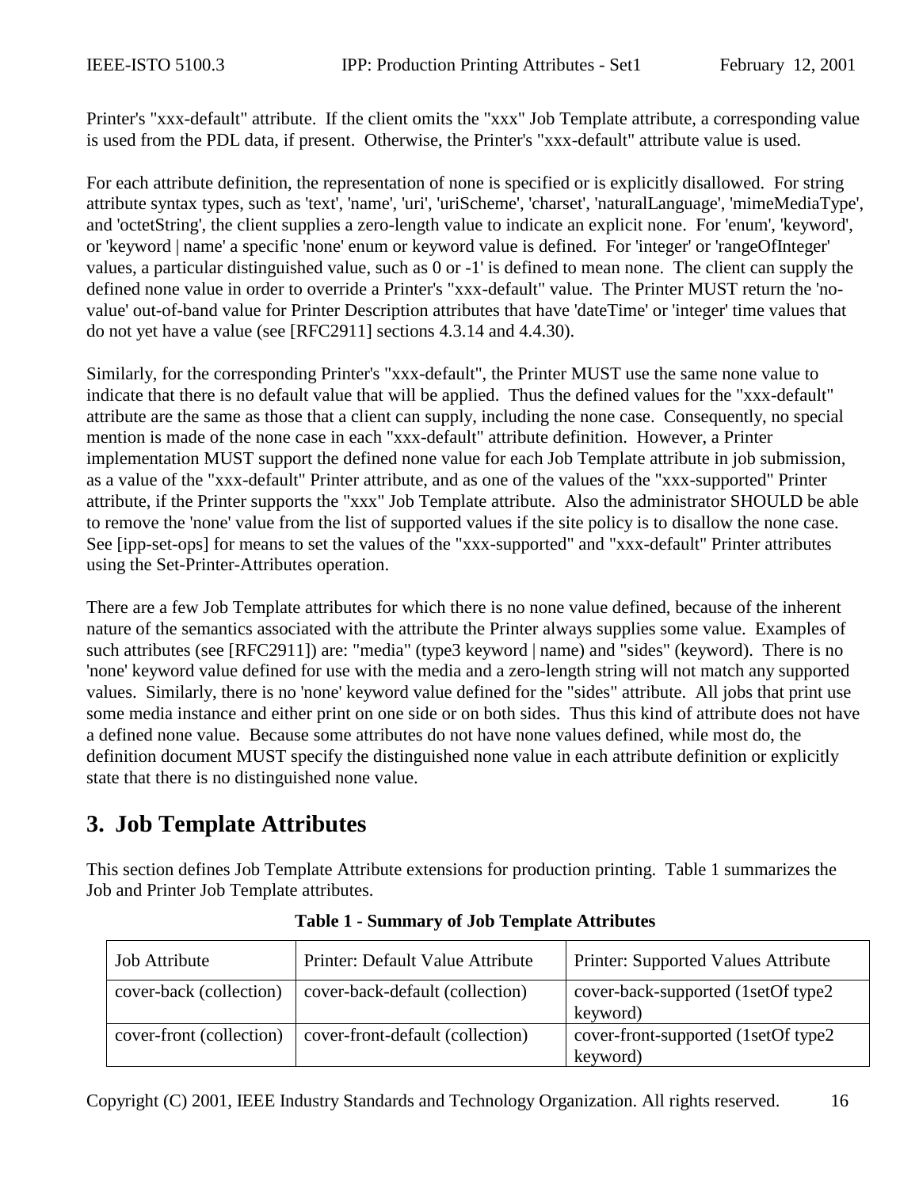Printer's "xxx-default" attribute. If the client omits the "xxx" Job Template attribute, a corresponding value is used from the PDL data, if present. Otherwise, the Printer's "xxx-default" attribute value is used.

For each attribute definition, the representation of none is specified or is explicitly disallowed. For string attribute syntax types, such as 'text', 'name', 'uri', 'uriScheme', 'charset', 'naturalLanguage', 'mimeMediaType', and 'octetString', the client supplies a zero-length value to indicate an explicit none. For 'enum', 'keyword', or 'keyword | name' a specific 'none' enum or keyword value is defined. For 'integer' or 'rangeOfInteger' values, a particular distinguished value, such as 0 or -1' is defined to mean none. The client can supply the defined none value in order to override a Printer's "xxx-default" value. The Printer MUST return the 'no-value' out-of-band value for Printer Description attributes that have 'dateTime' or 'integer' time values that do not yet have a value (see [RFC2911] sections 4.3.14 and 4.4.30).

Similarly, for the corresponding Printer's "xxx-default", the Printer MUST use the same none value to indicate that there is no default value that will be applied. Thus the defined values for the "xxx-default" attribute are the same as those that a client can supply, including the none case. Consequently, no special mention is made of the none case in each "xxx-default" attribute definition. However, a Printer implementation MUST support the defined none value for each Job Template attribute in job submission, as a value of the "xxx-default" Printer attribute, and as one of the values of the "xxx-supported" Printer attribute, if the Printer supports the "xxx" Job Template attribute. Also the administrator SHOULD be able to remove the 'none' value from the list of supported values if the site policy is to disallow the none case. See [ipp-set-ops] for means to set the values of the "xxx-supported" and "xxx-default" Printer attributes using the Set-Printer-Attributes operation.

There are a few Job Template attributes for which there is no none value defined, because of the inherent nature of the semantics associated with the attribute the Printer always supplies some value. Examples of such attributes (see [RFC2911]) are: "media" (type3 keyword | name) and "sides" (keyword). There is no 'none' keyword value defined for use with the media and a zero-length string will not match any supported values. Similarly, there is no 'none' keyword value defined for the "sides" attribute. All jobs that print use some media instance and either print on one side or on both sides. Thus this kind of attribute does not have a defined none value. Because some attributes do not have none values defined, while most do, the definition document MUST specify the distinguished none value in each attribute definition or explicitly state that there is no distinguished none value.

# 3. Job Template Attributes

This section defines Job Template Attribute extensions for production printing. Table 1 summarizes the Job and Printer Job Template attributes.

**Table 1 - Summary of Job Template Attributes**

| Job Attribute | Printer: Default Value Attribute | Printer: Supported Values Attribute |
|---|---|---|
| cover-back (collection) | cover-back-default (collection) | cover-back-supported (1setOf type2 keyword) |
| cover-front (collection) | cover-front-default (collection) | cover-front-supported (1setOf type2 keyword) |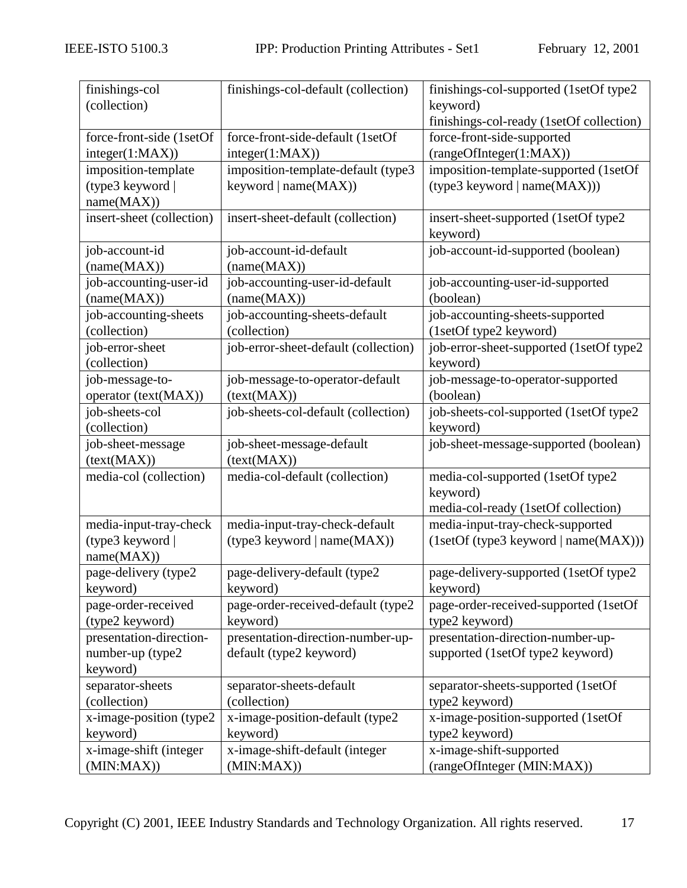| finishings-col (collection) | finishings-col-default (collection) | finishings-col-supported (1setOf type2 keyword)<br>finishings-col-ready (1setOf collection) |
|---|---|---|
| force-front-side (1setOf integer(1:MAX)) | force-front-side-default (1setOf integer(1:MAX)) | force-front-side-supported (rangeOfInteger(1:MAX)) |
| imposition-template (type3 keyword \| name(MAX)) | imposition-template-default (type3 keyword \| name(MAX)) | imposition-template-supported (1setOf (type3 keyword \| name(MAX))) |
| insert-sheet (collection) | insert-sheet-default (collection) | insert-sheet-supported (1setOf type2 keyword) |
| job-account-id (name(MAX)) | job-account-id-default (name(MAX)) | job-account-id-supported (boolean) |
| job-accounting-user-id (name(MAX)) | job-accounting-user-id-default (name(MAX)) | job-accounting-user-id-supported (boolean) |
| job-accounting-sheets (collection) | job-accounting-sheets-default (collection) | job-accounting-sheets-supported (1setOf type2 keyword) |
| job-error-sheet (collection) | job-error-sheet-default (collection) | job-error-sheet-supported (1setOf type2 keyword) |
| job-message-to-operator (text(MAX)) | job-message-to-operator-default (text(MAX)) | job-message-to-operator-supported (boolean) |
| job-sheets-col (collection) | job-sheets-col-default (collection) | job-sheets-col-supported (1setOf type2 keyword) |
| job-sheet-message (text(MAX)) | job-sheet-message-default (text(MAX)) | job-sheet-message-supported (boolean) |
| media-col (collection) | media-col-default (collection) | media-col-supported (1setOf type2 keyword)<br>media-col-ready (1setOf collection) |
| media-input-tray-check (type3 keyword \| name(MAX)) | media-input-tray-check-default (type3 keyword \| name(MAX)) | media-input-tray-check-supported (1setOf (type3 keyword \| name(MAX))) |
| page-delivery (type2 keyword) | page-delivery-default (type2 keyword) | page-delivery-supported (1setOf type2 keyword) |
| page-order-received (type2 keyword) | page-order-received-default (type2 keyword) | page-order-received-supported (1setOf type2 keyword) |
| presentation-direction-number-up (type2 keyword) | presentation-direction-number-up-default (type2 keyword) | presentation-direction-number-up-supported (1setOf type2 keyword) |
| separator-sheets (collection) | separator-sheets-default (collection) | separator-sheets-supported (1setOf type2 keyword) |
| x-image-position (type2 keyword) | x-image-position-default (type2 keyword) | x-image-position-supported (1setOf type2 keyword) |
| x-image-shift (integer (MIN:MAX)) | x-image-shift-default (integer (MIN:MAX)) | x-image-shift-supported (rangeOfInteger (MIN:MAX)) |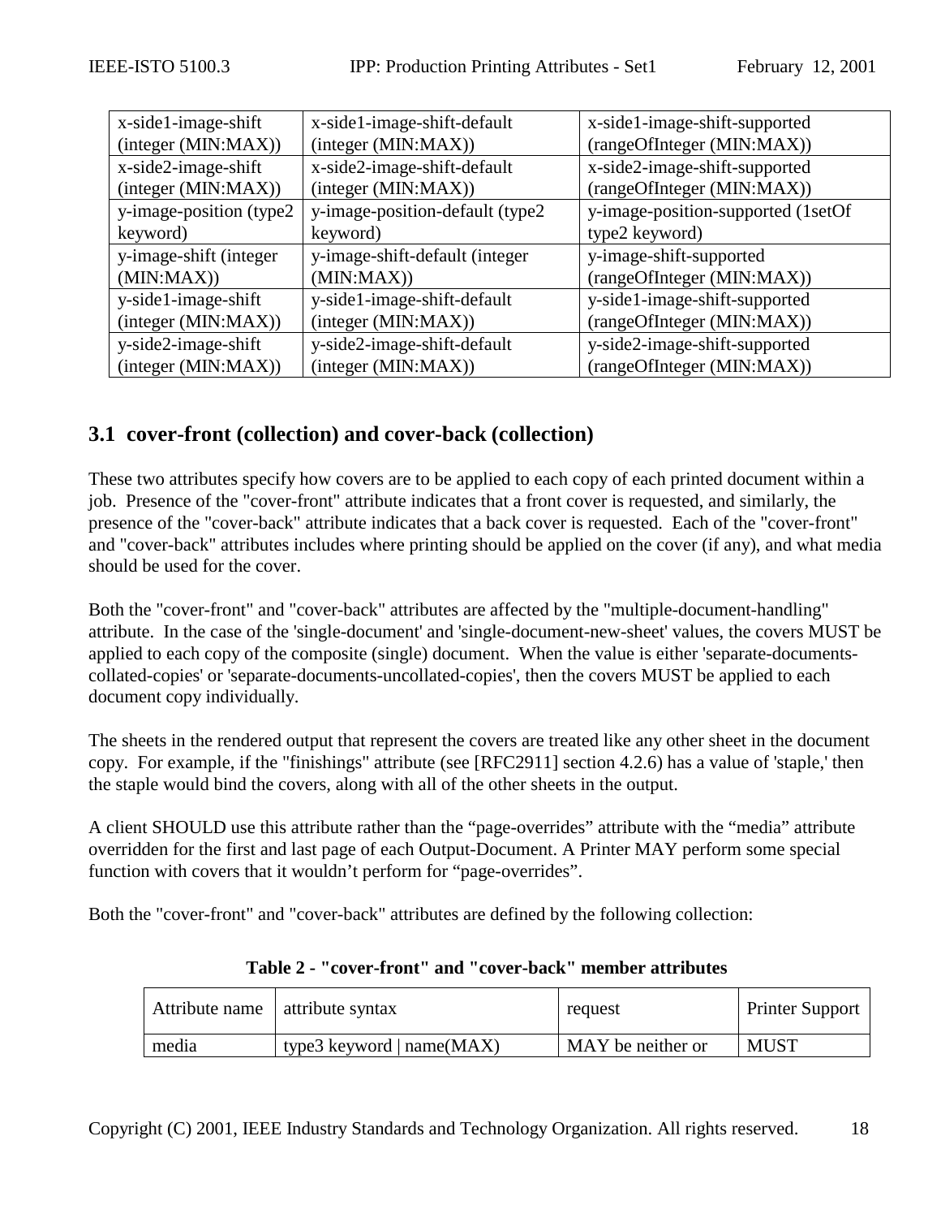| x-side1-image-shift (integer (MIN:MAX)) | x-side1-image-shift-default (integer (MIN:MAX)) | x-side1-image-shift-supported (rangeOfInteger (MIN:MAX)) |
|---|---|---|
| x-side2-image-shift (integer (MIN:MAX)) | x-side2-image-shift-default (integer (MIN:MAX)) | x-side2-image-shift-supported (rangeOfInteger (MIN:MAX)) |
| y-image-position (type2 keyword) | y-image-position-default (type2 keyword) | y-image-position-supported (1setOf type2 keyword) |
| y-image-shift (integer (MIN:MAX)) | y-image-shift-default (integer (MIN:MAX)) | y-image-shift-supported (rangeOfInteger (MIN:MAX)) |
| y-side1-image-shift (integer (MIN:MAX)) | y-side1-image-shift-default (integer (MIN:MAX)) | y-side1-image-shift-supported (rangeOfInteger (MIN:MAX)) |
| y-side2-image-shift (integer (MIN:MAX)) | y-side2-image-shift-default (integer (MIN:MAX)) | y-side2-image-shift-supported (rangeOfInteger (MIN:MAX)) |

## 3.1 cover-front (collection) and cover-back (collection)

These two attributes specify how covers are to be applied to each copy of each printed document within a job. Presence of the "cover-front" attribute indicates that a front cover is requested, and similarly, the presence of the "cover-back" attribute indicates that a back cover is requested. Each of the "cover-front" and "cover-back" attributes includes where printing should be applied on the cover (if any), and what media should be used for the cover.

Both the "cover-front" and "cover-back" attributes are affected by the "multiple-document-handling" attribute. In the case of the 'single-document' and 'single-document-new-sheet' values, the covers MUST be applied to each copy of the composite (single) document. When the value is either 'separate-documents-collated-copies' or 'separate-documents-uncollated-copies', then the covers MUST be applied to each document copy individually.

The sheets in the rendered output that represent the covers are treated like any other sheet in the document copy. For example, if the "finishings" attribute (see [RFC2911] section 4.2.6) has a value of 'staple,' then the staple would bind the covers, along with all of the other sheets in the output.

A client SHOULD use this attribute rather than the “page-overrides” attribute with the “media” attribute overridden for the first and last page of each Output-Document. A Printer MAY perform some special function with covers that it wouldn’t perform for “page-overrides”.

Both the "cover-front" and "cover-back" attributes are defined by the following collection:

**Table 2 - "cover-front" and "cover-back" member attributes**

| Attribute name | attribute syntax | request | Printer Support |
|---|---|---|---|
| media | type3 keyword \| name(MAX) | MAY be neither or | MUST |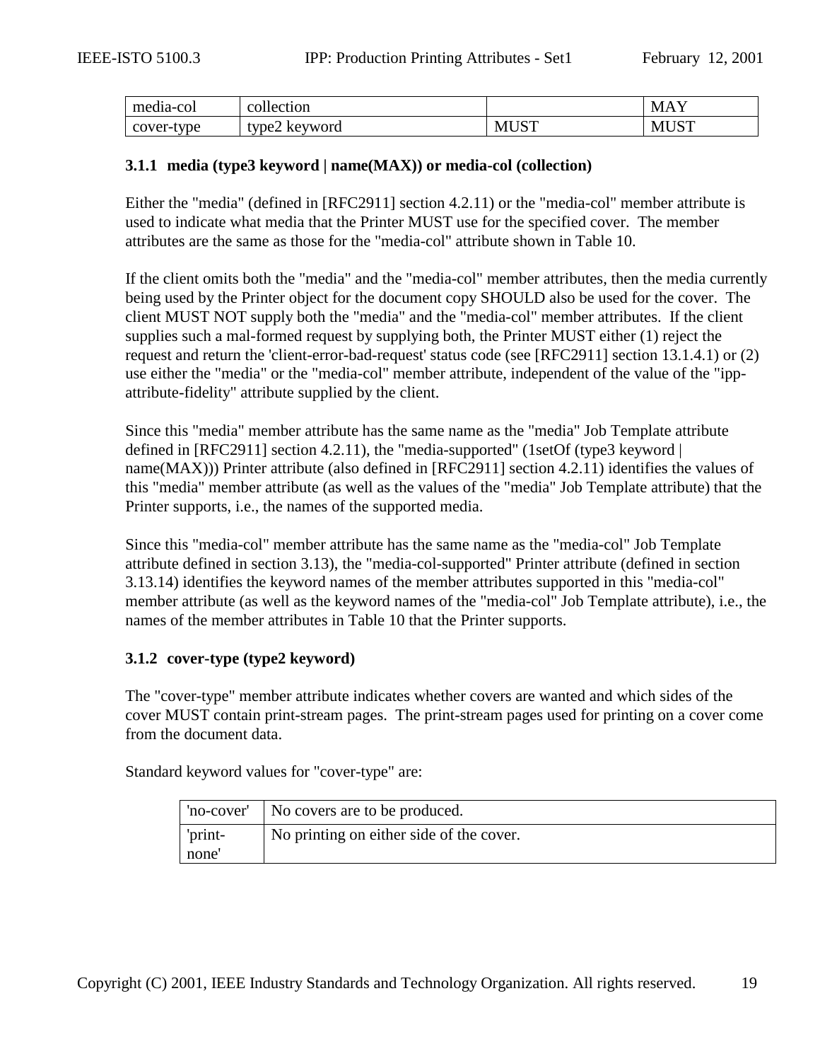| media-col | collection | | MAY |
| --- | --- | --- | --- |
| cover-type | type2 keyword | MUST | MUST |

#### 3.1.1 media (type3 keyword | name(MAX)) or media-col (collection)

Either the "media" (defined in [RFC2911] section 4.2.11) or the "media-col" member attribute is used to indicate what media that the Printer MUST use for the specified cover. The member attributes are the same as those for the "media-col" attribute shown in Table 10.

If the client omits both the "media" and the "media-col" member attributes, then the media currently being used by the Printer object for the document copy SHOULD also be used for the cover. The client MUST NOT supply both the "media" and the "media-col" member attributes. If the client supplies such a mal-formed request by supplying both, the Printer MUST either (1) reject the request and return the 'client-error-bad-request' status code (see [RFC2911] section 13.1.4.1) or (2) use either the "media" or the "media-col" member attribute, independent of the value of the "ipp-attribute-fidelity" attribute supplied by the client.

Since this "media" member attribute has the same name as the "media" Job Template attribute defined in [RFC2911] section 4.2.11), the "media-supported" (1setOf (type3 keyword | name(MAX))) Printer attribute (also defined in [RFC2911] section 4.2.11) identifies the values of this "media" member attribute (as well as the values of the "media" Job Template attribute) that the Printer supports, i.e., the names of the supported media.

Since this "media-col" member attribute has the same name as the "media-col" Job Template attribute defined in section 3.13), the "media-col-supported" Printer attribute (defined in section 3.13.14) identifies the keyword names of the member attributes supported in this "media-col" member attribute (as well as the keyword names of the "media-col" Job Template attribute), i.e., the names of the member attributes in Table 10 that the Printer supports.

#### 3.1.2 cover-type (type2 keyword)

The "cover-type" member attribute indicates whether covers are wanted and which sides of the cover MUST contain print-stream pages. The print-stream pages used for printing on a cover come from the document data.

Standard keyword values for "cover-type" are:

| | |
| --- | --- |
| 'no-cover' | No covers are to be produced. |
| 'print-none' | No printing on either side of the cover. |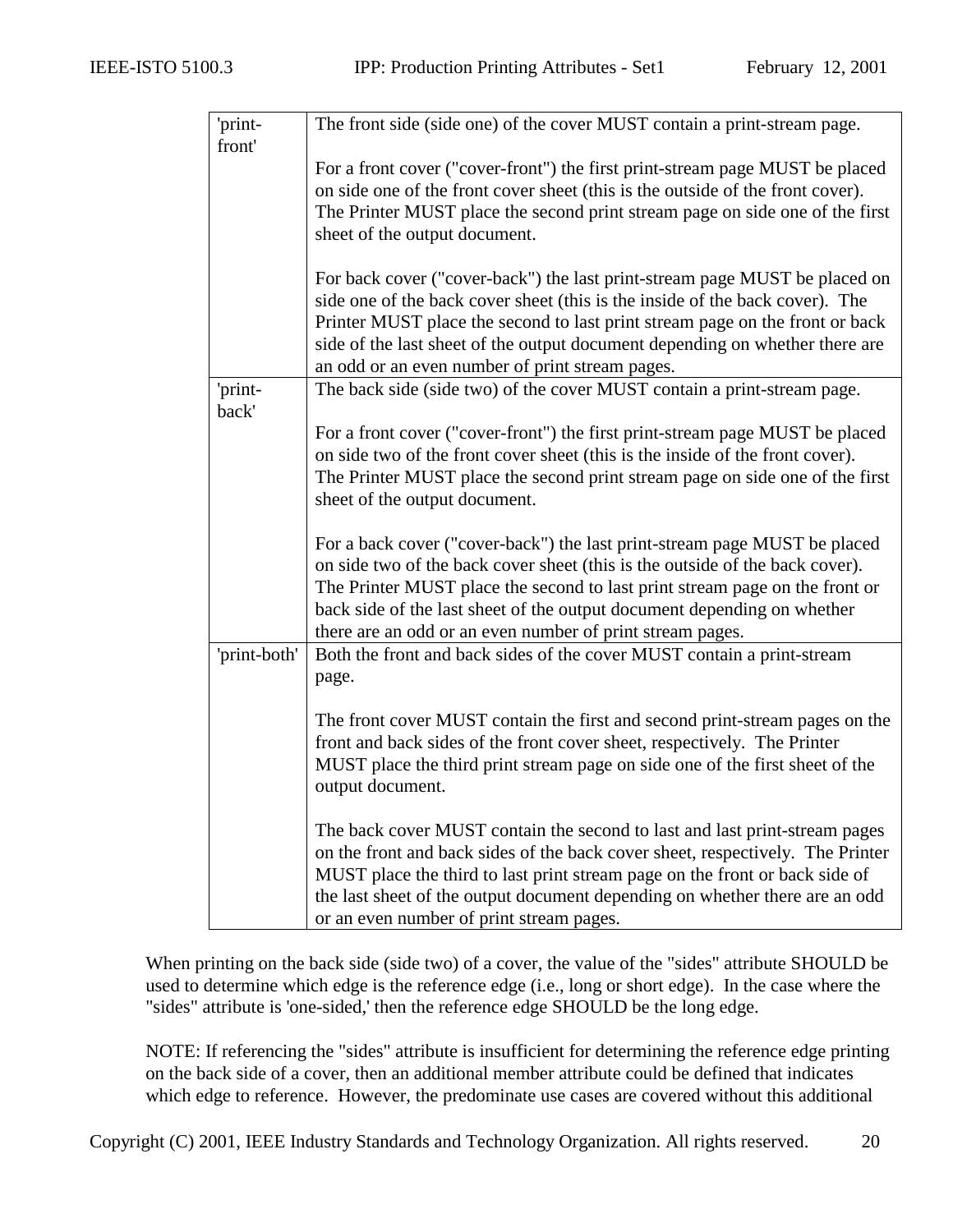| | |
|---|---|
| 'print-front' | The front side (side one) of the cover MUST contain a print-stream page.<br><br>For a front cover ("cover-front") the first print-stream page MUST be placed on side one of the front cover sheet (this is the outside of the front cover). The Printer MUST place the second print stream page on side one of the first sheet of the output document.<br><br>For back cover ("cover-back") the last print-stream page MUST be placed on side one of the back cover sheet (this is the inside of the back cover). The Printer MUST place the second to last print stream page on the front or back side of the last sheet of the output document depending on whether there are an odd or an even number of print stream pages. |
| 'print-back' | The back side (side two) of the cover MUST contain a print-stream page.<br><br>For a front cover ("cover-front") the first print-stream page MUST be placed on side two of the front cover sheet (this is the inside of the front cover). The Printer MUST place the second print stream page on side one of the first sheet of the output document.<br><br>For a back cover ("cover-back") the last print-stream page MUST be placed on side two of the back cover sheet (this is the outside of the back cover). The Printer MUST place the second to last print stream page on the front or back side of the last sheet of the output document depending on whether there are an odd or an even number of print stream pages. |
| 'print-both' | Both the front and back sides of the cover MUST contain a print-stream page.<br><br>The front cover MUST contain the first and second print-stream pages on the front and back sides of the front cover sheet, respectively. The Printer MUST place the third print stream page on side one of the first sheet of the output document.<br><br>The back cover MUST contain the second to last and last print-stream pages on the front and back sides of the back cover sheet, respectively. The Printer MUST place the third to last print stream page on the front or back side of the last sheet of the output document depending on whether there are an odd or an even number of print stream pages. |

When printing on the back side (side two) of a cover, the value of the "sides" attribute SHOULD be used to determine which edge is the reference edge (i.e., long or short edge). In the case where the "sides" attribute is 'one-sided,' then the reference edge SHOULD be the long edge.

NOTE: If referencing the "sides" attribute is insufficient for determining the reference edge printing on the back side of a cover, then an additional member attribute could be defined that indicates which edge to reference. However, the predominate use cases are covered without this additional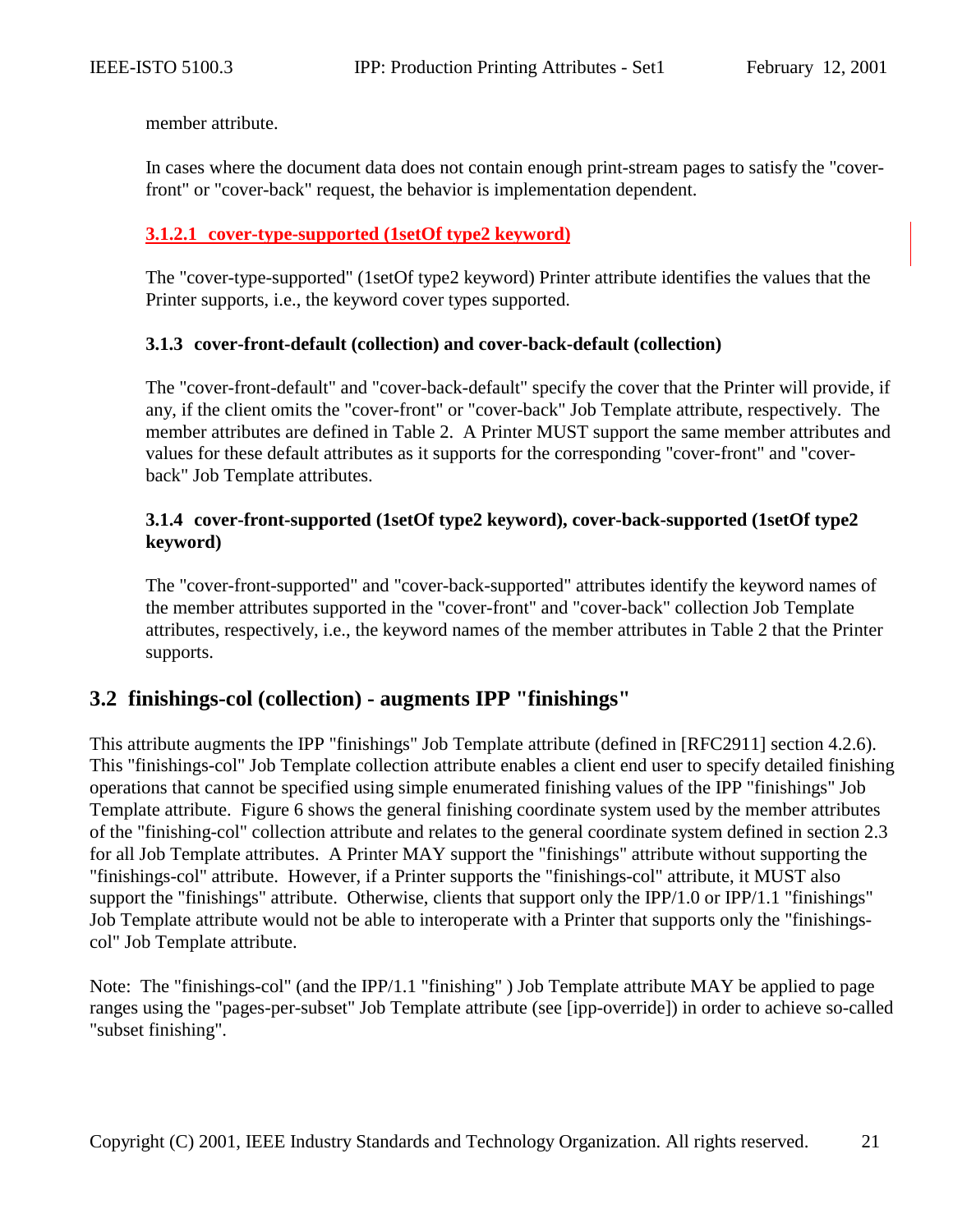member attribute.

In cases where the document data does not contain enough print-stream pages to satisfy the "cover-front" or "cover-back" request, the behavior is implementation dependent.

#### 3.1.2.1 cover-type-supported (1setOf type2 keyword)

The "cover-type-supported" (1setOf type2 keyword) Printer attribute identifies the values that the Printer supports, i.e., the keyword cover types supported.

### 3.1.3 cover-front-default (collection) and cover-back-default (collection)

The "cover-front-default" and "cover-back-default" specify the cover that the Printer will provide, if any, if the client omits the "cover-front" or "cover-back" Job Template attribute, respectively. The member attributes are defined in Table 2. A Printer MUST support the same member attributes and values for these default attributes as it supports for the corresponding "cover-front" and "cover-back" Job Template attributes.

### 3.1.4 cover-front-supported (1setOf type2 keyword), cover-back-supported (1setOf type2 keyword)

The "cover-front-supported" and "cover-back-supported" attributes identify the keyword names of the member attributes supported in the "cover-front" and "cover-back" collection Job Template attributes, respectively, i.e., the keyword names of the member attributes in Table 2 that the Printer supports.

## 3.2 finishings-col (collection) - augments IPP "finishings"

This attribute augments the IPP "finishings" Job Template attribute (defined in [RFC2911] section 4.2.6). This "finishings-col" Job Template collection attribute enables a client end user to specify detailed finishing operations that cannot be specified using simple enumerated finishing values of the IPP "finishings" Job Template attribute. Figure 6 shows the general finishing coordinate system used by the member attributes of the "finishing-col" collection attribute and relates to the general coordinate system defined in section 2.3 for all Job Template attributes. A Printer MAY support the "finishings" attribute without supporting the "finishings-col" attribute. However, if a Printer supports the "finishings-col" attribute, it MUST also support the "finishings" attribute. Otherwise, clients that support only the IPP/1.0 or IPP/1.1 "finishings" Job Template attribute would not be able to interoperate with a Printer that supports only the "finishings-col" Job Template attribute.

Note: The "finishings-col" (and the IPP/1.1 "finishing" ) Job Template attribute MAY be applied to page ranges using the "pages-per-subset" Job Template attribute (see [ipp-override]) in order to achieve so-called "subset finishing".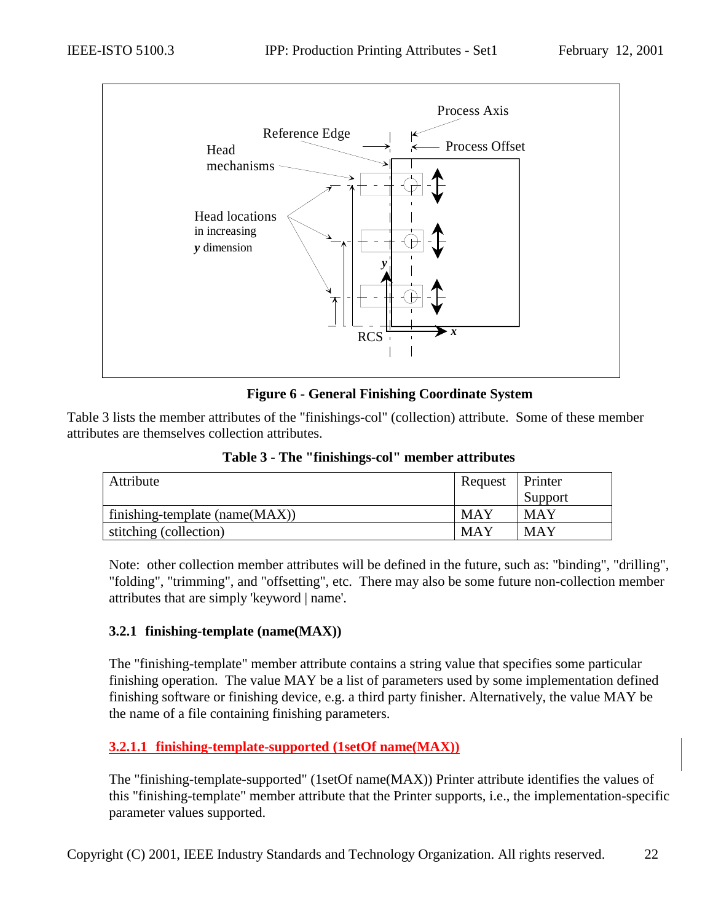**Figure 6 - General Finishing Coordinate System**

Table 3 lists the member attributes of the "finishings-col" (collection) attribute. Some of these member attributes are themselves collection attributes.

**Table 3 - The "finishings-col" member attributes**

| Attribute | Request | Printer Support |
|---|---|---|
| finishing-template (name(MAX)) | MAY | MAY |
| stitching (collection) | MAY | MAY |

Note: other collection member attributes will be defined in the future, such as: "binding", "drilling", "folding", "trimming", and "offsetting", etc. There may also be some future non-collection member attributes that are simply 'keyword | name'.

### 3.2.1 finishing-template (name(MAX))

The "finishing-template" member attribute contains a string value that specifies some particular finishing operation. The value MAY be a list of parameters used by some implementation defined finishing software or finishing device, e.g. a third party finisher. Alternatively, the value MAY be the name of a file containing finishing parameters.

#### 3.2.1.1 finishing-template-supported (1setOf name(MAX))

The "finishing-template-supported" (1setOf name(MAX)) Printer attribute identifies the values of this "finishing-template" member attribute that the Printer supports, i.e., the implementation-specific parameter values supported.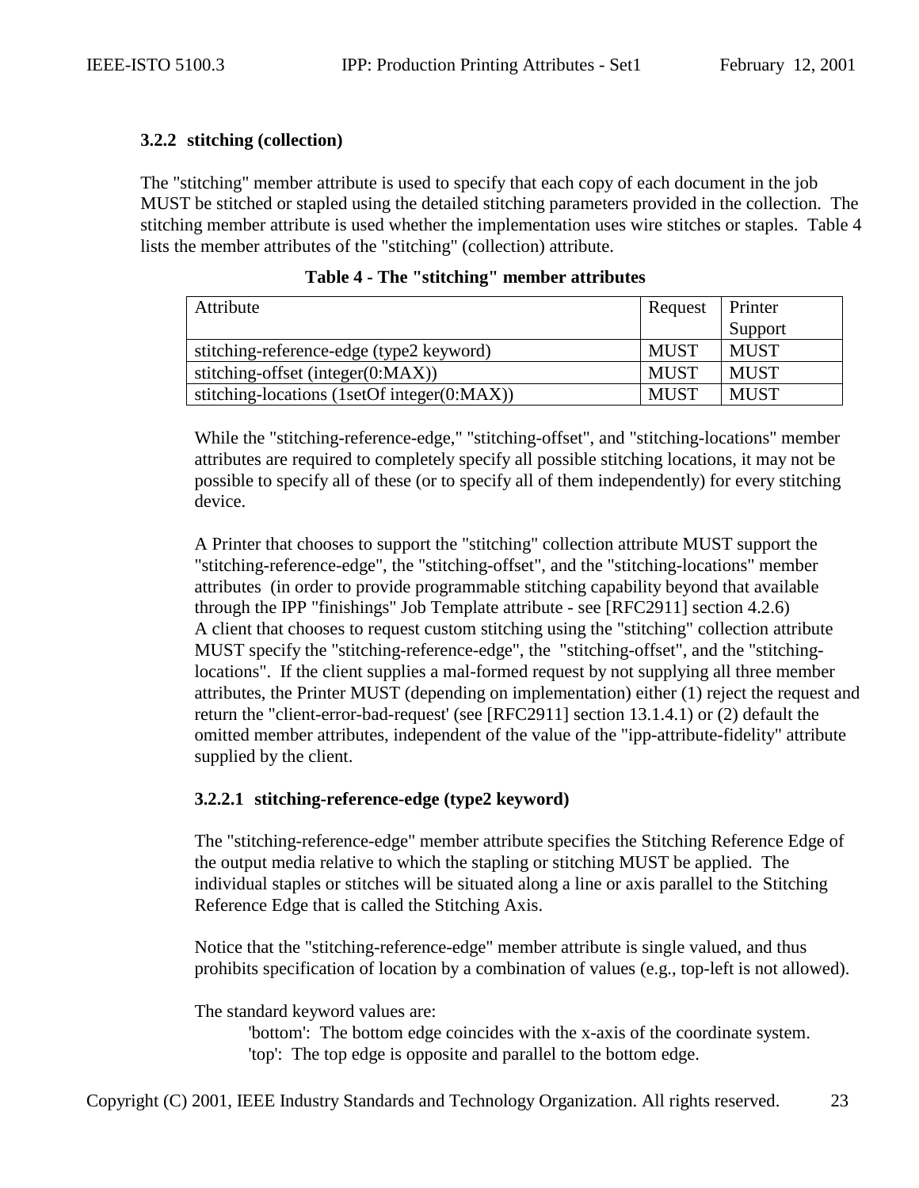### 3.2.2 stitching (collection)

The "stitching" member attribute is used to specify that each copy of each document in the job MUST be stitched or stapled using the detailed stitching parameters provided in the collection. The stitching member attribute is used whether the implementation uses wire stitches or staples. Table 4 lists the member attributes of the "stitching" (collection) attribute.

**Table 4 - The "stitching" member attributes**

| Attribute | Request | Printer Support |
|---|---|---|
| stitching-reference-edge (type2 keyword) | MUST | MUST |
| stitching-offset (integer(0:MAX)) | MUST | MUST |
| stitching-locations (1setOf integer(0:MAX)) | MUST | MUST |

While the "stitching-reference-edge," "stitching-offset", and "stitching-locations" member attributes are required to completely specify all possible stitching locations, it may not be possible to specify all of these (or to specify all of them independently) for every stitching device.

A Printer that chooses to support the "stitching" collection attribute MUST support the "stitching-reference-edge", the "stitching-offset", and the "stitching-locations" member attributes (in order to provide programmable stitching capability beyond that available through the IPP "finishings" Job Template attribute - see [RFC2911] section 4.2.6)
A client that chooses to request custom stitching using the "stitching" collection attribute MUST specify the "stitching-reference-edge", the "stitching-offset", and the "stitching-locations". If the client supplies a mal-formed request by not supplying all three member attributes, the Printer MUST (depending on implementation) either (1) reject the request and return the "client-error-bad-request' (see [RFC2911] section 13.1.4.1) or (2) default the omitted member attributes, independent of the value of the "ipp-attribute-fidelity" attribute supplied by the client.

#### 3.2.2.1 stitching-reference-edge (type2 keyword)

The "stitching-reference-edge" member attribute specifies the Stitching Reference Edge of the output media relative to which the stapling or stitching MUST be applied. The individual staples or stitches will be situated along a line or axis parallel to the Stitching Reference Edge that is called the Stitching Axis.

Notice that the "stitching-reference-edge" member attribute is single valued, and thus prohibits specification of location by a combination of values (e.g., top-left is not allowed).

The standard keyword values are:

'bottom': The bottom edge coincides with the x-axis of the coordinate system.
'top': The top edge is opposite and parallel to the bottom edge.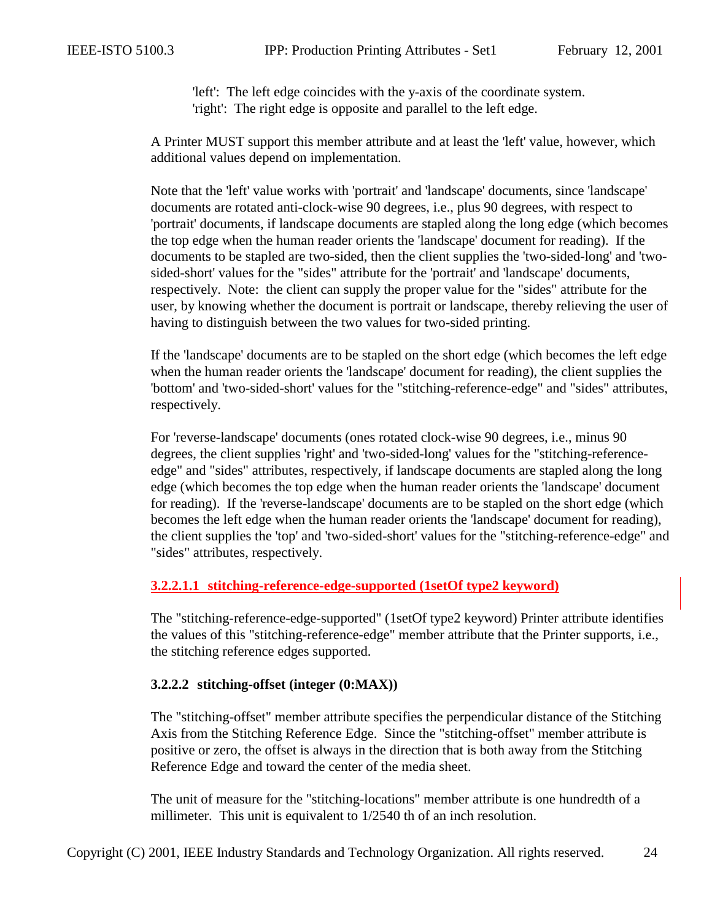'left': The left edge coincides with the y-axis of the coordinate system.
'right': The right edge is opposite and parallel to the left edge.

A Printer MUST support this member attribute and at least the 'left' value, however, which additional values depend on implementation.

Note that the 'left' value works with 'portrait' and 'landscape' documents, since 'landscape' documents are rotated anti-clock-wise 90 degrees, i.e., plus 90 degrees, with respect to 'portrait' documents, if landscape documents are stapled along the long edge (which becomes the top edge when the human reader orients the 'landscape' document for reading). If the documents to be stapled are two-sided, then the client supplies the 'two-sided-long' and 'two-sided-short' values for the "sides" attribute for the 'portrait' and 'landscape' documents, respectively. Note: the client can supply the proper value for the "sides" attribute for the user, by knowing whether the document is portrait or landscape, thereby relieving the user of having to distinguish between the two values for two-sided printing.

If the 'landscape' documents are to be stapled on the short edge (which becomes the left edge when the human reader orients the 'landscape' document for reading), the client supplies the 'bottom' and 'two-sided-short' values for the "stitching-reference-edge" and "sides" attributes, respectively.

For 'reverse-landscape' documents (ones rotated clock-wise 90 degrees, i.e., minus 90 degrees, the client supplies 'right' and 'two-sided-long' values for the "stitching-reference-edge" and "sides" attributes, respectively, if landscape documents are stapled along the long edge (which becomes the top edge when the human reader orients the 'landscape' document for reading). If the 'reverse-landscape' documents are to be stapled on the short edge (which becomes the left edge when the human reader orients the 'landscape' document for reading), the client supplies the 'top' and 'two-sided-short' values for the "stitching-reference-edge" and "sides" attributes, respectively.

##### 3.2.2.1.1 stitching-reference-edge-supported (1setOf type2 keyword)

The "stitching-reference-edge-supported" (1setOf type2 keyword) Printer attribute identifies the values of this "stitching-reference-edge" member attribute that the Printer supports, i.e., the stitching reference edges supported.

#### 3.2.2.2 stitching-offset (integer (0:MAX))

The "stitching-offset" member attribute specifies the perpendicular distance of the Stitching Axis from the Stitching Reference Edge. Since the "stitching-offset" member attribute is positive or zero, the offset is always in the direction that is both away from the Stitching Reference Edge and toward the center of the media sheet.

The unit of measure for the "stitching-locations" member attribute is one hundredth of a millimeter. This unit is equivalent to 1/2540 th of an inch resolution.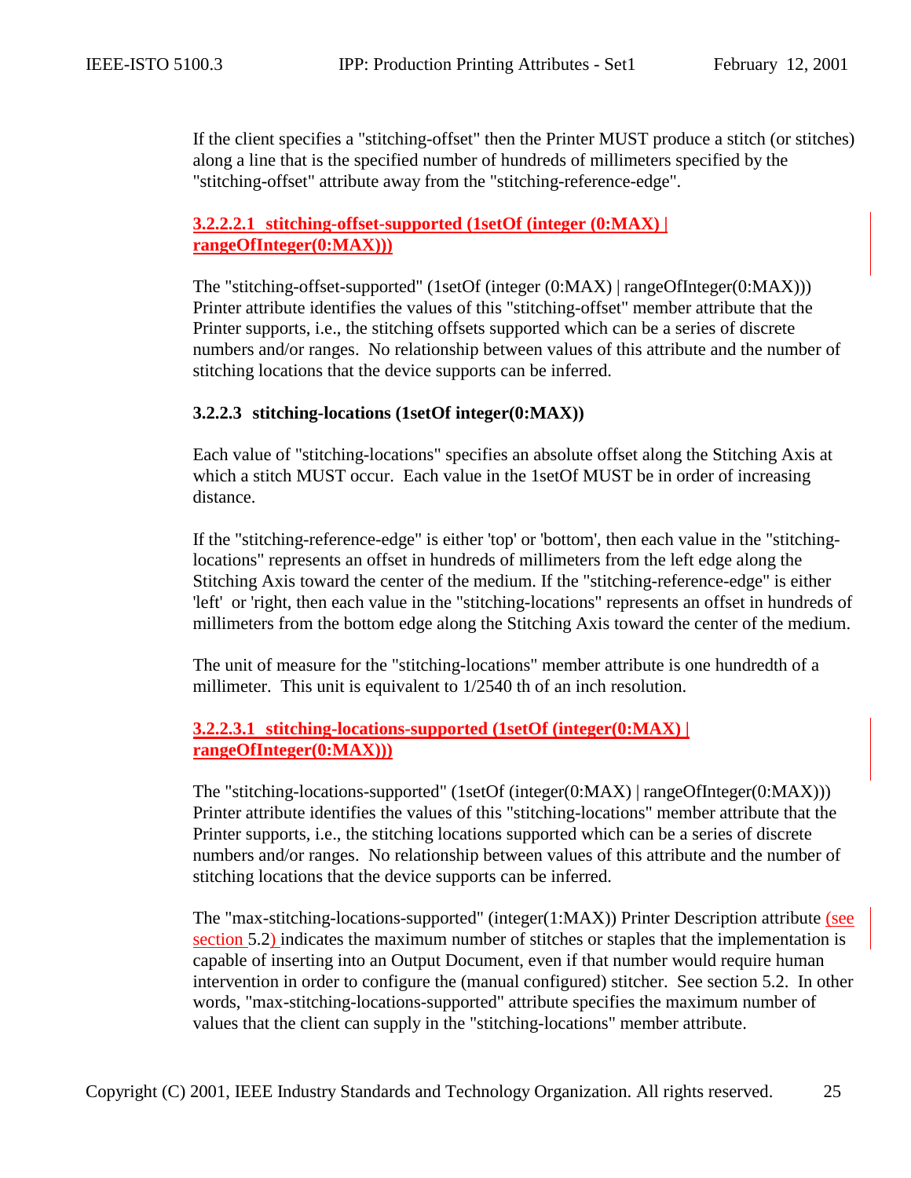If the client specifies a "stitching-offset" then the Printer MUST produce a stitch (or stitches) along a line that is the specified number of hundreds of millimeters specified by the "stitching-offset" attribute away from the "stitching-reference-edge".

##### 3.2.2.2.1 stitching-offset-supported (1setOf (integer (0:MAX) | rangeOfInteger(0:MAX)))

The "stitching-offset-supported" (1setOf (integer (0:MAX) | rangeOfInteger(0:MAX))) Printer attribute identifies the values of this "stitching-offset" member attribute that the Printer supports, i.e., the stitching offsets supported which can be a series of discrete numbers and/or ranges. No relationship between values of this attribute and the number of stitching locations that the device supports can be inferred.

#### 3.2.2.3 stitching-locations (1setOf integer(0:MAX))

Each value of "stitching-locations" specifies an absolute offset along the Stitching Axis at which a stitch MUST occur. Each value in the 1setOf MUST be in order of increasing distance.

If the "stitching-reference-edge" is either 'top' or 'bottom', then each value in the "stitching-locations" represents an offset in hundreds of millimeters from the left edge along the Stitching Axis toward the center of the medium. If the "stitching-reference-edge" is either 'left' or 'right, then each value in the "stitching-locations" represents an offset in hundreds of millimeters from the bottom edge along the Stitching Axis toward the center of the medium.

The unit of measure for the "stitching-locations" member attribute is one hundredth of a millimeter. This unit is equivalent to 1/2540 th of an inch resolution.

##### 3.2.2.3.1 stitching-locations-supported (1setOf (integer(0:MAX) | rangeOfInteger(0:MAX)))

The "stitching-locations-supported" (1setOf (integer(0:MAX) | rangeOfInteger(0:MAX))) Printer attribute identifies the values of this "stitching-locations" member attribute that the Printer supports, i.e., the stitching locations supported which can be a series of discrete numbers and/or ranges. No relationship between values of this attribute and the number of stitching locations that the device supports can be inferred.

The "max-stitching-locations-supported" (integer(1:MAX)) Printer Description attribute (see section 5.2) indicates the maximum number of stitches or staples that the implementation is capable of inserting into an Output Document, even if that number would require human intervention in order to configure the (manual configured) stitcher. See section 5.2. In other words, "max-stitching-locations-supported" attribute specifies the maximum number of values that the client can supply in the "stitching-locations" member attribute.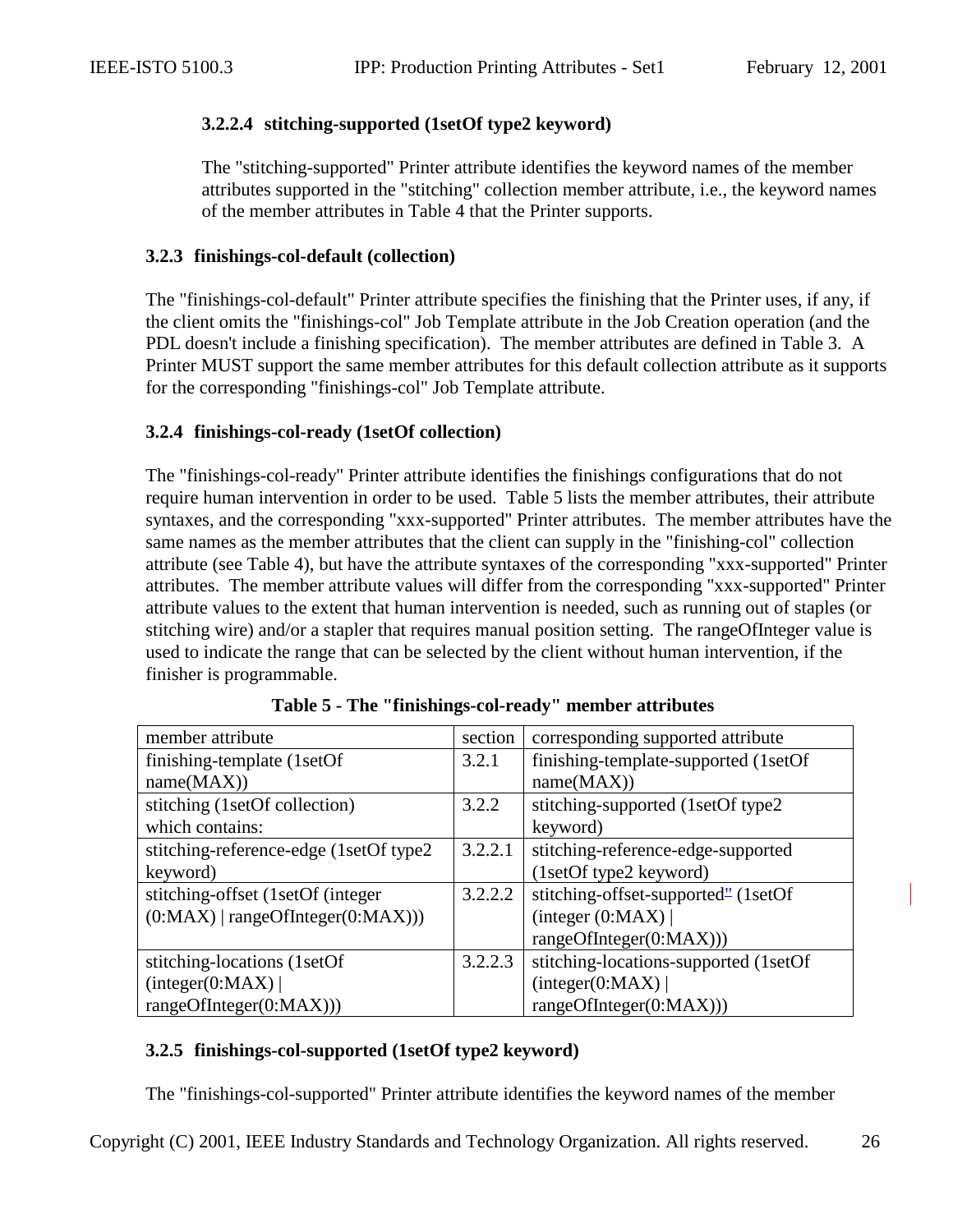#### 3.2.2.4 stitching-supported (1setOf type2 keyword)

The "stitching-supported" Printer attribute identifies the keyword names of the member attributes supported in the "stitching" collection member attribute, i.e., the keyword names of the member attributes in Table 4 that the Printer supports.

### 3.2.3 finishings-col-default (collection)

The "finishings-col-default" Printer attribute specifies the finishing that the Printer uses, if any, if the client omits the "finishings-col" Job Template attribute in the Job Creation operation (and the PDL doesn't include a finishing specification). The member attributes are defined in Table 3. A Printer MUST support the same member attributes for this default collection attribute as it supports for the corresponding "finishings-col" Job Template attribute.

### 3.2.4 finishings-col-ready (1setOf collection)

The "finishings-col-ready" Printer attribute identifies the finishings configurations that do not require human intervention in order to be used. Table 5 lists the member attributes, their attribute syntaxes, and the corresponding "xxx-supported" Printer attributes. The member attributes have the same names as the member attributes that the client can supply in the "finishing-col" collection attribute (see Table 4), but have the attribute syntaxes of the corresponding "xxx-supported" Printer attributes. The member attribute values will differ from the corresponding "xxx-supported" Printer attribute values to the extent that human intervention is needed, such as running out of staples (or stitching wire) and/or a stapler that requires manual position setting. The rangeOfInteger value is used to indicate the range that can be selected by the client without human intervention, if the finisher is programmable.

**Table 5 - The "finishings-col-ready" member attributes**

| member attribute | section | corresponding supported attribute |
|---|---|---|
| finishing-template (1setOf name(MAX)) | 3.2.1 | finishing-template-supported (1setOf name(MAX)) |
| stitching (1setOf collection) which contains: | 3.2.2 | stitching-supported (1setOf type2 keyword) |
| stitching-reference-edge (1setOf type2 keyword) | 3.2.2.1 | stitching-reference-edge-supported (1setOf type2 keyword) |
| stitching-offset (1setOf (integer (0:MAX) \| rangeOfInteger(0:MAX))) | 3.2.2.2 | stitching-offset-supported" (1setOf (integer (0:MAX) \| rangeOfInteger(0:MAX))) |
| stitching-locations (1setOf (integer(0:MAX) \| rangeOfInteger(0:MAX))) | 3.2.2.3 | stitching-locations-supported (1setOf (integer(0:MAX) \| rangeOfInteger(0:MAX))) |

### 3.2.5 finishings-col-supported (1setOf type2 keyword)

The "finishings-col-supported" Printer attribute identifies the keyword names of the member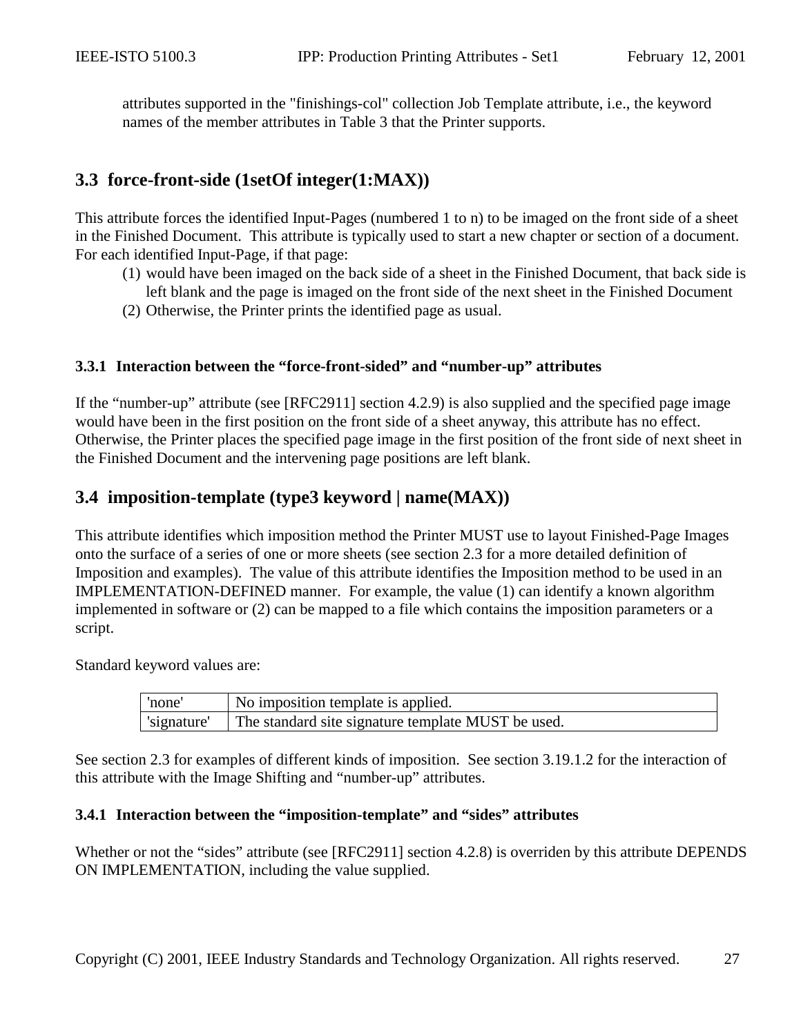attributes supported in the "finishings-col" collection Job Template attribute, i.e., the keyword names of the member attributes in Table 3 that the Printer supports.

## 3.3 force-front-side (1setOf integer(1:MAX))

This attribute forces the identified Input-Pages (numbered 1 to n) to be imaged on the front side of a sheet in the Finished Document. This attribute is typically used to start a new chapter or section of a document. For each identified Input-Page, if that page:

(1) would have been imaged on the back side of a sheet in the Finished Document, that back side is left blank and the page is imaged on the front side of the next sheet in the Finished Document

(2) Otherwise, the Printer prints the identified page as usual.

### 3.3.1 Interaction between the “force-front-sided” and “number-up” attributes

If the “number-up” attribute (see [RFC2911] section 4.2.9) is also supplied and the specified page image would have been in the first position on the front side of a sheet anyway, this attribute has no effect. Otherwise, the Printer places the specified page image in the first position of the front side of next sheet in the Finished Document and the intervening page positions are left blank.

## 3.4 imposition-template (type3 keyword | name(MAX))

This attribute identifies which imposition method the Printer MUST use to layout Finished-Page Images onto the surface of a series of one or more sheets (see section 2.3 for a more detailed definition of Imposition and examples). The value of this attribute identifies the Imposition method to be used in an IMPLEMENTATION-DEFINED manner. For example, the value (1) can identify a known algorithm implemented in software or (2) can be mapped to a file which contains the imposition parameters or a script.

Standard keyword values are:

| | |
|---|---|
| 'none' | No imposition template is applied. |
| 'signature' | The standard site signature template MUST be used. |

See section 2.3 for examples of different kinds of imposition. See section 3.19.1.2 for the interaction of this attribute with the Image Shifting and “number-up” attributes.

### 3.4.1 Interaction between the “imposition-template” and “sides” attributes

Whether or not the “sides” attribute (see [RFC2911] section 4.2.8) is overriden by this attribute DEPENDS ON IMPLEMENTATION, including the value supplied.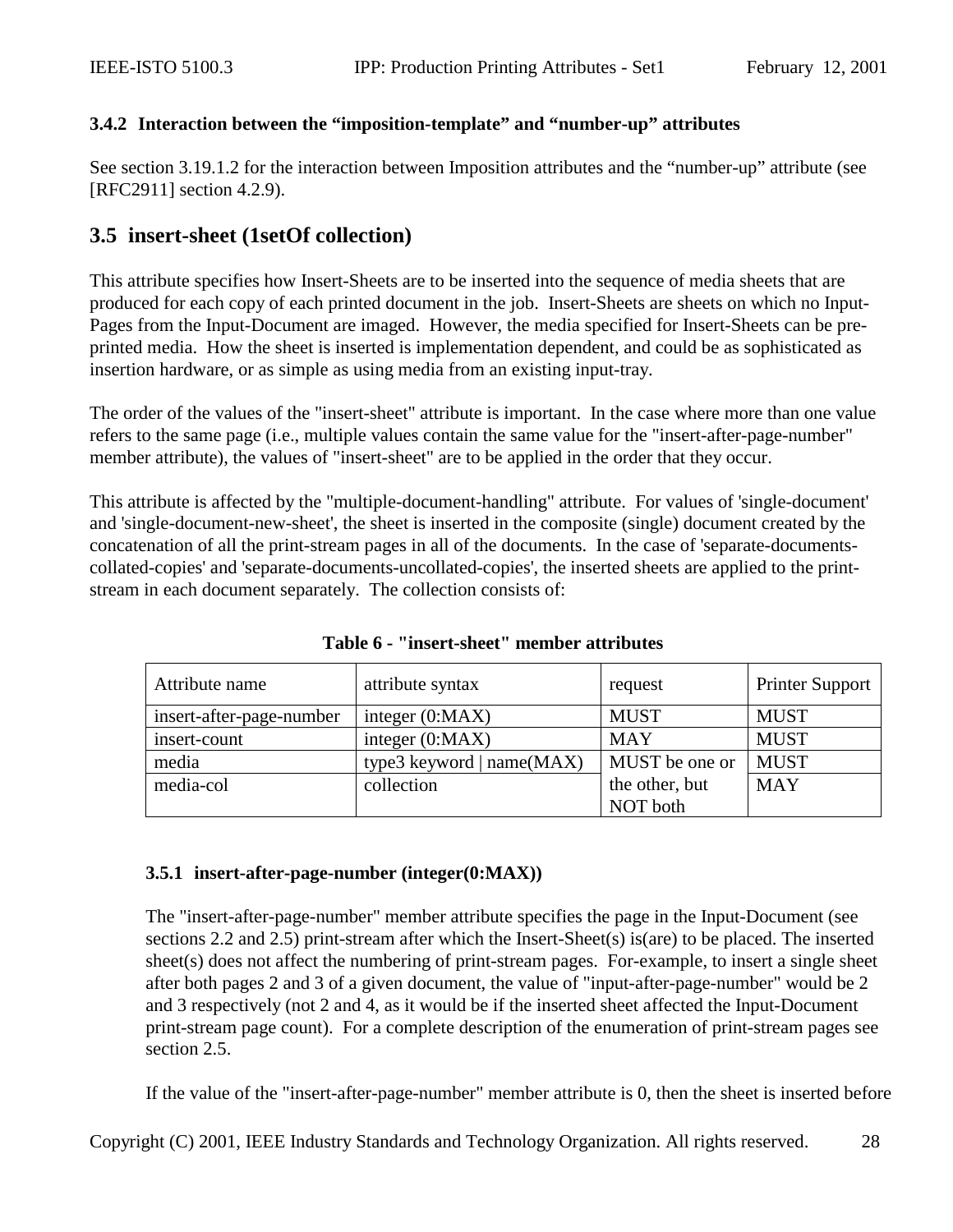### 3.4.2 Interaction between the "imposition-template" and "number-up" attributes

See section 3.19.1.2 for the interaction between Imposition attributes and the "number-up" attribute (see [RFC2911] section 4.2.9).

## 3.5 insert-sheet (1setOf collection)

This attribute specifies how Insert-Sheets are to be inserted into the sequence of media sheets that are produced for each copy of each printed document in the job. Insert-Sheets are sheets on which no Input-Pages from the Input-Document are imaged. However, the media specified for Insert-Sheets can be pre-printed media. How the sheet is inserted is implementation dependent, and could be as sophisticated as insertion hardware, or as simple as using media from an existing input-tray.

The order of the values of the "insert-sheet" attribute is important. In the case where more than one value refers to the same page (i.e., multiple values contain the same value for the "insert-after-page-number" member attribute), the values of "insert-sheet" are to be applied in the order that they occur.

This attribute is affected by the "multiple-document-handling" attribute. For values of 'single-document' and 'single-document-new-sheet', the sheet is inserted in the composite (single) document created by the concatenation of all the print-stream pages in all of the documents. In the case of 'separate-documents-collated-copies' and 'separate-documents-uncollated-copies', the inserted sheets are applied to the print-stream in each document separately. The collection consists of:

**Table 6 - "insert-sheet" member attributes**

| Attribute name | attribute syntax | request | Printer Support |
|---|---|---|---|
| insert-after-page-number | integer (0:MAX) | MUST | MUST |
| insert-count | integer (0:MAX) | MAY | MUST |
| media | type3 keyword \| name(MAX) | MUST be one or the other, but NOT both | MUST |
| media-col | collection | | MAY |

### 3.5.1 insert-after-page-number (integer(0:MAX))

The "insert-after-page-number" member attribute specifies the page in the Input-Document (see sections 2.2 and 2.5) print-stream after which the Insert-Sheet(s) is(are) to be placed. The inserted sheet(s) does not affect the numbering of print-stream pages. For-example, to insert a single sheet after both pages 2 and 3 of a given document, the value of "input-after-page-number" would be 2 and 3 respectively (not 2 and 4, as it would be if the inserted sheet affected the Input-Document print-stream page count). For a complete description of the enumeration of print-stream pages see section 2.5.

If the value of the "insert-after-page-number" member attribute is 0, then the sheet is inserted before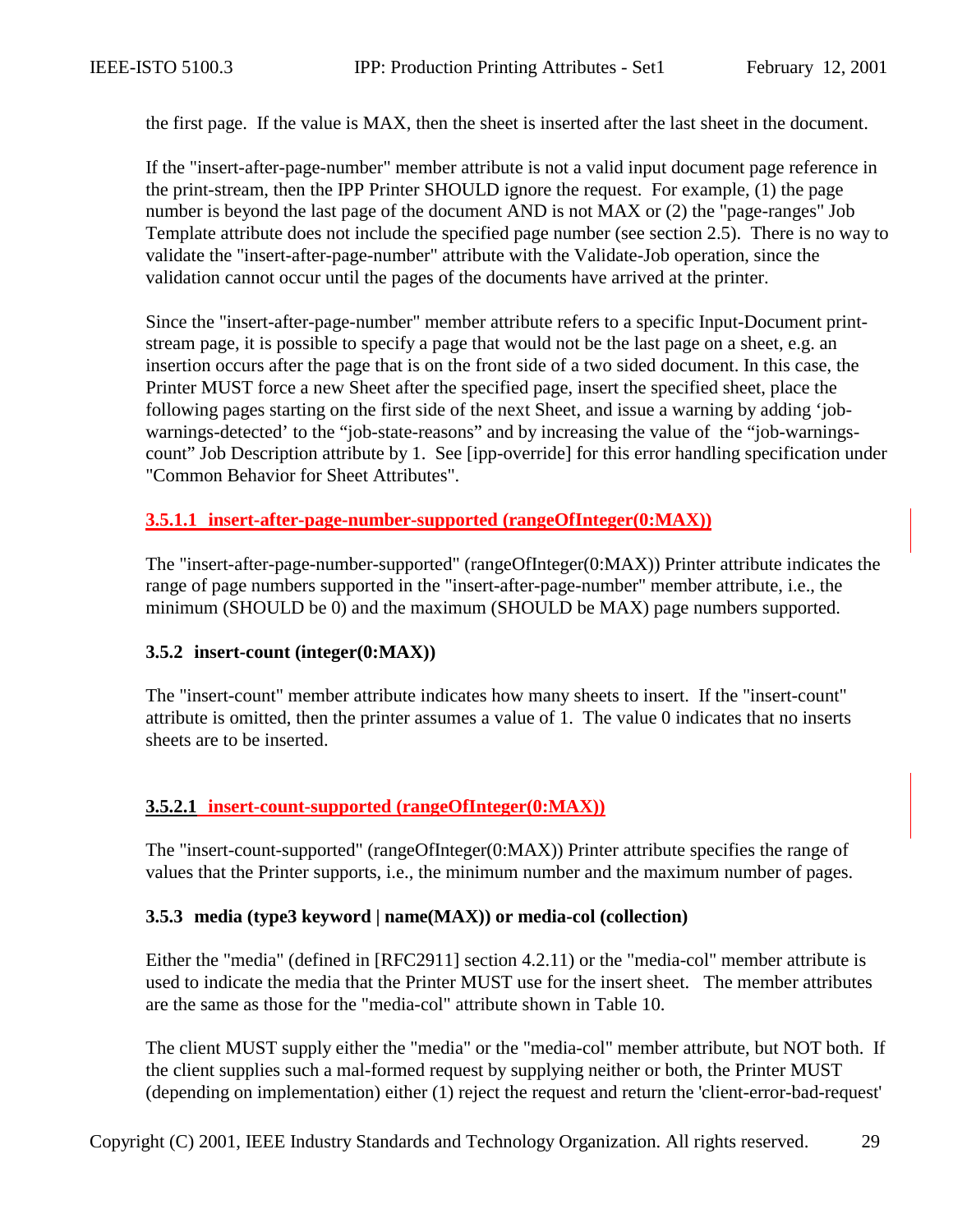the first page. If the value is MAX, then the sheet is inserted after the last sheet in the document.

If the "insert-after-page-number" member attribute is not a valid input document page reference in the print-stream, then the IPP Printer SHOULD ignore the request. For example, (1) the page number is beyond the last page of the document AND is not MAX or (2) the "page-ranges" Job Template attribute does not include the specified page number (see section 2.5). There is no way to validate the "insert-after-page-number" attribute with the Validate-Job operation, since the validation cannot occur until the pages of the documents have arrived at the printer.

Since the "insert-after-page-number" member attribute refers to a specific Input-Document print-stream page, it is possible to specify a page that would not be the last page on a sheet, e.g. an insertion occurs after the page that is on the front side of a two sided document. In this case, the Printer MUST force a new Sheet after the specified page, insert the specified sheet, place the following pages starting on the first side of the next Sheet, and issue a warning by adding 'job-warnings-detected' to the "job-state-reasons" and by increasing the value of the "job-warnings-count" Job Description attribute by 1. See [ipp-override] for this error handling specification under "Common Behavior for Sheet Attributes".

#### 3.5.1.1 insert-after-page-number-supported (rangeOfInteger(0:MAX))

The "insert-after-page-number-supported" (rangeOfInteger(0:MAX)) Printer attribute indicates the range of page numbers supported in the "insert-after-page-number" member attribute, i.e., the minimum (SHOULD be 0) and the maximum (SHOULD be MAX) page numbers supported.

### 3.5.2 insert-count (integer(0:MAX))

The "insert-count" member attribute indicates how many sheets to insert. If the "insert-count" attribute is omitted, then the printer assumes a value of 1. The value 0 indicates that no inserts sheets are to be inserted.

#### 3.5.2.1 insert-count-supported (rangeOfInteger(0:MAX))

The "insert-count-supported" (rangeOfInteger(0:MAX)) Printer attribute specifies the range of values that the Printer supports, i.e., the minimum number and the maximum number of pages.

### 3.5.3 media (type3 keyword | name(MAX)) or media-col (collection)

Either the "media" (defined in [RFC2911] section 4.2.11) or the "media-col" member attribute is used to indicate the media that the Printer MUST use for the insert sheet. The member attributes are the same as those for the "media-col" attribute shown in Table 10.

The client MUST supply either the "media" or the "media-col" member attribute, but NOT both. If the client supplies such a mal-formed request by supplying neither or both, the Printer MUST (depending on implementation) either (1) reject the request and return the 'client-error-bad-request'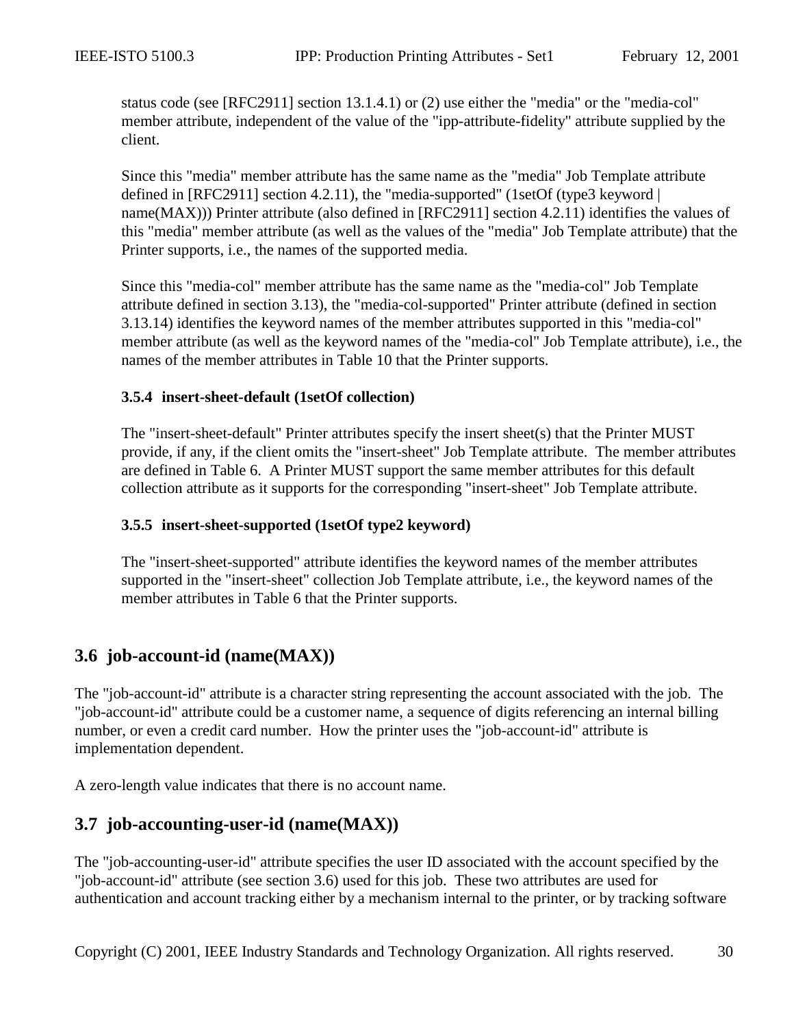status code (see [RFC2911] section 13.1.4.1) or (2) use either the "media" or the "media-col" member attribute, independent of the value of the "ipp-attribute-fidelity" attribute supplied by the client.

Since this "media" member attribute has the same name as the "media" Job Template attribute defined in [RFC2911] section 4.2.11), the "media-supported" (1setOf (type3 keyword | name(MAX))) Printer attribute (also defined in [RFC2911] section 4.2.11) identifies the values of this "media" member attribute (as well as the values of the "media" Job Template attribute) that the Printer supports, i.e., the names of the supported media.

Since this "media-col" member attribute has the same name as the "media-col" Job Template attribute defined in section 3.13), the "media-col-supported" Printer attribute (defined in section 3.13.14) identifies the keyword names of the member attributes supported in this "media-col" member attribute (as well as the keyword names of the "media-col" Job Template attribute), i.e., the names of the member attributes in Table 10 that the Printer supports.

#### 3.5.4 insert-sheet-default (1setOf collection)

The "insert-sheet-default" Printer attributes specify the insert sheet(s) that the Printer MUST provide, if any, if the client omits the "insert-sheet" Job Template attribute. The member attributes are defined in Table 6. A Printer MUST support the same member attributes for this default collection attribute as it supports for the corresponding "insert-sheet" Job Template attribute.

#### 3.5.5 insert-sheet-supported (1setOf type2 keyword)

The "insert-sheet-supported" attribute identifies the keyword names of the member attributes supported in the "insert-sheet" collection Job Template attribute, i.e., the keyword names of the member attributes in Table 6 that the Printer supports.

## 3.6 job-account-id (name(MAX))

The "job-account-id" attribute is a character string representing the account associated with the job. The "job-account-id" attribute could be a customer name, a sequence of digits referencing an internal billing number, or even a credit card number. How the printer uses the "job-account-id" attribute is implementation dependent.

A zero-length value indicates that there is no account name.

## 3.7 job-accounting-user-id (name(MAX))

The "job-accounting-user-id" attribute specifies the user ID associated with the account specified by the "job-account-id" attribute (see section 3.6) used for this job. These two attributes are used for authentication and account tracking either by a mechanism internal to the printer, or by tracking software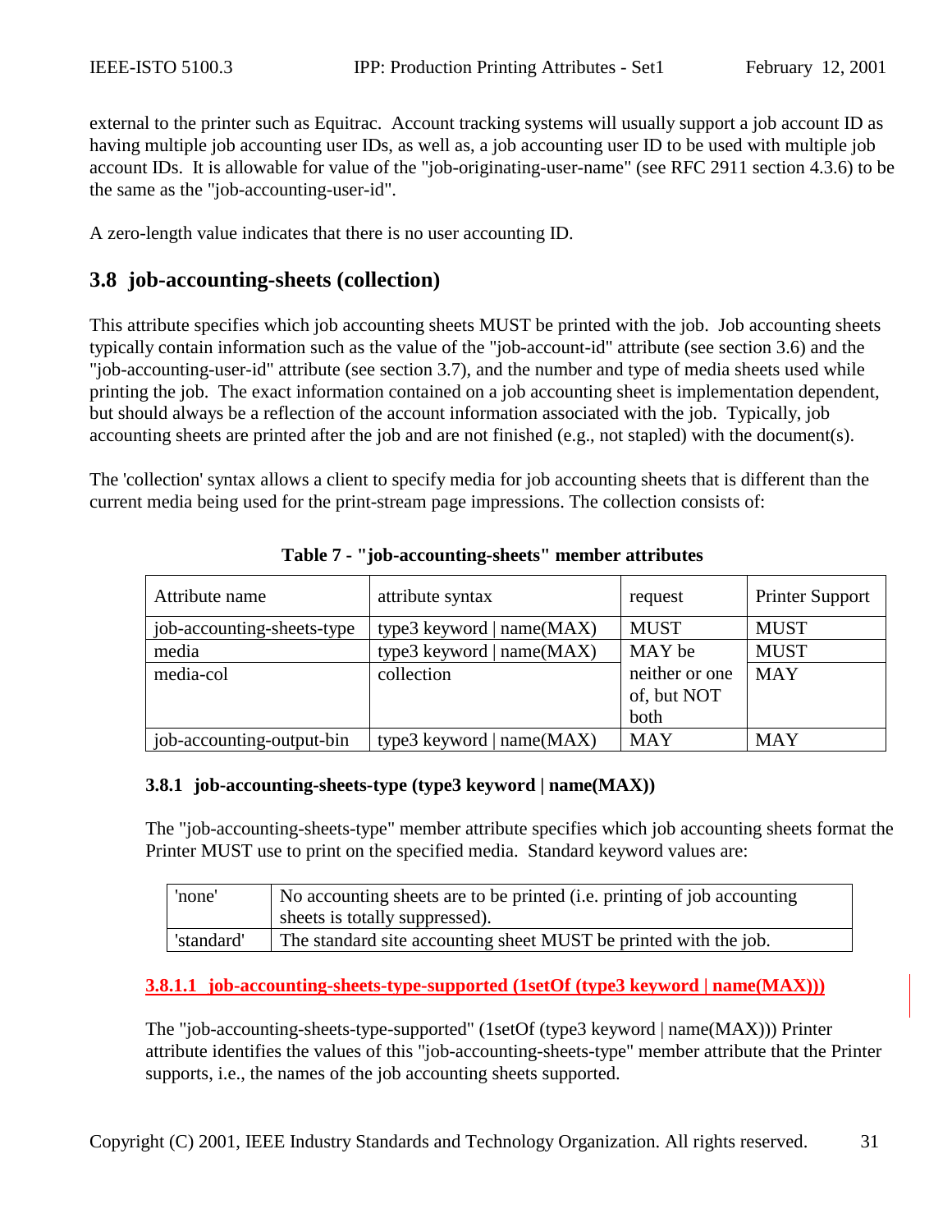external to the printer such as Equitrac. Account tracking systems will usually support a job account ID as having multiple job accounting user IDs, as well as, a job accounting user ID to be used with multiple job account IDs. It is allowable for value of the "job-originating-user-name" (see RFC 2911 section 4.3.6) to be the same as the "job-accounting-user-id".

A zero-length value indicates that there is no user accounting ID.

## 3.8 job-accounting-sheets (collection)

This attribute specifies which job accounting sheets MUST be printed with the job. Job accounting sheets typically contain information such as the value of the "job-account-id" attribute (see section 3.6) and the "job-accounting-user-id" attribute (see section 3.7), and the number and type of media sheets used while printing the job. The exact information contained on a job accounting sheet is implementation dependent, but should always be a reflection of the account information associated with the job. Typically, job accounting sheets are printed after the job and are not finished (e.g., not stapled) with the document(s).

The 'collection' syntax allows a client to specify media for job accounting sheets that is different than the current media being used for the print-stream page impressions. The collection consists of:

**Table 7 - "job-accounting-sheets" member attributes**

| Attribute name | attribute syntax | request | Printer Support |
|---|---|---|---|
| job-accounting-sheets-type | type3 keyword \| name(MAX) | MUST | MUST |
| media | type3 keyword \| name(MAX) | MAY be neither or one of, but NOT both | MUST |
| media-col | collection | | MAY |
| job-accounting-output-bin | type3 keyword \| name(MAX) | MAY | MAY |

### 3.8.1 job-accounting-sheets-type (type3 keyword | name(MAX))

The "job-accounting-sheets-type" member attribute specifies which job accounting sheets format the Printer MUST use to print on the specified media. Standard keyword values are:

| | |
|---|---|
| 'none' | No accounting sheets are to be printed (i.e. printing of job accounting sheets is totally suppressed). |
| 'standard' | The standard site accounting sheet MUST be printed with the job. |

#### 3.8.1.1 job-accounting-sheets-type-supported (1setOf (type3 keyword | name(MAX)))

The "job-accounting-sheets-type-supported" (1setOf (type3 keyword | name(MAX))) Printer attribute identifies the values of this "job-accounting-sheets-type" member attribute that the Printer supports, i.e., the names of the job accounting sheets supported.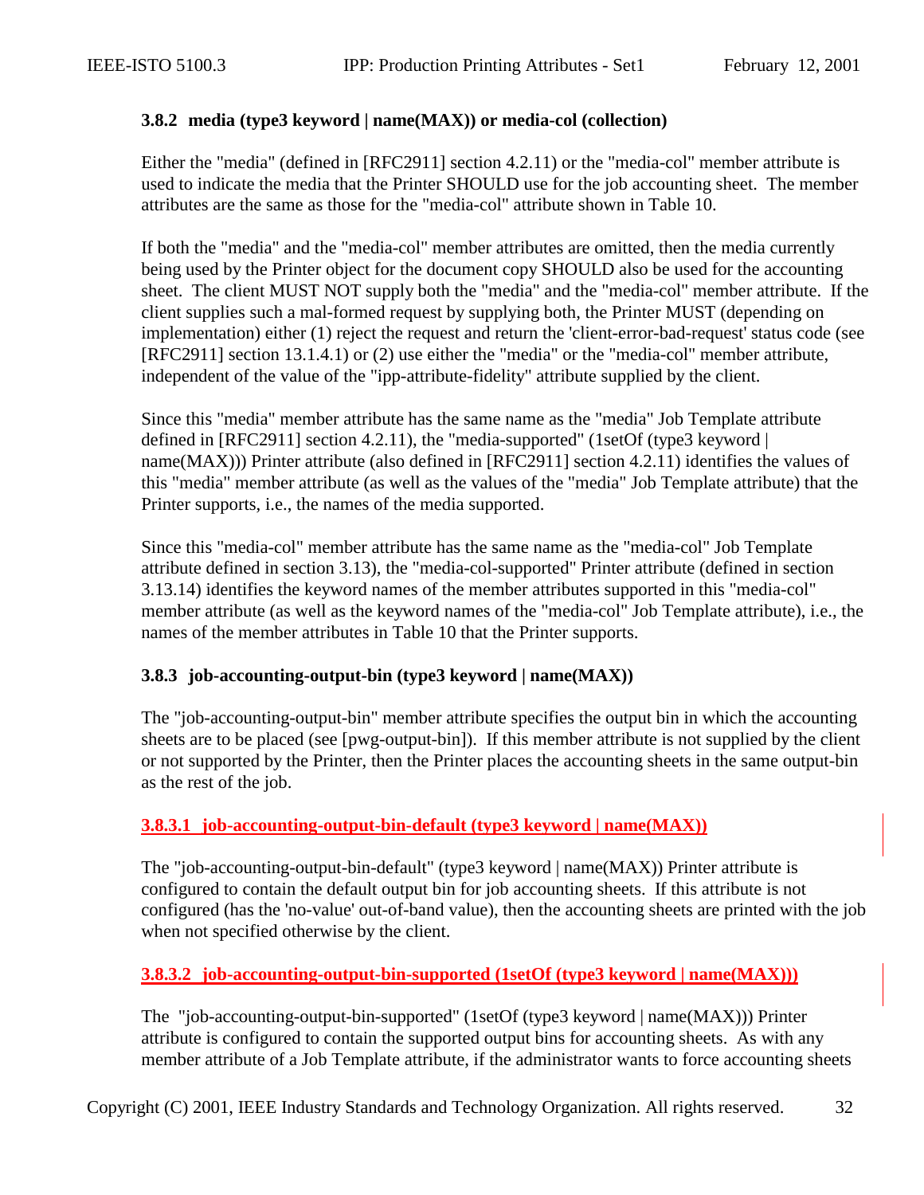### 3.8.2 media (type3 keyword | name(MAX)) or media-col (collection)

Either the "media" (defined in [RFC2911] section 4.2.11) or the "media-col" member attribute is used to indicate the media that the Printer SHOULD use for the job accounting sheet. The member attributes are the same as those for the "media-col" attribute shown in Table 10.

If both the "media" and the "media-col" member attributes are omitted, then the media currently being used by the Printer object for the document copy SHOULD also be used for the accounting sheet. The client MUST NOT supply both the "media" and the "media-col" member attribute. If the client supplies such a mal-formed request by supplying both, the Printer MUST (depending on implementation) either (1) reject the request and return the 'client-error-bad-request' status code (see [RFC2911] section 13.1.4.1) or (2) use either the "media" or the "media-col" member attribute, independent of the value of the "ipp-attribute-fidelity" attribute supplied by the client.

Since this "media" member attribute has the same name as the "media" Job Template attribute defined in [RFC2911] section 4.2.11), the "media-supported" (1setOf (type3 keyword | name(MAX))) Printer attribute (also defined in [RFC2911] section 4.2.11) identifies the values of this "media" member attribute (as well as the values of the "media" Job Template attribute) that the Printer supports, i.e., the names of the media supported.

Since this "media-col" member attribute has the same name as the "media-col" Job Template attribute defined in section 3.13), the "media-col-supported" Printer attribute (defined in section 3.13.14) identifies the keyword names of the member attributes supported in this "media-col" member attribute (as well as the keyword names of the "media-col" Job Template attribute), i.e., the names of the member attributes in Table 10 that the Printer supports.

### 3.8.3 job-accounting-output-bin (type3 keyword | name(MAX))

The "job-accounting-output-bin" member attribute specifies the output bin in which the accounting sheets are to be placed (see [pwg-output-bin]). If this member attribute is not supplied by the client or not supported by the Printer, then the Printer places the accounting sheets in the same output-bin as the rest of the job.

#### 3.8.3.1 job-accounting-output-bin-default (type3 keyword | name(MAX))

The "job-accounting-output-bin-default" (type3 keyword | name(MAX)) Printer attribute is configured to contain the default output bin for job accounting sheets. If this attribute is not configured (has the 'no-value' out-of-band value), then the accounting sheets are printed with the job when not specified otherwise by the client.

#### 3.8.3.2 job-accounting-output-bin-supported (1setOf (type3 keyword | name(MAX)))

The "job-accounting-output-bin-supported" (1setOf (type3 keyword | name(MAX))) Printer attribute is configured to contain the supported output bins for accounting sheets. As with any member attribute of a Job Template attribute, if the administrator wants to force accounting sheets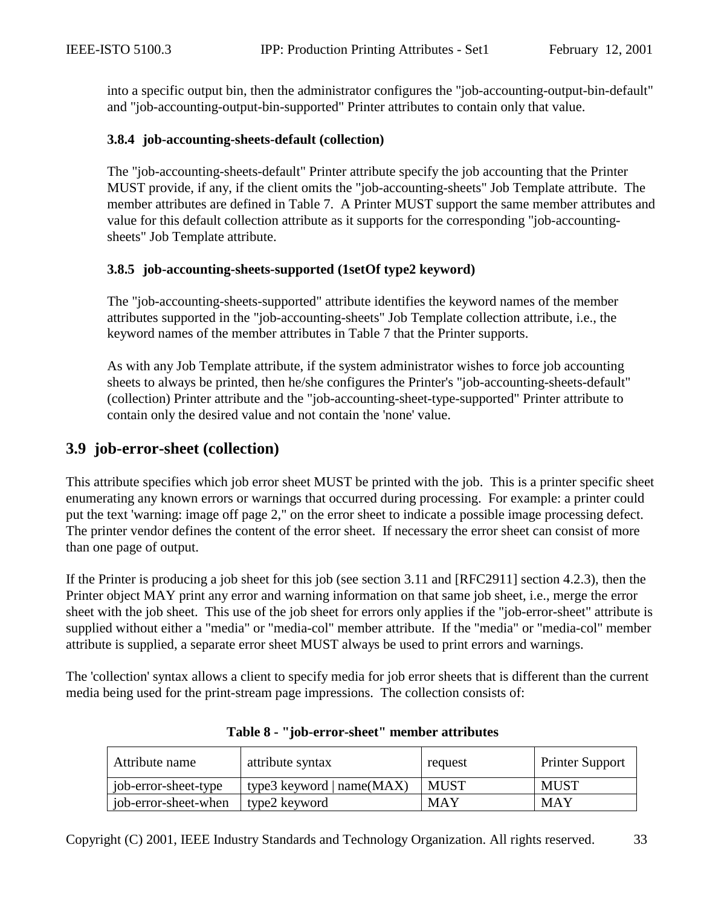into a specific output bin, then the administrator configures the "job-accounting-output-bin-default" and "job-accounting-output-bin-supported" Printer attributes to contain only that value.

### 3.8.4 job-accounting-sheets-default (collection)

The "job-accounting-sheets-default" Printer attribute specify the job accounting that the Printer MUST provide, if any, if the client omits the "job-accounting-sheets" Job Template attribute. The member attributes are defined in Table 7. A Printer MUST support the same member attributes and value for this default collection attribute as it supports for the corresponding "job-accounting-sheets" Job Template attribute.

### 3.8.5 job-accounting-sheets-supported (1setOf type2 keyword)

The "job-accounting-sheets-supported" attribute identifies the keyword names of the member attributes supported in the "job-accounting-sheets" Job Template collection attribute, i.e., the keyword names of the member attributes in Table 7 that the Printer supports.

As with any Job Template attribute, if the system administrator wishes to force job accounting sheets to always be printed, then he/she configures the Printer's "job-accounting-sheets-default" (collection) Printer attribute and the "job-accounting-sheet-type-supported" Printer attribute to contain only the desired value and not contain the 'none' value.

## 3.9 job-error-sheet (collection)

This attribute specifies which job error sheet MUST be printed with the job. This is a printer specific sheet enumerating any known errors or warnings that occurred during processing. For example: a printer could put the text 'warning: image off page 2," on the error sheet to indicate a possible image processing defect. The printer vendor defines the content of the error sheet. If necessary the error sheet can consist of more than one page of output.

If the Printer is producing a job sheet for this job (see section 3.11 and [RFC2911] section 4.2.3), then the Printer object MAY print any error and warning information on that same job sheet, i.e., merge the error sheet with the job sheet. This use of the job sheet for errors only applies if the "job-error-sheet" attribute is supplied without either a "media" or "media-col" member attribute. If the "media" or "media-col" member attribute is supplied, a separate error sheet MUST always be used to print errors and warnings.

The 'collection' syntax allows a client to specify media for job error sheets that is different than the current media being used for the print-stream page impressions. The collection consists of:

**Table 8 - "job-error-sheet" member attributes**

| Attribute name | attribute syntax | request | Printer Support |
|---|---|---|---|
| job-error-sheet-type | type3 keyword \| name(MAX) | MUST | MUST |
| job-error-sheet-when | type2 keyword | MAY | MAY |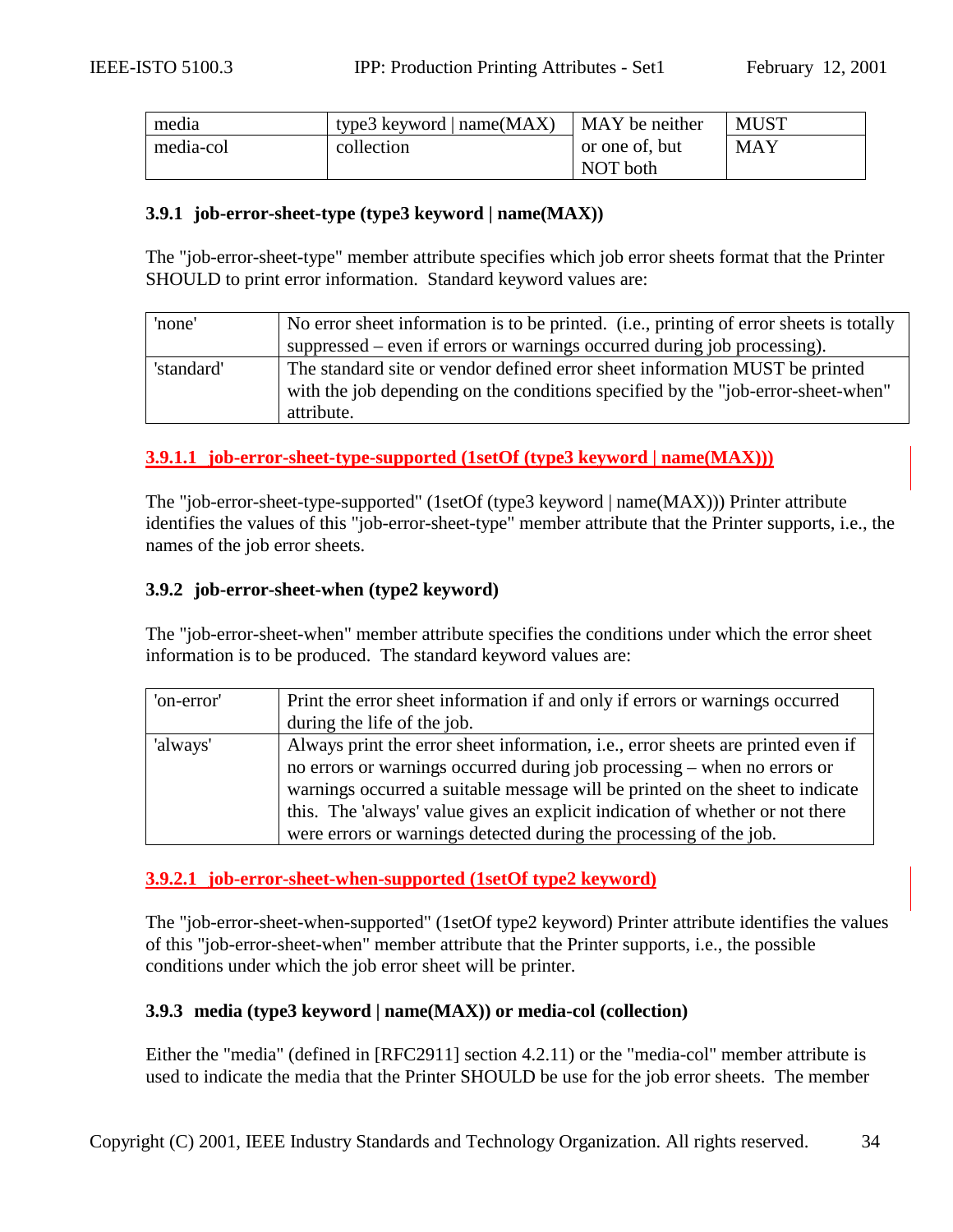| media | type3 keyword \| name(MAX) | MAY be neither or one of, but NOT both | MUST |
|---|---|---|---|
| media-col | collection | | MAY |

### 3.9.1 job-error-sheet-type (type3 keyword | name(MAX))

The "job-error-sheet-type" member attribute specifies which job error sheets format that the Printer SHOULD to print error information. Standard keyword values are:

| 'none' | No error sheet information is to be printed. (i.e., printing of error sheets is totally suppressed – even if errors or warnings occurred during job processing). |
|---|---|
| 'standard' | The standard site or vendor defined error sheet information MUST be printed with the job depending on the conditions specified by the "job-error-sheet-when" attribute. |

#### 3.9.1.1 job-error-sheet-type-supported (1setOf (type3 keyword | name(MAX)))

The "job-error-sheet-type-supported" (1setOf (type3 keyword | name(MAX))) Printer attribute identifies the values of this "job-error-sheet-type" member attribute that the Printer supports, i.e., the names of the job error sheets.

### 3.9.2 job-error-sheet-when (type2 keyword)

The "job-error-sheet-when" member attribute specifies the conditions under which the error sheet information is to be produced. The standard keyword values are:

| 'on-error' | Print the error sheet information if and only if errors or warnings occurred during the life of the job. |
|---|---|
| 'always' | Always print the error sheet information, i.e., error sheets are printed even if no errors or warnings occurred during job processing – when no errors or warnings occurred a suitable message will be printed on the sheet to indicate this. The 'always' value gives an explicit indication of whether or not there were errors or warnings detected during the processing of the job. |

#### 3.9.2.1 job-error-sheet-when-supported (1setOf type2 keyword)

The "job-error-sheet-when-supported" (1setOf type2 keyword) Printer attribute identifies the values of this "job-error-sheet-when" member attribute that the Printer supports, i.e., the possible conditions under which the job error sheet will be printer.

### 3.9.3 media (type3 keyword | name(MAX)) or media-col (collection)

Either the "media" (defined in [RFC2911] section 4.2.11) or the "media-col" member attribute is used to indicate the media that the Printer SHOULD be use for the job error sheets. The member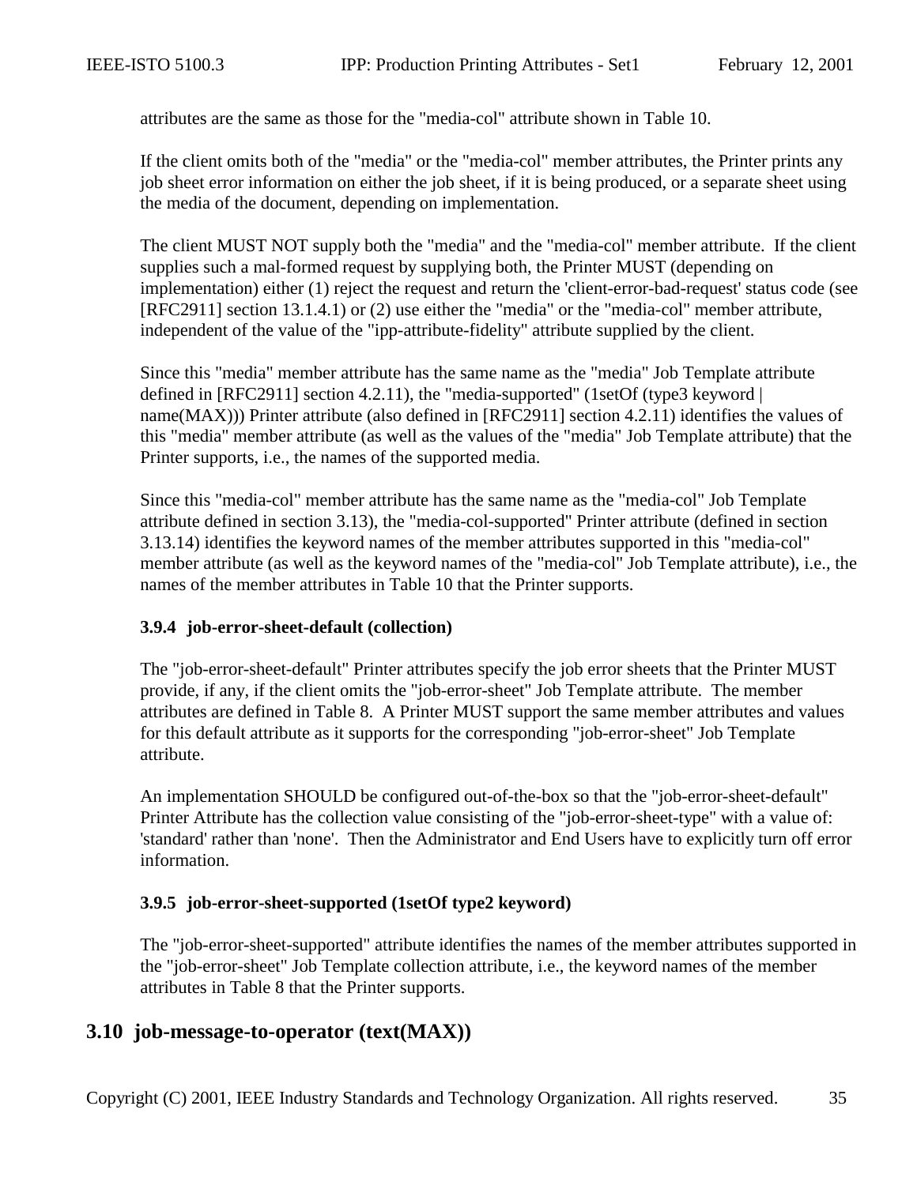attributes are the same as those for the "media-col" attribute shown in Table 10.

If the client omits both of the "media" or the "media-col" member attributes, the Printer prints any job sheet error information on either the job sheet, if it is being produced, or a separate sheet using the media of the document, depending on implementation.

The client MUST NOT supply both the "media" and the "media-col" member attribute. If the client supplies such a mal-formed request by supplying both, the Printer MUST (depending on implementation) either (1) reject the request and return the 'client-error-bad-request' status code (see [RFC2911] section 13.1.4.1) or (2) use either the "media" or the "media-col" member attribute, independent of the value of the "ipp-attribute-fidelity" attribute supplied by the client.

Since this "media" member attribute has the same name as the "media" Job Template attribute defined in [RFC2911] section 4.2.11), the "media-supported" (1setOf (type3 keyword | name(MAX))) Printer attribute (also defined in [RFC2911] section 4.2.11) identifies the values of this "media" member attribute (as well as the values of the "media" Job Template attribute) that the Printer supports, i.e., the names of the supported media.

Since this "media-col" member attribute has the same name as the "media-col" Job Template attribute defined in section 3.13), the "media-col-supported" Printer attribute (defined in section 3.13.14) identifies the keyword names of the member attributes supported in this "media-col" member attribute (as well as the keyword names of the "media-col" Job Template attribute), i.e., the names of the member attributes in Table 10 that the Printer supports.

### 3.9.4 job-error-sheet-default (collection)

The "job-error-sheet-default" Printer attributes specify the job error sheets that the Printer MUST provide, if any, if the client omits the "job-error-sheet" Job Template attribute. The member attributes are defined in Table 8. A Printer MUST support the same member attributes and values for this default attribute as it supports for the corresponding "job-error-sheet" Job Template attribute.

An implementation SHOULD be configured out-of-the-box so that the "job-error-sheet-default" Printer Attribute has the collection value consisting of the "job-error-sheet-type" with a value of: 'standard' rather than 'none'. Then the Administrator and End Users have to explicitly turn off error information.

### 3.9.5 job-error-sheet-supported (1setOf type2 keyword)

The "job-error-sheet-supported" attribute identifies the names of the member attributes supported in the "job-error-sheet" Job Template collection attribute, i.e., the keyword names of the member attributes in Table 8 that the Printer supports.

## 3.10 job-message-to-operator (text(MAX))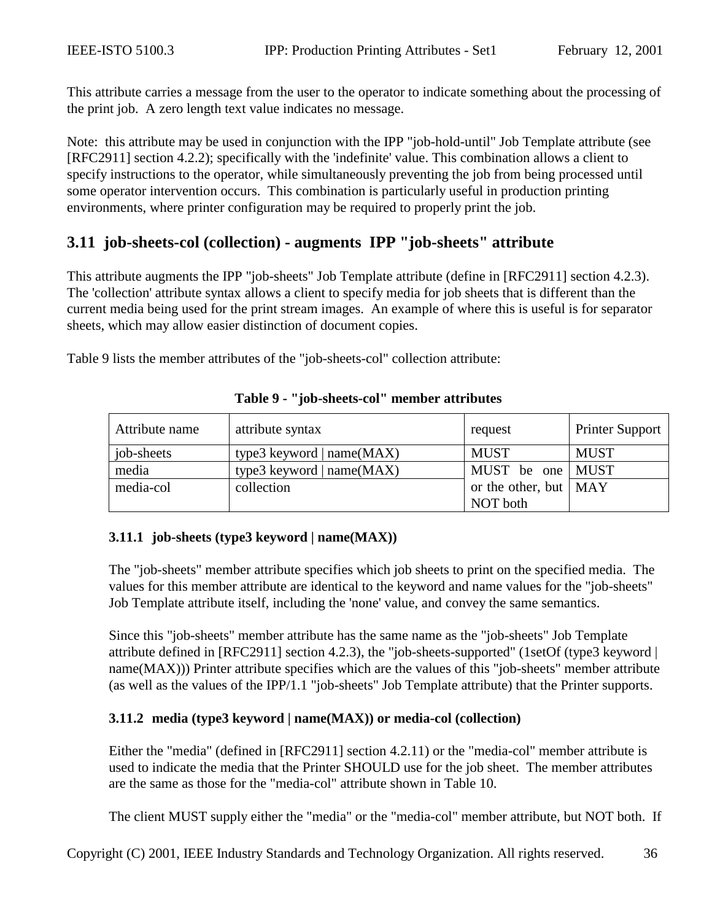This attribute carries a message from the user to the operator to indicate something about the processing of the print job. A zero length text value indicates no message.

Note: this attribute may be used in conjunction with the IPP "job-hold-until" Job Template attribute (see [RFC2911] section 4.2.2); specifically with the 'indefinite' value. This combination allows a client to specify instructions to the operator, while simultaneously preventing the job from being processed until some operator intervention occurs. This combination is particularly useful in production printing environments, where printer configuration may be required to properly print the job.

## 3.11 job-sheets-col (collection) - augments IPP "job-sheets" attribute

This attribute augments the IPP "job-sheets" Job Template attribute (define in [RFC2911] section 4.2.3). The 'collection' attribute syntax allows a client to specify media for job sheets that is different than the current media being used for the print stream images. An example of where this is useful is for separator sheets, which may allow easier distinction of document copies.

Table 9 lists the member attributes of the "job-sheets-col" collection attribute:

**Table 9 - "job-sheets-col" member attributes**

| Attribute name | attribute syntax | request | Printer Support |
|---|---|---|---|
| job-sheets | type3 keyword \| name(MAX) | MUST | MUST |
| media | type3 keyword \| name(MAX) | MUST be one or the other, but NOT both | MUST |
| media-col | collection | | MAY |

### 3.11.1 job-sheets (type3 keyword | name(MAX))

The "job-sheets" member attribute specifies which job sheets to print on the specified media. The values for this member attribute are identical to the keyword and name values for the "job-sheets" Job Template attribute itself, including the 'none' value, and convey the same semantics.

Since this "job-sheets" member attribute has the same name as the "job-sheets" Job Template attribute defined in [RFC2911] section 4.2.3), the "job-sheets-supported" (1setOf (type3 keyword | name(MAX))) Printer attribute specifies which are the values of this "job-sheets" member attribute (as well as the values of the IPP/1.1 "job-sheets" Job Template attribute) that the Printer supports.

### 3.11.2 media (type3 keyword | name(MAX)) or media-col (collection)

Either the "media" (defined in [RFC2911] section 4.2.11) or the "media-col" member attribute is used to indicate the media that the Printer SHOULD use for the job sheet. The member attributes are the same as those for the "media-col" attribute shown in Table 10.

The client MUST supply either the "media" or the "media-col" member attribute, but NOT both. If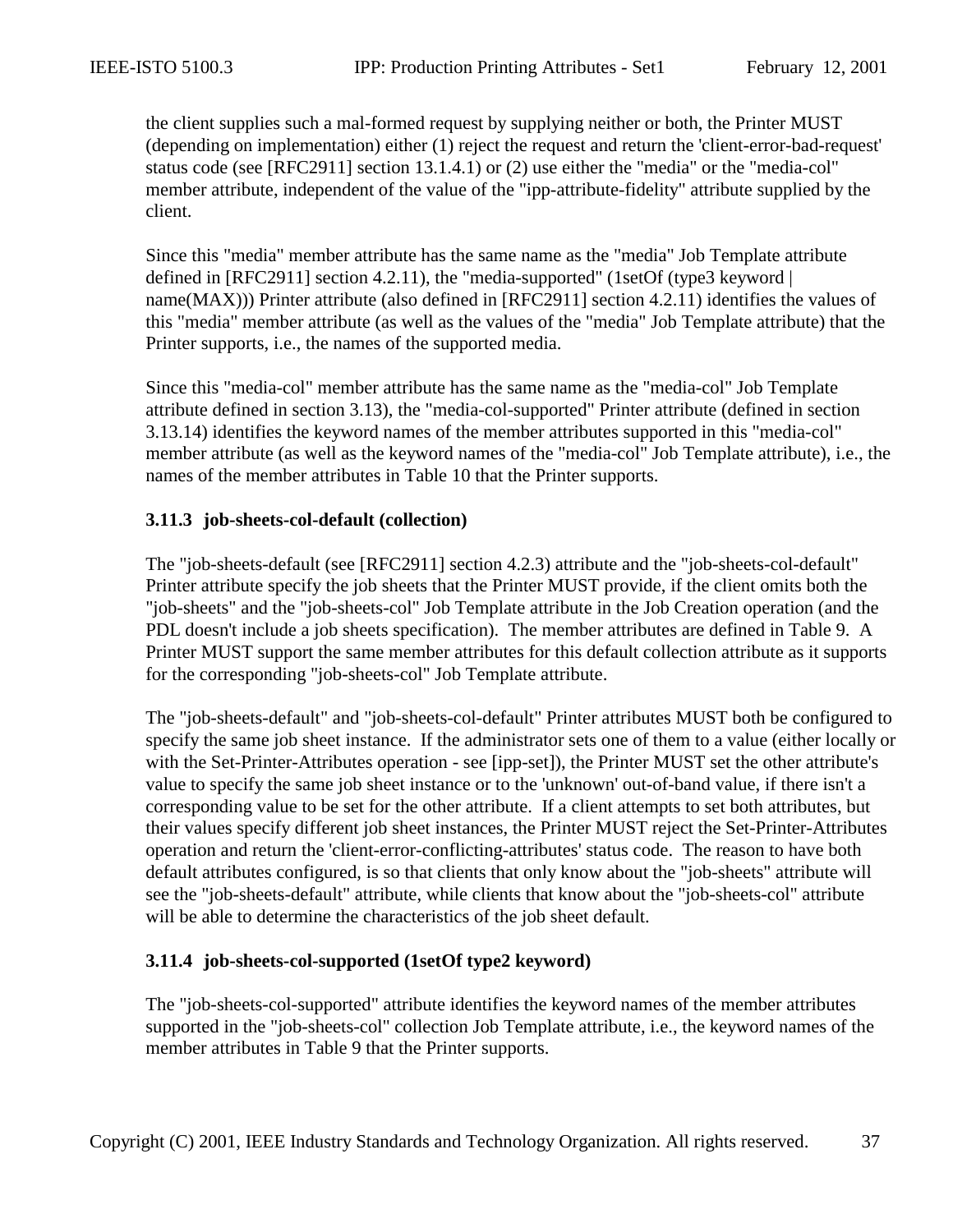the client supplies such a mal-formed request by supplying neither or both, the Printer MUST (depending on implementation) either (1) reject the request and return the 'client-error-bad-request' status code (see [RFC2911] section 13.1.4.1) or (2) use either the "media" or the "media-col" member attribute, independent of the value of the "ipp-attribute-fidelity" attribute supplied by the client.

Since this "media" member attribute has the same name as the "media" Job Template attribute defined in [RFC2911] section 4.2.11), the "media-supported" (1setOf (type3 keyword | name(MAX))) Printer attribute (also defined in [RFC2911] section 4.2.11) identifies the values of this "media" member attribute (as well as the values of the "media" Job Template attribute) that the Printer supports, i.e., the names of the supported media.

Since this "media-col" member attribute has the same name as the "media-col" Job Template attribute defined in section 3.13), the "media-col-supported" Printer attribute (defined in section 3.13.14) identifies the keyword names of the member attributes supported in this "media-col" member attribute (as well as the keyword names of the "media-col" Job Template attribute), i.e., the names of the member attributes in Table 10 that the Printer supports.

### 3.11.3 job-sheets-col-default (collection)

The "job-sheets-default (see [RFC2911] section 4.2.3) attribute and the "job-sheets-col-default" Printer attribute specify the job sheets that the Printer MUST provide, if the client omits both the "job-sheets" and the "job-sheets-col" Job Template attribute in the Job Creation operation (and the PDL doesn't include a job sheets specification). The member attributes are defined in Table 9. A Printer MUST support the same member attributes for this default collection attribute as it supports for the corresponding "job-sheets-col" Job Template attribute.

The "job-sheets-default" and "job-sheets-col-default" Printer attributes MUST both be configured to specify the same job sheet instance. If the administrator sets one of them to a value (either locally or with the Set-Printer-Attributes operation - see [ipp-set]), the Printer MUST set the other attribute's value to specify the same job sheet instance or to the 'unknown' out-of-band value, if there isn't a corresponding value to be set for the other attribute. If a client attempts to set both attributes, but their values specify different job sheet instances, the Printer MUST reject the Set-Printer-Attributes operation and return the 'client-error-conflicting-attributes' status code. The reason to have both default attributes configured, is so that clients that only know about the "job-sheets" attribute will see the "job-sheets-default" attribute, while clients that know about the "job-sheets-col" attribute will be able to determine the characteristics of the job sheet default.

### 3.11.4 job-sheets-col-supported (1setOf type2 keyword)

The "job-sheets-col-supported" attribute identifies the keyword names of the member attributes supported in the "job-sheets-col" collection Job Template attribute, i.e., the keyword names of the member attributes in Table 9 that the Printer supports.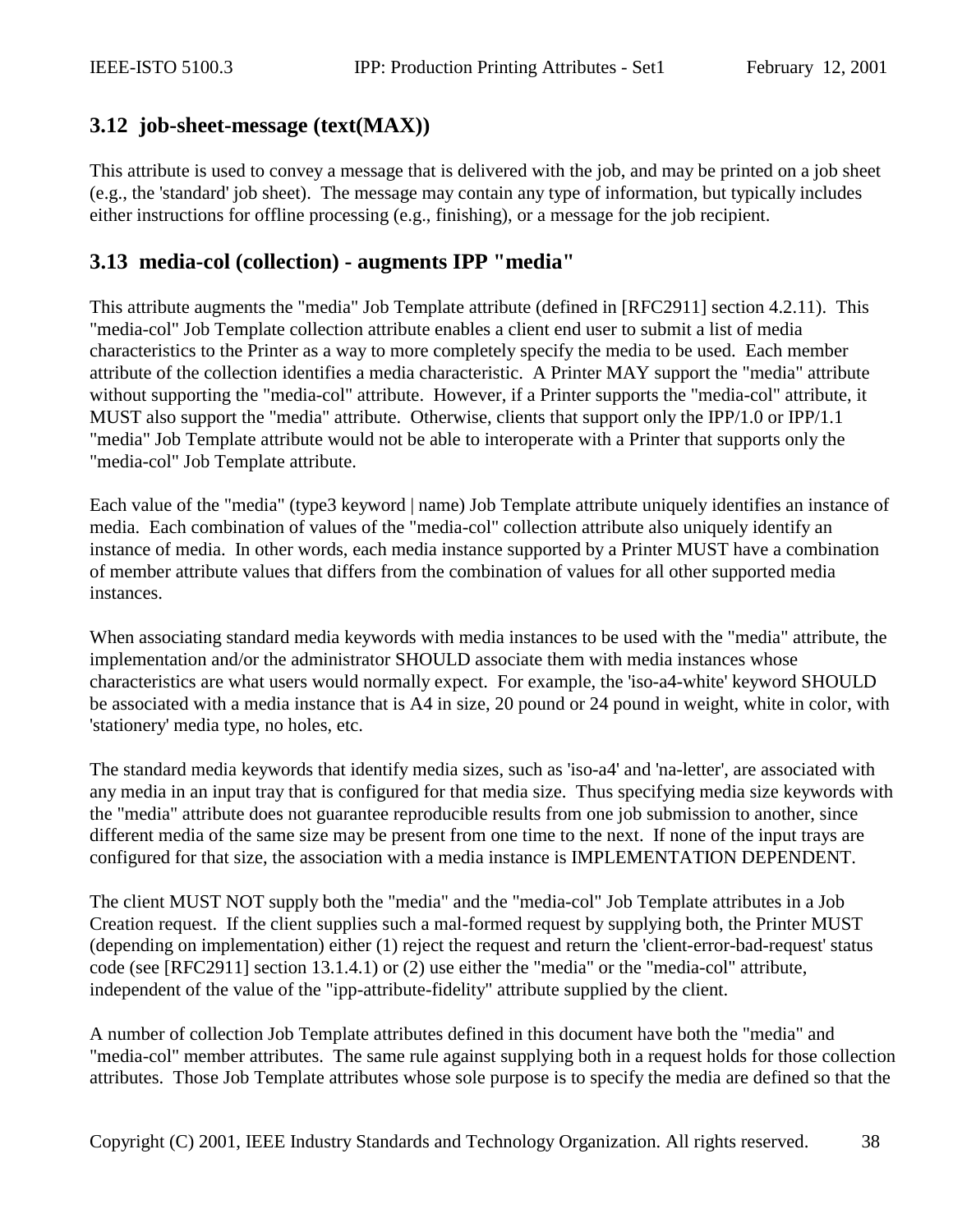## 3.12 job-sheet-message (text(MAX))

This attribute is used to convey a message that is delivered with the job, and may be printed on a job sheet (e.g., the 'standard' job sheet). The message may contain any type of information, but typically includes either instructions for offline processing (e.g., finishing), or a message for the job recipient.

## 3.13 media-col (collection) - augments IPP "media"

This attribute augments the "media" Job Template attribute (defined in [RFC2911] section 4.2.11). This "media-col" Job Template collection attribute enables a client end user to submit a list of media characteristics to the Printer as a way to more completely specify the media to be used. Each member attribute of the collection identifies a media characteristic. A Printer MAY support the "media" attribute without supporting the "media-col" attribute. However, if a Printer supports the "media-col" attribute, it MUST also support the "media" attribute. Otherwise, clients that support only the IPP/1.0 or IPP/1.1 "media" Job Template attribute would not be able to interoperate with a Printer that supports only the "media-col" Job Template attribute.

Each value of the "media" (type3 keyword | name) Job Template attribute uniquely identifies an instance of media. Each combination of values of the "media-col" collection attribute also uniquely identify an instance of media. In other words, each media instance supported by a Printer MUST have a combination of member attribute values that differs from the combination of values for all other supported media instances.

When associating standard media keywords with media instances to be used with the "media" attribute, the implementation and/or the administrator SHOULD associate them with media instances whose characteristics are what users would normally expect. For example, the 'iso-a4-white' keyword SHOULD be associated with a media instance that is A4 in size, 20 pound or 24 pound in weight, white in color, with 'stationery' media type, no holes, etc.

The standard media keywords that identify media sizes, such as 'iso-a4' and 'na-letter', are associated with any media in an input tray that is configured for that media size. Thus specifying media size keywords with the "media" attribute does not guarantee reproducible results from one job submission to another, since different media of the same size may be present from one time to the next. If none of the input trays are configured for that size, the association with a media instance is IMPLEMENTATION DEPENDENT.

The client MUST NOT supply both the "media" and the "media-col" Job Template attributes in a Job Creation request. If the client supplies such a mal-formed request by supplying both, the Printer MUST (depending on implementation) either (1) reject the request and return the 'client-error-bad-request' status code (see [RFC2911] section 13.1.4.1) or (2) use either the "media" or the "media-col" attribute, independent of the value of the "ipp-attribute-fidelity" attribute supplied by the client.

A number of collection Job Template attributes defined in this document have both the "media" and "media-col" member attributes. The same rule against supplying both in a request holds for those collection attributes. Those Job Template attributes whose sole purpose is to specify the media are defined so that the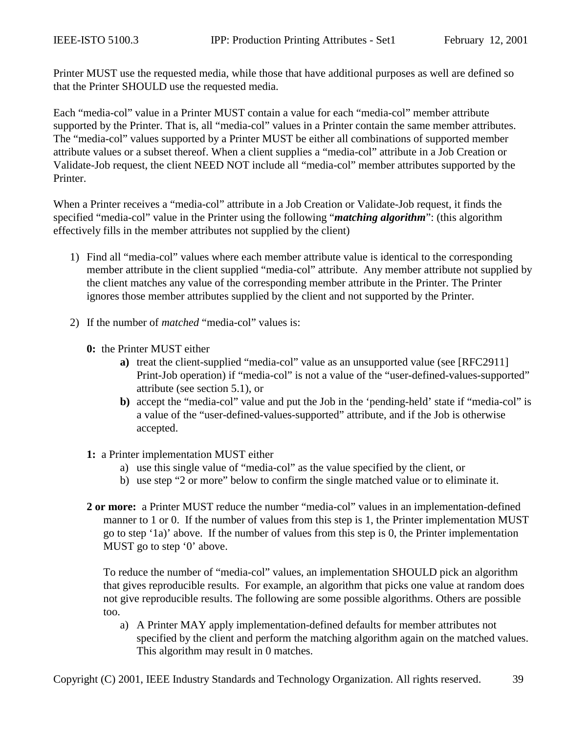Printer MUST use the requested media, while those that have additional purposes as well are defined so that the Printer SHOULD use the requested media.

Each “media-col” value in a Printer MUST contain a value for each “media-col” member attribute supported by the Printer. That is, all “media-col” values in a Printer contain the same member attributes. The “media-col” values supported by a Printer MUST be either all combinations of supported member attribute values or a subset thereof. When a client supplies a “media-col” attribute in a Job Creation or Validate-Job request, the client NEED NOT include all “media-col” member attributes supported by the Printer.

When a Printer receives a “media-col” attribute in a Job Creation or Validate-Job request, it finds the specified “media-col” value in the Printer using the following “***matching algorithm***”: (this algorithm effectively fills in the member attributes not supplied by the client)

1) Find all “media-col” values where each member attribute value is identical to the corresponding member attribute in the client supplied “media-col” attribute. Any member attribute not supplied by the client matches any value of the corresponding member attribute in the Printer. The Printer ignores those member attributes supplied by the client and not supported by the Printer.

2) If the number of *matched* “media-col” values is:

   **0:** the Printer MUST either
   - **a)** treat the client-supplied “media-col” value as an unsupported value (see [RFC2911] Print-Job operation) if “media-col” is not a value of the “user-defined-values-supported” attribute (see section 5.1), or
   - **b)** accept the “media-col” value and put the Job in the ‘pending-held’ state if “media-col” is a value of the “user-defined-values-supported” attribute, and if the Job is otherwise accepted.

   **1:** a Printer implementation MUST either
   - a) use this single value of “media-col” as the value specified by the client, or
   - b) use step “2 or more” below to confirm the single matched value or to eliminate it.

   **2 or more:** a Printer MUST reduce the number “media-col” values in an implementation-defined manner to 1 or 0. If the number of values from this step is 1, the Printer implementation MUST go to step ‘1a)’ above. If the number of values from this step is 0, the Printer implementation MUST go to step ‘0’ above.

   To reduce the number of “media-col” values, an implementation SHOULD pick an algorithm that gives reproducible results. For example, an algorithm that picks one value at random does not give reproducible results. The following are some possible algorithms. Others are possible too.
   - a) A Printer MAY apply implementation-defined defaults for member attributes not specified by the client and perform the matching algorithm again on the matched values. This algorithm may result in 0 matches.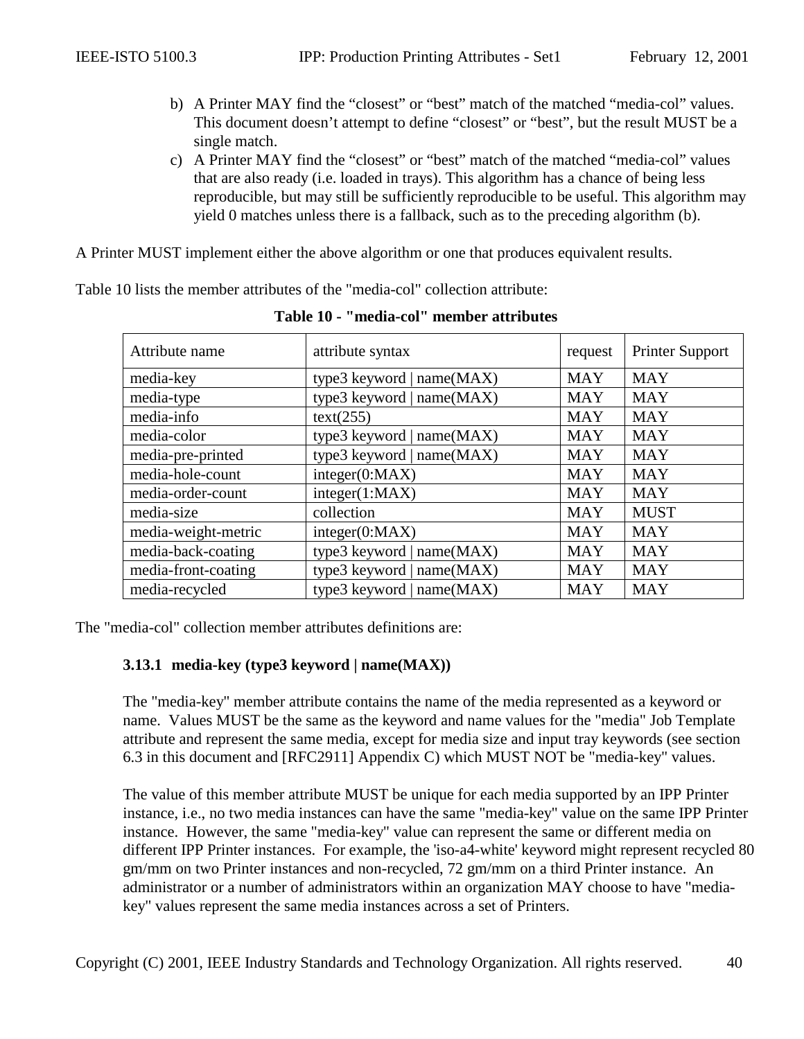b) A Printer MAY find the "closest" or "best" match of the matched "media-col" values. This document doesn't attempt to define "closest" or "best", but the result MUST be a single match.
c) A Printer MAY find the "closest" or "best" match of the matched "media-col" values that are also ready (i.e. loaded in trays). This algorithm has a chance of being less reproducible, but may still be sufficiently reproducible to be useful. This algorithm may yield 0 matches unless there is a fallback, such as to the preceding algorithm (b).

A Printer MUST implement either the above algorithm or one that produces equivalent results.

Table 10 lists the member attributes of the "media-col" collection attribute:

**Table 10 - "media-col" member attributes**

| Attribute name | attribute syntax | request | Printer Support |
|---|---|---|---|
| media-key | type3 keyword \| name(MAX) | MAY | MAY |
| media-type | type3 keyword \| name(MAX) | MAY | MAY |
| media-info | text(255) | MAY | MAY |
| media-color | type3 keyword \| name(MAX) | MAY | MAY |
| media-pre-printed | type3 keyword \| name(MAX) | MAY | MAY |
| media-hole-count | integer(0:MAX) | MAY | MAY |
| media-order-count | integer(1:MAX) | MAY | MAY |
| media-size | collection | MAY | MUST |
| media-weight-metric | integer(0:MAX) | MAY | MAY |
| media-back-coating | type3 keyword \| name(MAX) | MAY | MAY |
| media-front-coating | type3 keyword \| name(MAX) | MAY | MAY |
| media-recycled | type3 keyword \| name(MAX) | MAY | MAY |

The "media-col" collection member attributes definitions are:

### 3.13.1 media-key (type3 keyword | name(MAX))

The "media-key" member attribute contains the name of the media represented as a keyword or name. Values MUST be the same as the keyword and name values for the "media" Job Template attribute and represent the same media, except for media size and input tray keywords (see section 6.3 in this document and [RFC2911] Appendix C) which MUST NOT be "media-key" values.

The value of this member attribute MUST be unique for each media supported by an IPP Printer instance, i.e., no two media instances can have the same "media-key" value on the same IPP Printer instance. However, the same "media-key" value can represent the same or different media on different IPP Printer instances. For example, the 'iso-a4-white' keyword might represent recycled 80 gm/mm on two Printer instances and non-recycled, 72 gm/mm on a third Printer instance. An administrator or a number of administrators within an organization MAY choose to have "media-key" values represent the same media instances across a set of Printers.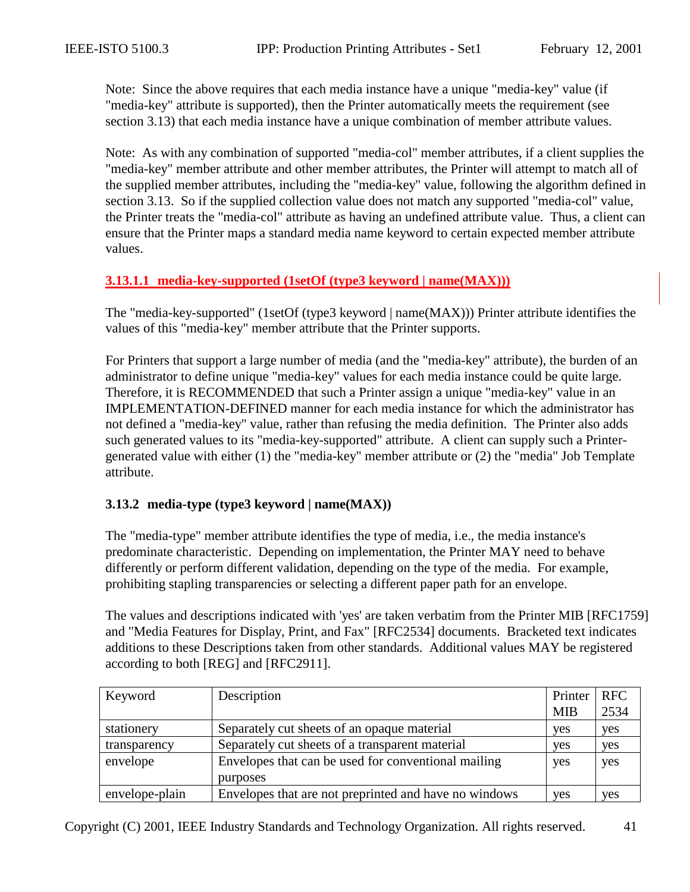Note: Since the above requires that each media instance have a unique "media-key" value (if "media-key" attribute is supported), then the Printer automatically meets the requirement (see section 3.13) that each media instance have a unique combination of member attribute values.

Note: As with any combination of supported "media-col" member attributes, if a client supplies the "media-key" member attribute and other member attributes, the Printer will attempt to match all of the supplied member attributes, including the "media-key" value, following the algorithm defined in section 3.13. So if the supplied collection value does not match any supported "media-col" value, the Printer treats the "media-col" attribute as having an undefined attribute value. Thus, a client can ensure that the Printer maps a standard media name keyword to certain expected member attribute values.

#### 3.13.1.1 media-key-supported (1setOf (type3 keyword | name(MAX)))

The "media-key-supported" (1setOf (type3 keyword | name(MAX))) Printer attribute identifies the values of this "media-key" member attribute that the Printer supports.

For Printers that support a large number of media (and the "media-key" attribute), the burden of an administrator to define unique "media-key" values for each media instance could be quite large. Therefore, it is RECOMMENDED that such a Printer assign a unique "media-key" value in an IMPLEMENTATION-DEFINED manner for each media instance for which the administrator has not defined a "media-key" value, rather than refusing the media definition. The Printer also adds such generated values to its "media-key-supported" attribute. A client can supply such a Printer-generated value with either (1) the "media-key" member attribute or (2) the "media" Job Template attribute.

### 3.13.2 media-type (type3 keyword | name(MAX))

The "media-type" member attribute identifies the type of media, i.e., the media instance's predominate characteristic. Depending on implementation, the Printer MAY need to behave differently or perform different validation, depending on the type of the media. For example, prohibiting stapling transparencies or selecting a different paper path for an envelope.

The values and descriptions indicated with 'yes' are taken verbatim from the Printer MIB [RFC1759] and "Media Features for Display, Print, and Fax" [RFC2534] documents. Bracketed text indicates additions to these Descriptions taken from other standards. Additional values MAY be registered according to both [REG] and [RFC2911].

| Keyword | Description | Printer MIB | RFC 2534 |
|---|---|---|---|
| stationery | Separately cut sheets of an opaque material | yes | yes |
| transparency | Separately cut sheets of a transparent material | yes | yes |
| envelope | Envelopes that can be used for conventional mailing purposes | yes | yes |
| envelope-plain | Envelopes that are not preprinted and have no windows | yes | yes |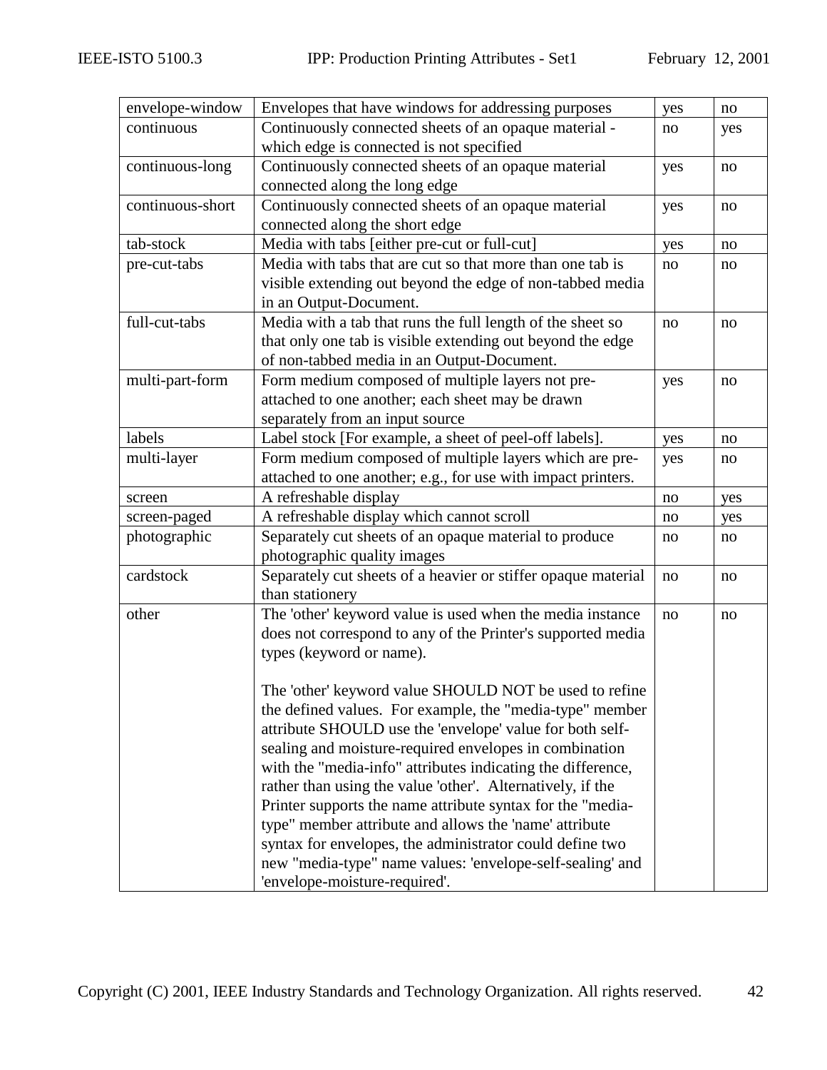| envelope-window | Envelopes that have windows for addressing purposes | yes | no |
|---|---|---|---|
| continuous | Continuously connected sheets of an opaque material - which edge is connected is not specified | no | yes |
| continuous-long | Continuously connected sheets of an opaque material connected along the long edge | yes | no |
| continuous-short | Continuously connected sheets of an opaque material connected along the short edge | yes | no |
| tab-stock | Media with tabs [either pre-cut or full-cut] | yes | no |
| pre-cut-tabs | Media with tabs that are cut so that more than one tab is visible extending out beyond the edge of non-tabbed media in an Output-Document. | no | no |
| full-cut-tabs | Media with a tab that runs the full length of the sheet so that only one tab is visible extending out beyond the edge of non-tabbed media in an Output-Document. | no | no |
| multi-part-form | Form medium composed of multiple layers not pre-attached to one another; each sheet may be drawn separately from an input source | yes | no |
| labels | Label stock [For example, a sheet of peel-off labels]. | yes | no |
| multi-layer | Form medium composed of multiple layers which are pre-attached to one another; e.g., for use with impact printers. | yes | no |
| screen | A refreshable display | no | yes |
| screen-paged | A refreshable display which cannot scroll | no | yes |
| photographic | Separately cut sheets of an opaque material to produce photographic quality images | no | no |
| cardstock | Separately cut sheets of a heavier or stiffer opaque material than stationery | no | no |
| other | The 'other' keyword value is used when the media instance does not correspond to any of the Printer's supported media types (keyword or name).<br><br>The 'other' keyword value SHOULD NOT be used to refine the defined values. For example, the "media-type" member attribute SHOULD use the 'envelope' value for both self-sealing and moisture-required envelopes in combination with the "media-info" attributes indicating the difference, rather than using the value 'other'. Alternatively, if the Printer supports the name attribute syntax for the "media-type" member attribute and allows the 'name' attribute syntax for envelopes, the administrator could define two new "media-type" name values: 'envelope-self-sealing' and 'envelope-moisture-required'. | no | no |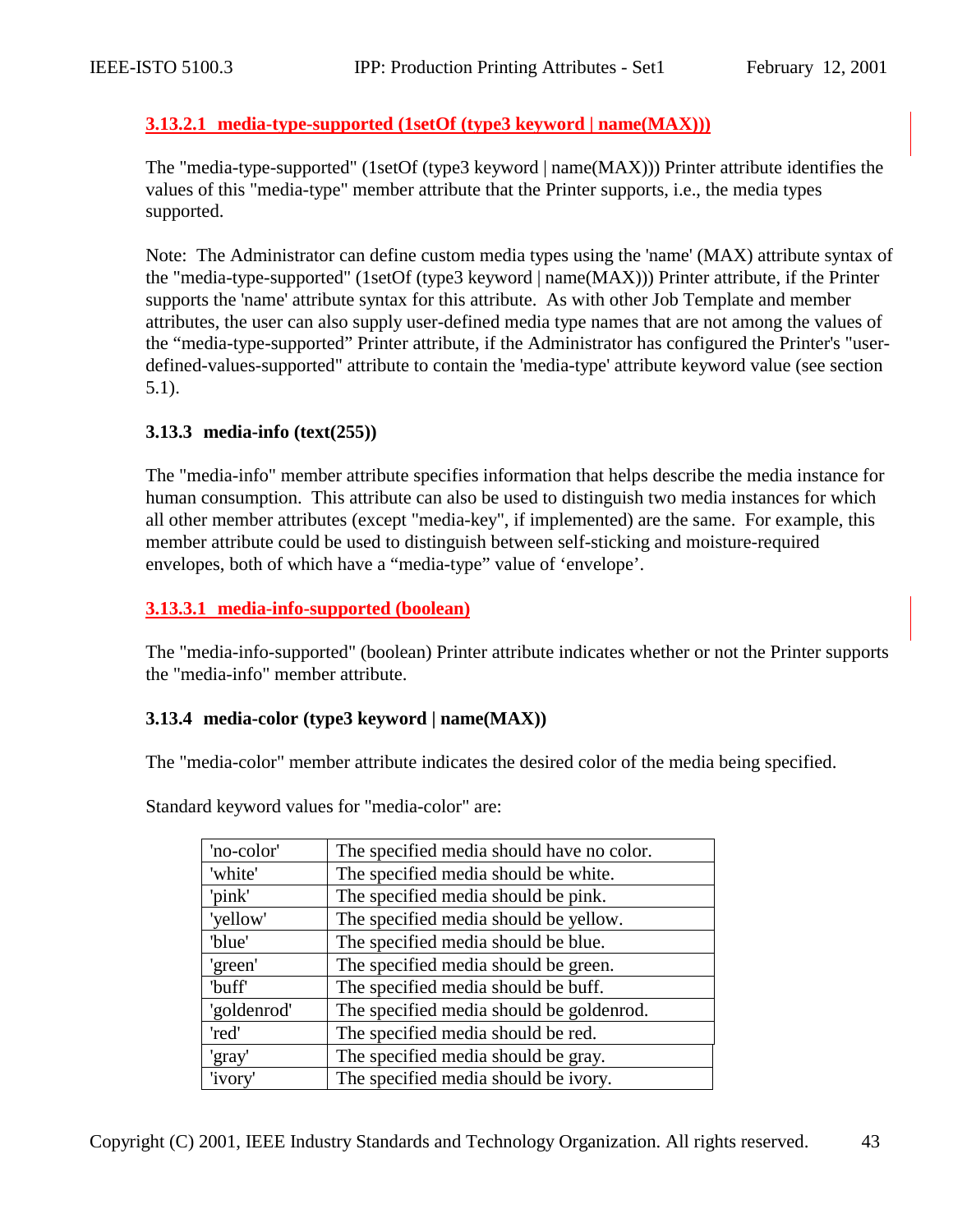#### 3.13.2.1 media-type-supported (1setOf (type3 keyword | name(MAX)))

The "media-type-supported" (1setOf (type3 keyword | name(MAX))) Printer attribute identifies the values of this "media-type" member attribute that the Printer supports, i.e., the media types supported.

Note: The Administrator can define custom media types using the 'name' (MAX) attribute syntax of the "media-type-supported" (1setOf (type3 keyword | name(MAX))) Printer attribute, if the Printer supports the 'name' attribute syntax for this attribute. As with other Job Template and member attributes, the user can also supply user-defined media type names that are not among the values of the “media-type-supported” Printer attribute, if the Administrator has configured the Printer's "user-defined-values-supported" attribute to contain the 'media-type' attribute keyword value (see section 5.1).

### 3.13.3 media-info (text(255))

The "media-info" member attribute specifies information that helps describe the media instance for human consumption. This attribute can also be used to distinguish two media instances for which all other member attributes (except "media-key", if implemented) are the same. For example, this member attribute could be used to distinguish between self-sticking and moisture-required envelopes, both of which have a “media-type” value of ‘envelope’.

#### 3.13.3.1 media-info-supported (boolean)

The "media-info-supported" (boolean) Printer attribute indicates whether or not the Printer supports the "media-info" member attribute.

### 3.13.4 media-color (type3 keyword | name(MAX))

The "media-color" member attribute indicates the desired color of the media being specified.

Standard keyword values for "media-color" are:

| | |
|---|---|
| 'no-color' | The specified media should have no color. |
| 'white' | The specified media should be white. |
| 'pink' | The specified media should be pink. |
| 'yellow' | The specified media should be yellow. |
| 'blue' | The specified media should be blue. |
| 'green' | The specified media should be green. |
| 'buff' | The specified media should be buff. |
| 'goldenrod' | The specified media should be goldenrod. |
| 'red' | The specified media should be red. |
| 'gray' | The specified media should be gray. |
| 'ivory' | The specified media should be ivory. |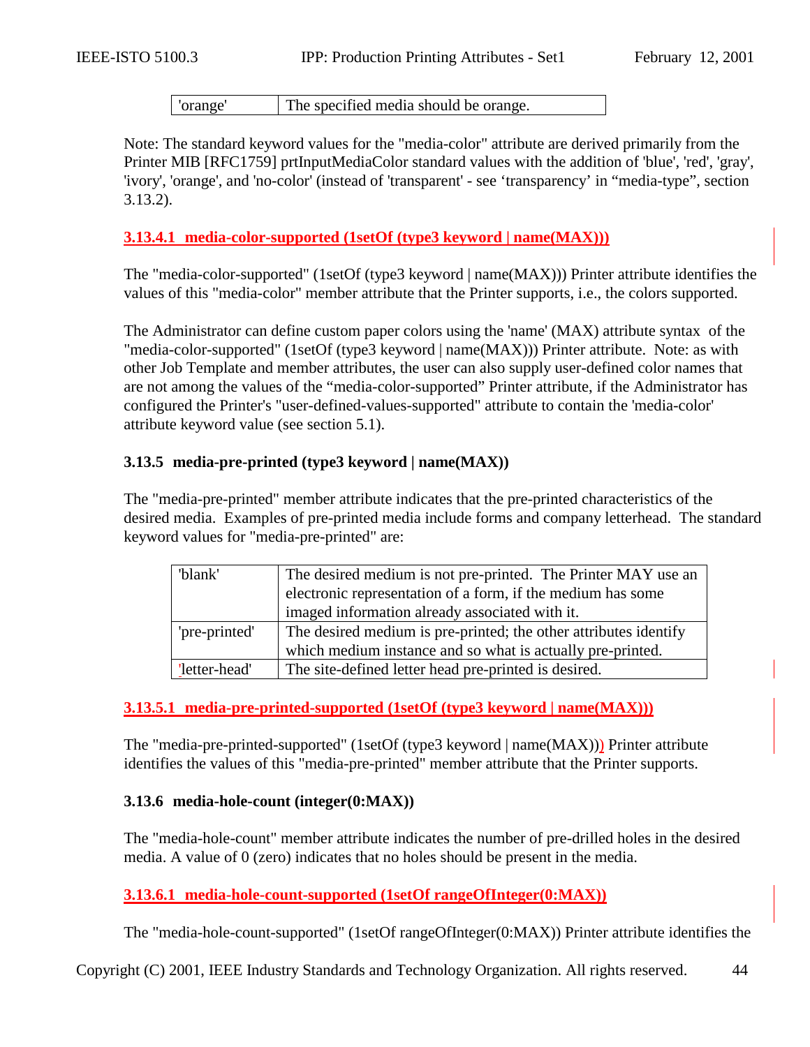| 'orange' | The specified media should be orange. |
|---|---|

Note: The standard keyword values for the "media-color" attribute are derived primarily from the Printer MIB [RFC1759] prtInputMediaColor standard values with the addition of 'blue', 'red', 'gray', 'ivory', 'orange', and 'no-color' (instead of 'transparent' - see 'transparency' in "media-type", section 3.13.2).

#### 3.13.4.1 media-color-supported (1setOf (type3 keyword | name(MAX)))

The "media-color-supported" (1setOf (type3 keyword | name(MAX))) Printer attribute identifies the values of this "media-color" member attribute that the Printer supports, i.e., the colors supported.

The Administrator can define custom paper colors using the 'name' (MAX) attribute syntax of the "media-color-supported" (1setOf (type3 keyword | name(MAX))) Printer attribute. Note: as with other Job Template and member attributes, the user can also supply user-defined color names that are not among the values of the "media-color-supported" Printer attribute, if the Administrator has configured the Printer's "user-defined-values-supported" attribute to contain the 'media-color' attribute keyword value (see section 5.1).

### 3.13.5 media-pre-printed (type3 keyword | name(MAX))

The "media-pre-printed" member attribute indicates that the pre-printed characteristics of the desired media. Examples of pre-printed media include forms and company letterhead. The standard keyword values for "media-pre-printed" are:

| 'blank' | The desired medium is not pre-printed. The Printer MAY use an electronic representation of a form, if the medium has some imaged information already associated with it. |
|---|---|
| 'pre-printed' | The desired medium is pre-printed; the other attributes identify which medium instance and so what is actually pre-printed. |
| 'letter-head' | The site-defined letter head pre-printed is desired. |

#### 3.13.5.1 media-pre-printed-supported (1setOf (type3 keyword | name(MAX)))

The "media-pre-printed-supported" (1setOf (type3 keyword | name(MAX))) Printer attribute identifies the values of this "media-pre-printed" member attribute that the Printer supports.

### 3.13.6 media-hole-count (integer(0:MAX))

The "media-hole-count" member attribute indicates the number of pre-drilled holes in the desired media. A value of 0 (zero) indicates that no holes should be present in the media.

#### 3.13.6.1 media-hole-count-supported (1setOf rangeOfInteger(0:MAX))

The "media-hole-count-supported" (1setOf rangeOfInteger(0:MAX)) Printer attribute identifies the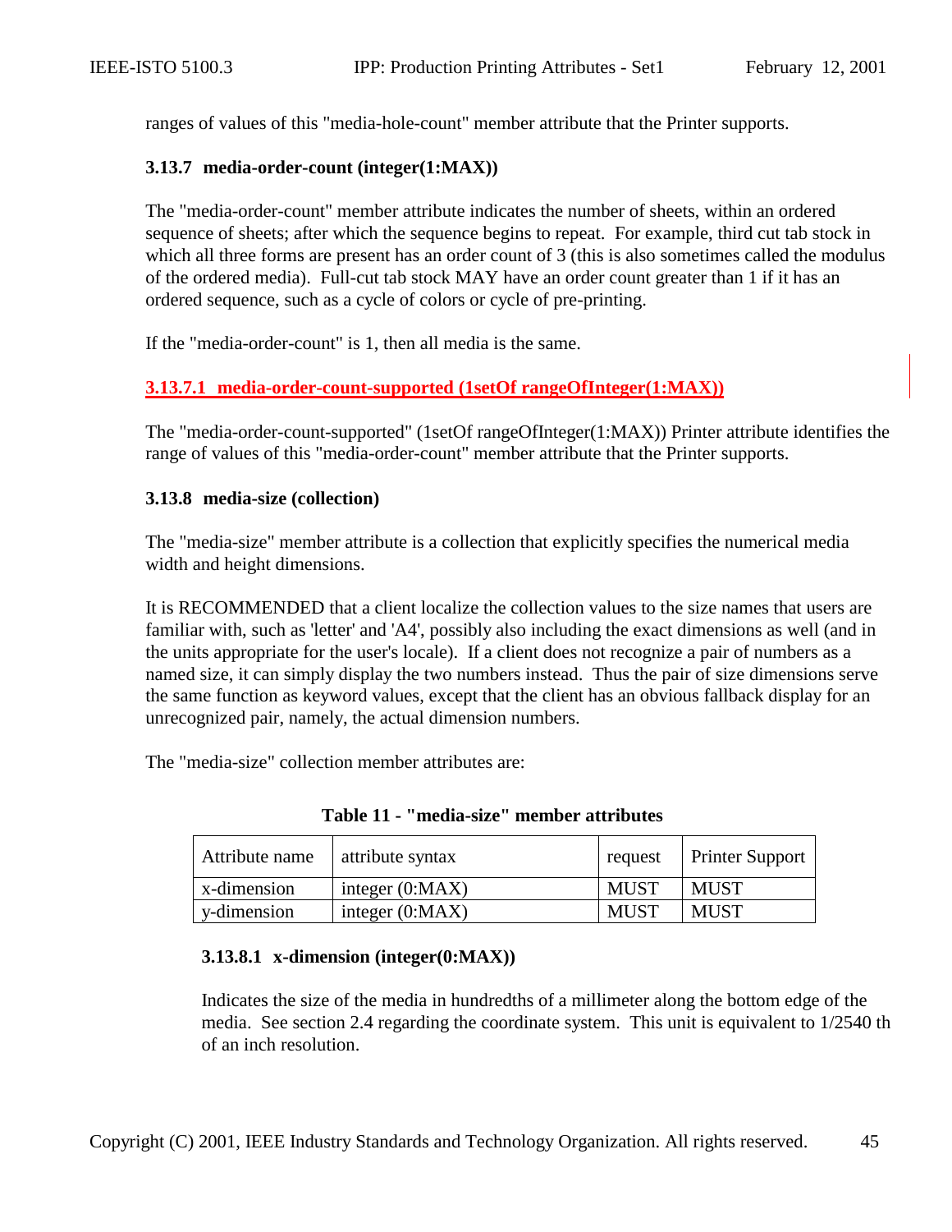ranges of values of this "media-hole-count" member attribute that the Printer supports.

### 3.13.7 media-order-count (integer(1:MAX))

The "media-order-count" member attribute indicates the number of sheets, within an ordered sequence of sheets; after which the sequence begins to repeat. For example, third cut tab stock in which all three forms are present has an order count of 3 (this is also sometimes called the modulus of the ordered media). Full-cut tab stock MAY have an order count greater than 1 if it has an ordered sequence, such as a cycle of colors or cycle of pre-printing.

If the "media-order-count" is 1, then all media is the same.

#### 3.13.7.1 media-order-count-supported (1setOf rangeOfInteger(1:MAX))

The "media-order-count-supported" (1setOf rangeOfInteger(1:MAX)) Printer attribute identifies the range of values of this "media-order-count" member attribute that the Printer supports.

### 3.13.8 media-size (collection)

The "media-size" member attribute is a collection that explicitly specifies the numerical media width and height dimensions.

It is RECOMMENDED that a client localize the collection values to the size names that users are familiar with, such as 'letter' and 'A4', possibly also including the exact dimensions as well (and in the units appropriate for the user's locale). If a client does not recognize a pair of numbers as a named size, it can simply display the two numbers instead. Thus the pair of size dimensions serve the same function as keyword values, except that the client has an obvious fallback display for an unrecognized pair, namely, the actual dimension numbers.

The "media-size" collection member attributes are:

**Table 11 - "media-size" member attributes**

| Attribute name | attribute syntax | request | Printer Support |
|---|---|---|---|
| x-dimension | integer (0:MAX) | MUST | MUST |
| y-dimension | integer (0:MAX) | MUST | MUST |

#### 3.13.8.1 x-dimension (integer(0:MAX))

Indicates the size of the media in hundredths of a millimeter along the bottom edge of the media. See section 2.4 regarding the coordinate system. This unit is equivalent to 1/2540 th of an inch resolution.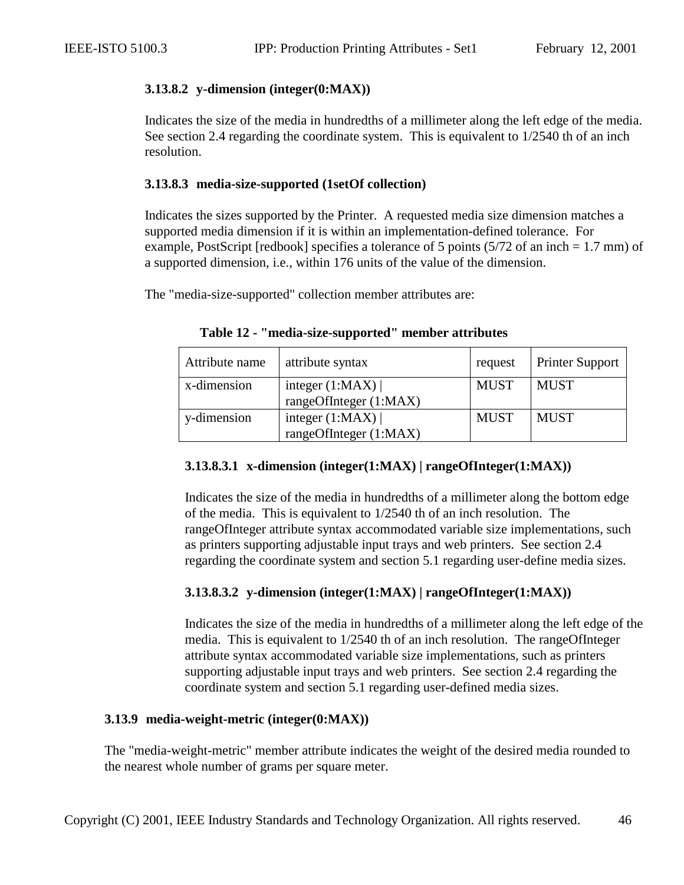#### 3.13.8.2 y-dimension (integer(0:MAX))

Indicates the size of the media in hundredths of a millimeter along the left edge of the media. See section 2.4 regarding the coordinate system. This is equivalent to 1/2540 th of an inch resolution.

#### 3.13.8.3 media-size-supported (1setOf collection)

Indicates the sizes supported by the Printer. A requested media size dimension matches a supported media dimension if it is within an implementation-defined tolerance. For example, PostScript [redbook] specifies a tolerance of 5 points (5/72 of an inch = 1.7 mm) of a supported dimension, i.e., within 176 units of the value of the dimension.

The "media-size-supported" collection member attributes are:

**Table 12 - "media-size-supported" member attributes**

| Attribute name | attribute syntax | request | Printer Support |
|---|---|---|---|
| x-dimension | integer (1:MAX) \| rangeOfInteger (1:MAX) | MUST | MUST |
| y-dimension | integer (1:MAX) \| rangeOfInteger (1:MAX) | MUST | MUST |

##### 3.13.8.3.1 x-dimension (integer(1:MAX) | rangeOfInteger(1:MAX))

Indicates the size of the media in hundredths of a millimeter along the bottom edge of the media. This is equivalent to 1/2540 th of an inch resolution. The rangeOfInteger attribute syntax accommodated variable size implementations, such as printers supporting adjustable input trays and web printers. See section 2.4 regarding the coordinate system and section 5.1 regarding user-define media sizes.

##### 3.13.8.3.2 y-dimension (integer(1:MAX) | rangeOfInteger(1:MAX))

Indicates the size of the media in hundredths of a millimeter along the left edge of the media. This is equivalent to 1/2540 th of an inch resolution. The rangeOfInteger attribute syntax accommodated variable size implementations, such as printers supporting adjustable input trays and web printers. See section 2.4 regarding the coordinate system and section 5.1 regarding user-defined media sizes.

### 3.13.9 media-weight-metric (integer(0:MAX))

The "media-weight-metric" member attribute indicates the weight of the desired media rounded to the nearest whole number of grams per square meter.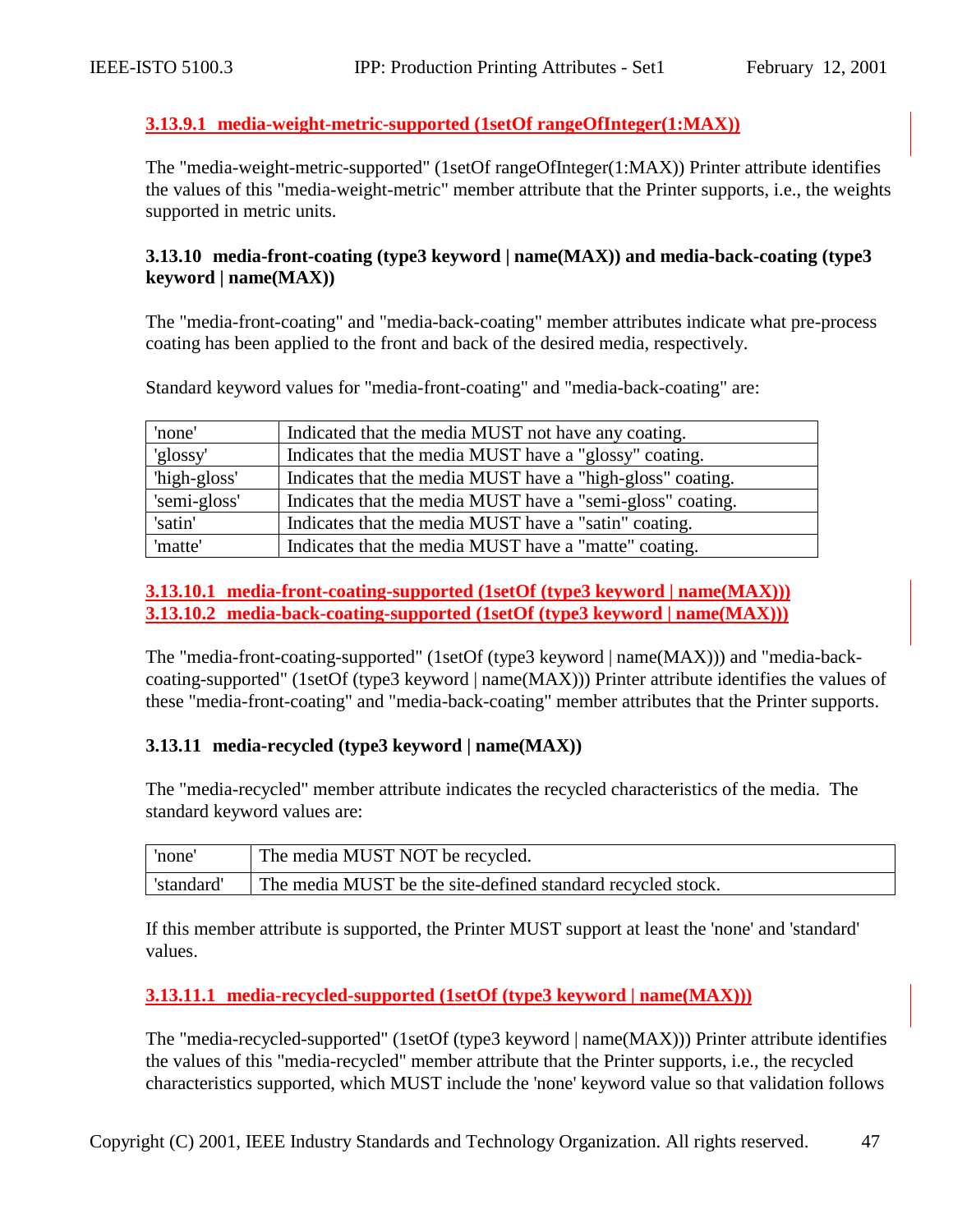#### 3.13.9.1 media-weight-metric-supported (1setOf rangeOfInteger(1:MAX))

The "media-weight-metric-supported" (1setOf rangeOfInteger(1:MAX)) Printer attribute identifies the values of this "media-weight-metric" member attribute that the Printer supports, i.e., the weights supported in metric units.

### 3.13.10 media-front-coating (type3 keyword | name(MAX)) and media-back-coating (type3 keyword | name(MAX))

The "media-front-coating" and "media-back-coating" member attributes indicate what pre-process coating has been applied to the front and back of the desired media, respectively.

Standard keyword values for "media-front-coating" and "media-back-coating" are:

| | |
|---|---|
| 'none' | Indicated that the media MUST not have any coating. |
| 'glossy' | Indicates that the media MUST have a "glossy" coating. |
| 'high-gloss' | Indicates that the media MUST have a "high-gloss" coating. |
| 'semi-gloss' | Indicates that the media MUST have a "semi-gloss" coating. |
| 'satin' | Indicates that the media MUST have a "satin" coating. |
| 'matte' | Indicates that the media MUST have a "matte" coating. |

#### 3.13.10.1 media-front-coating-supported (1setOf (type3 keyword | name(MAX)))

#### 3.13.10.2 media-back-coating-supported (1setOf (type3 keyword | name(MAX)))

The "media-front-coating-supported" (1setOf (type3 keyword | name(MAX))) and "media-back-coating-supported" (1setOf (type3 keyword | name(MAX))) Printer attribute identifies the values of these "media-front-coating" and "media-back-coating" member attributes that the Printer supports.

### 3.13.11 media-recycled (type3 keyword | name(MAX))

The "media-recycled" member attribute indicates the recycled characteristics of the media. The standard keyword values are:

| | |
|---|---|
| 'none' | The media MUST NOT be recycled. |
| 'standard' | The media MUST be the site-defined standard recycled stock. |

If this member attribute is supported, the Printer MUST support at least the 'none' and 'standard' values.

#### 3.13.11.1 media-recycled-supported (1setOf (type3 keyword | name(MAX)))

The "media-recycled-supported" (1setOf (type3 keyword | name(MAX))) Printer attribute identifies the values of this "media-recycled" member attribute that the Printer supports, i.e., the recycled characteristics supported, which MUST include the 'none' keyword value so that validation follows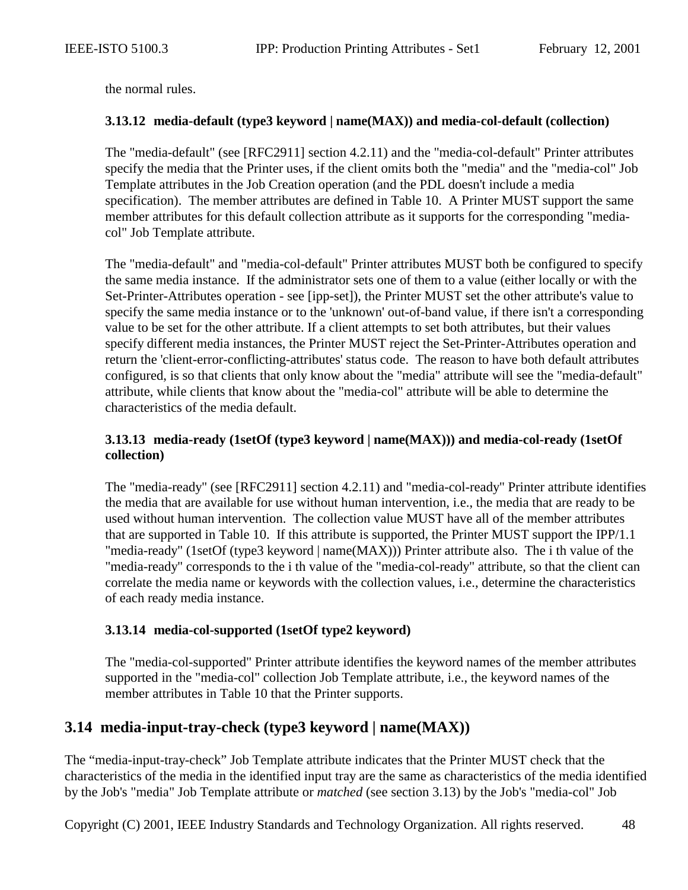the normal rules.

### 3.13.12 media-default (type3 keyword | name(MAX)) and media-col-default (collection)

The "media-default" (see [RFC2911] section 4.2.11) and the "media-col-default" Printer attributes specify the media that the Printer uses, if the client omits both the "media" and the "media-col" Job Template attributes in the Job Creation operation (and the PDL doesn't include a media specification). The member attributes are defined in Table 10. A Printer MUST support the same member attributes for this default collection attribute as it supports for the corresponding "media-col" Job Template attribute.

The "media-default" and "media-col-default" Printer attributes MUST both be configured to specify the same media instance. If the administrator sets one of them to a value (either locally or with the Set-Printer-Attributes operation - see [ipp-set]), the Printer MUST set the other attribute's value to specify the same media instance or to the 'unknown' out-of-band value, if there isn't a corresponding value to be set for the other attribute. If a client attempts to set both attributes, but their values specify different media instances, the Printer MUST reject the Set-Printer-Attributes operation and return the 'client-error-conflicting-attributes' status code. The reason to have both default attributes configured, is so that clients that only know about the "media" attribute will see the "media-default" attribute, while clients that know about the "media-col" attribute will be able to determine the characteristics of the media default.

### 3.13.13 media-ready (1setOf (type3 keyword | name(MAX))) and media-col-ready (1setOf collection)

The "media-ready" (see [RFC2911] section 4.2.11) and "media-col-ready" Printer attribute identifies the media that are available for use without human intervention, i.e., the media that are ready to be used without human intervention. The collection value MUST have all of the member attributes that are supported in Table 10. If this attribute is supported, the Printer MUST support the IPP/1.1 "media-ready" (1setOf (type3 keyword | name(MAX))) Printer attribute also. The i th value of the "media-ready" corresponds to the i th value of the "media-col-ready" attribute, so that the client can correlate the media name or keywords with the collection values, i.e., determine the characteristics of each ready media instance.

### 3.13.14 media-col-supported (1setOf type2 keyword)

The "media-col-supported" Printer attribute identifies the keyword names of the member attributes supported in the "media-col" collection Job Template attribute, i.e., the keyword names of the member attributes in Table 10 that the Printer supports.

## 3.14 media-input-tray-check (type3 keyword | name(MAX))

The “media-input-tray-check” Job Template attribute indicates that the Printer MUST check that the characteristics of the media in the identified input tray are the same as characteristics of the media identified by the Job's "media" Job Template attribute or *matched* (see section 3.13) by the Job's "media-col" Job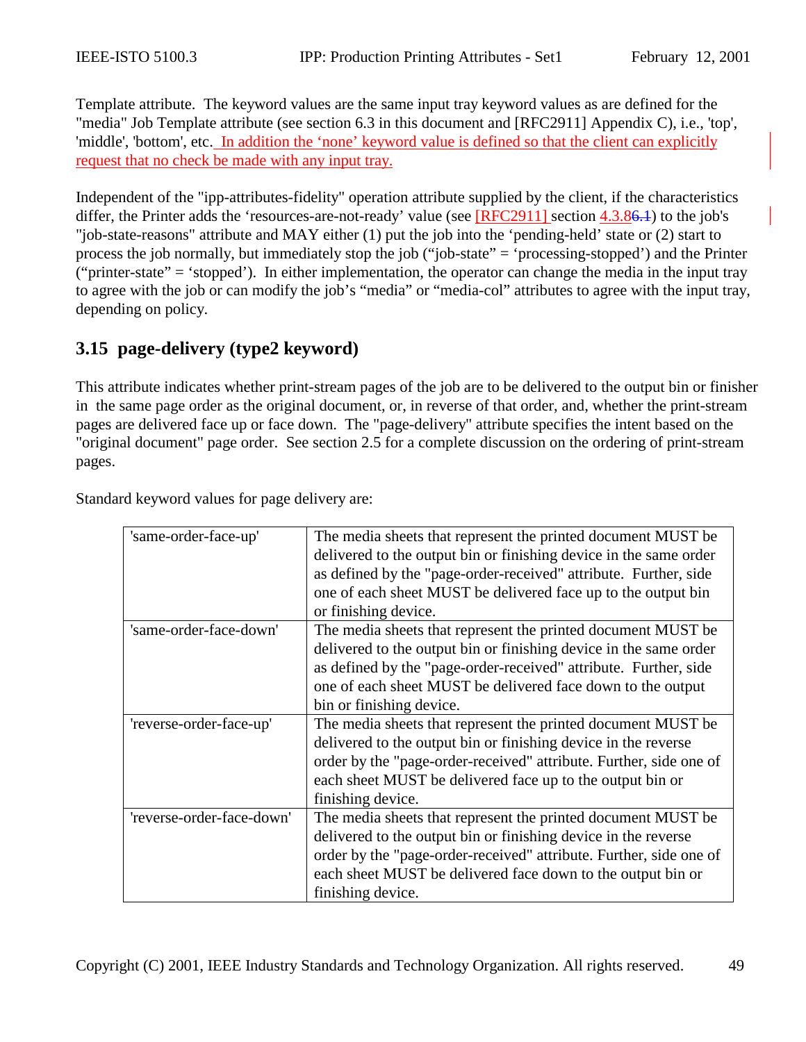Template attribute. The keyword values are the same input tray keyword values as are defined for the "media" Job Template attribute (see section 6.3 in this document and [RFC2911] Appendix C), i.e., 'top', 'middle', 'bottom', etc. In addition the 'none' keyword value is defined so that the client can explicitly request that no check be made with any input tray.

Independent of the "ipp-attributes-fidelity" operation attribute supplied by the client, if the characteristics differ, the Printer adds the 'resources-are-not-ready' value (see [RFC2911] section 4.3.8) to the job's "job-state-reasons" attribute and MAY either (1) put the job into the 'pending-held' state or (2) start to process the job normally, but immediately stop the job ("job-state" = 'processing-stopped') and the Printer ("printer-state" = 'stopped'). In either implementation, the operator can change the media in the input tray to agree with the job or can modify the job's "media" or "media-col" attributes to agree with the input tray, depending on policy.

## 3.15 page-delivery (type2 keyword)

This attribute indicates whether print-stream pages of the job are to be delivered to the output bin or finisher in the same page order as the original document, or, in reverse of that order, and, whether the print-stream pages are delivered face up or face down. The "page-delivery" attribute specifies the intent based on the "original document" page order. See section 2.5 for a complete discussion on the ordering of print-stream pages.

Standard keyword values for page delivery are:

| | |
|---|---|
| 'same-order-face-up' | The media sheets that represent the printed document MUST be delivered to the output bin or finishing device in the same order as defined by the "page-order-received" attribute. Further, side one of each sheet MUST be delivered face up to the output bin or finishing device. |
| 'same-order-face-down' | The media sheets that represent the printed document MUST be delivered to the output bin or finishing device in the same order as defined by the "page-order-received" attribute. Further, side one of each sheet MUST be delivered face down to the output bin or finishing device. |
| 'reverse-order-face-up' | The media sheets that represent the printed document MUST be delivered to the output bin or finishing device in the reverse order by the "page-order-received" attribute. Further, side one of each sheet MUST be delivered face up to the output bin or finishing device. |
| 'reverse-order-face-down' | The media sheets that represent the printed document MUST be delivered to the output bin or finishing device in the reverse order by the "page-order-received" attribute. Further, side one of each sheet MUST be delivered face down to the output bin or finishing device. |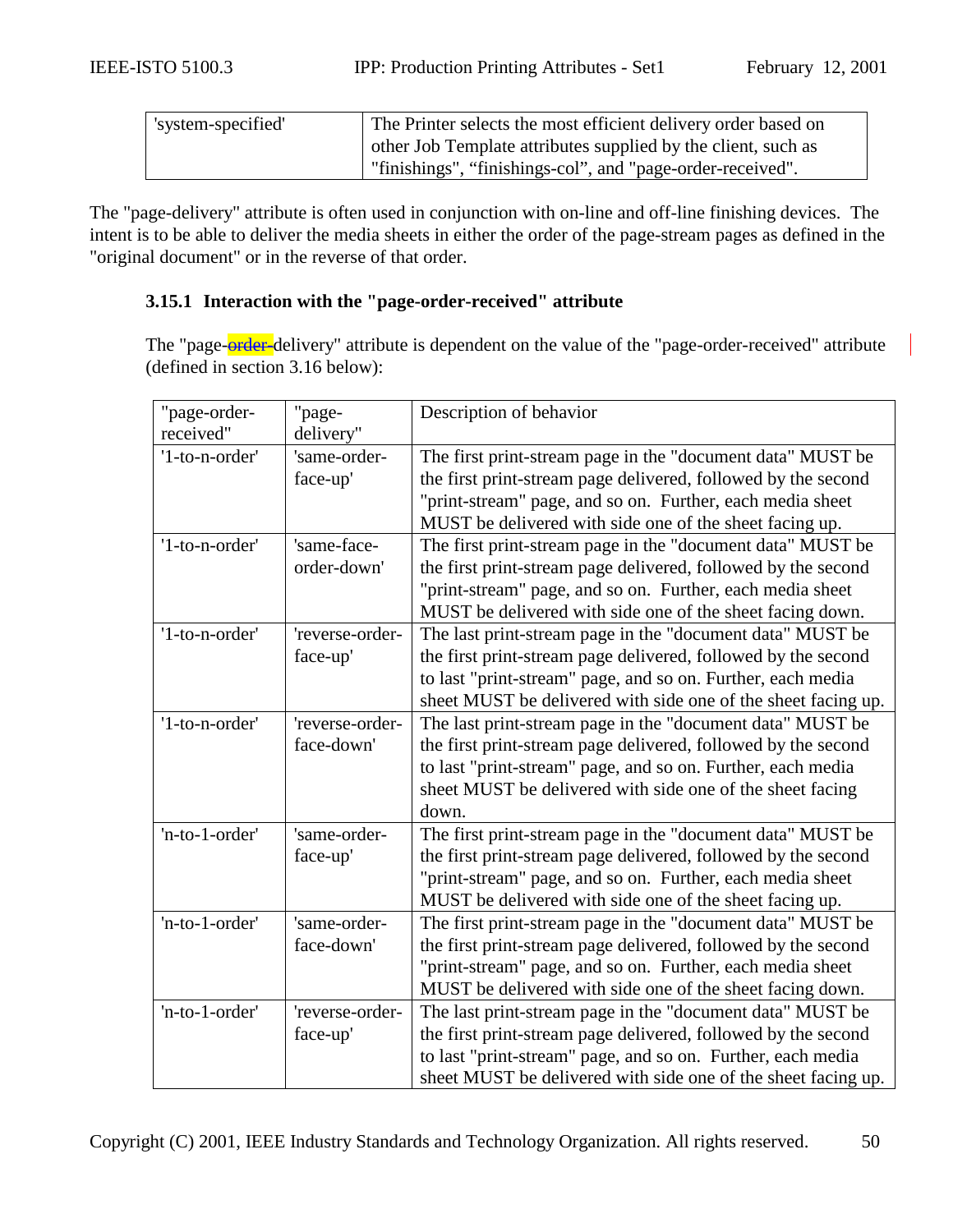| 'system-specified' | The Printer selects the most efficient delivery order based on other Job Template attributes supplied by the client, such as "finishings", "finishings-col", and "page-order-received". |
|---|---|

The "page-delivery" attribute is often used in conjunction with on-line and off-line finishing devices. The intent is to be able to deliver the media sheets in either the order of the page-stream pages as defined in the "original document" or in the reverse of that order.

### 3.15.1 Interaction with the "page-order-received" attribute

The "page-order-delivery" attribute is dependent on the value of the "page-order-received" attribute (defined in section 3.16 below):

| "page-order-received" | "page-delivery" | Description of behavior |
|---|---|---|
| '1-to-n-order' | 'same-order-face-up' | The first print-stream page in the "document data" MUST be the first print-stream page delivered, followed by the second "print-stream" page, and so on. Further, each media sheet MUST be delivered with side one of the sheet facing up. |
| '1-to-n-order' | 'same-face-order-down' | The first print-stream page in the "document data" MUST be the first print-stream page delivered, followed by the second "print-stream" page, and so on. Further, each media sheet MUST be delivered with side one of the sheet facing down. |
| '1-to-n-order' | 'reverse-order-face-up' | The last print-stream page in the "document data" MUST be the first print-stream page delivered, followed by the second to last "print-stream" page, and so on. Further, each media sheet MUST be delivered with side one of the sheet facing up. |
| '1-to-n-order' | 'reverse-order-face-down' | The last print-stream page in the "document data" MUST be the first print-stream page delivered, followed by the second to last "print-stream" page, and so on. Further, each media sheet MUST be delivered with side one of the sheet facing down. |
| 'n-to-1-order' | 'same-order-face-up' | The first print-stream page in the "document data" MUST be the first print-stream page delivered, followed by the second "print-stream" page, and so on. Further, each media sheet MUST be delivered with side one of the sheet facing up. |
| 'n-to-1-order' | 'same-order-face-down' | The first print-stream page in the "document data" MUST be the first print-stream page delivered, followed by the second "print-stream" page, and so on. Further, each media sheet MUST be delivered with side one of the sheet facing down. |
| 'n-to-1-order' | 'reverse-order-face-up' | The last print-stream page in the "document data" MUST be the first print-stream page delivered, followed by the second to last "print-stream" page, and so on. Further, each media sheet MUST be delivered with side one of the sheet facing up. |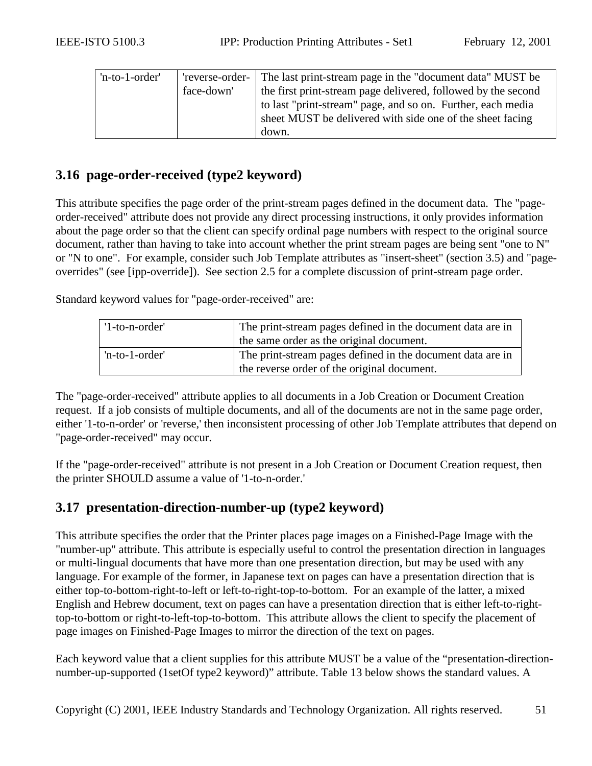| 'n-to-1-order' | 'reverse-order-face-down' | The last print-stream page in the "document data" MUST be the first print-stream page delivered, followed by the second to last "print-stream" page, and so on. Further, each media sheet MUST be delivered with side one of the sheet facing down. |
|---|---|---|

## 3.16 page-order-received (type2 keyword)

This attribute specifies the page order of the print-stream pages defined in the document data. The "page-order-received" attribute does not provide any direct processing instructions, it only provides information about the page order so that the client can specify ordinal page numbers with respect to the original source document, rather than having to take into account whether the print stream pages are being sent "one to N" or "N to one". For example, consider such Job Template attributes as "insert-sheet" (section 3.5) and "page-overrides" (see [ipp-override]). See section 2.5 for a complete discussion of print-stream page order.

Standard keyword values for "page-order-received" are:

| '1-to-n-order' | The print-stream pages defined in the document data are in the same order as the original document. |
|---|---|
| 'n-to-1-order' | The print-stream pages defined in the document data are in the reverse order of the original document. |

The "page-order-received" attribute applies to all documents in a Job Creation or Document Creation request. If a job consists of multiple documents, and all of the documents are not in the same page order, either '1-to-n-order' or 'reverse,' then inconsistent processing of other Job Template attributes that depend on "page-order-received" may occur.

If the "page-order-received" attribute is not present in a Job Creation or Document Creation request, then the printer SHOULD assume a value of '1-to-n-order.'

## 3.17 presentation-direction-number-up (type2 keyword)

This attribute specifies the order that the Printer places page images on a Finished-Page Image with the "number-up" attribute. This attribute is especially useful to control the presentation direction in languages or multi-lingual documents that have more than one presentation direction, but may be used with any language. For example of the former, in Japanese text on pages can have a presentation direction that is either top-to-bottom-right-to-left or left-to-right-top-to-bottom. For an example of the latter, a mixed English and Hebrew document, text on pages can have a presentation direction that is either left-to-right-top-to-bottom or right-to-left-top-to-bottom. This attribute allows the client to specify the placement of page images on Finished-Page Images to mirror the direction of the text on pages.

Each keyword value that a client supplies for this attribute MUST be a value of the "presentation-direction-number-up-supported (1setOf type2 keyword)" attribute. Table 13 below shows the standard values. A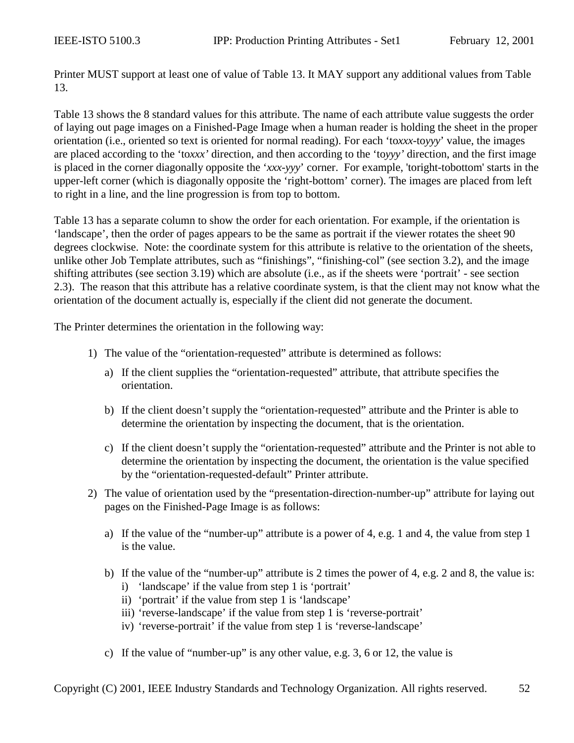Printer MUST support at least one of value of Table 13. It MAY support any additional values from Table 13.

Table 13 shows the 8 standard values for this attribute. The name of each attribute value suggests the order of laying out page images on a Finished-Page Image when a human reader is holding the sheet in the proper orientation (i.e., oriented so text is oriented for normal reading). For each 'to*xxx*-to*yyy*' value, the images are placed according to the 'to*xxx*' direction, and then according to the 'to*yyy*' direction, and the first image is placed in the corner diagonally opposite the '*xxx*-*yyy*' corner. For example, 'toright-tobottom' starts in the upper-left corner (which is diagonally opposite the 'right-bottom' corner). The images are placed from left to right in a line, and the line progression is from top to bottom.

Table 13 has a separate column to show the order for each orientation. For example, if the orientation is 'landscape', then the order of pages appears to be the same as portrait if the viewer rotates the sheet 90 degrees clockwise. Note: the coordinate system for this attribute is relative to the orientation of the sheets, unlike other Job Template attributes, such as "finishings", "finishing-col" (see section 3.2), and the image shifting attributes (see section 3.19) which are absolute (i.e., as if the sheets were 'portrait' - see section 2.3). The reason that this attribute has a relative coordinate system, is that the client may not know what the orientation of the document actually is, especially if the client did not generate the document.

The Printer determines the orientation in the following way:

1) The value of the "orientation-requested" attribute is determined as follows:

   a) If the client supplies the "orientation-requested" attribute, that attribute specifies the orientation.

   b) If the client doesn't supply the "orientation-requested" attribute and the Printer is able to determine the orientation by inspecting the document, that is the orientation.

   c) If the client doesn't supply the "orientation-requested" attribute and the Printer is not able to determine the orientation by inspecting the document, the orientation is the value specified by the "orientation-requested-default" Printer attribute.

2) The value of orientation used by the "presentation-direction-number-up" attribute for laying out pages on the Finished-Page Image is as follows:

   a) If the value of the "number-up" attribute is a power of 4, e.g. 1 and 4, the value from step 1 is the value.

   b) If the value of the "number-up" attribute is 2 times the power of 4, e.g. 2 and 8, the value is:
      i) 'landscape' if the value from step 1 is 'portrait'
      ii) 'portrait' if the value from step 1 is 'landscape'
      iii) 'reverse-landscape' if the value from step 1 is 'reverse-portrait'
      iv) 'reverse-portrait' if the value from step 1 is 'reverse-landscape'

   c) If the value of "number-up" is any other value, e.g. 3, 6 or 12, the value is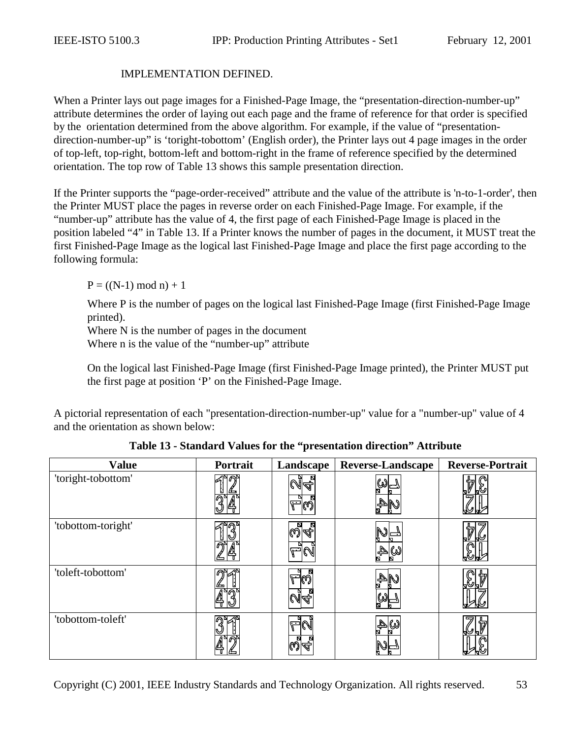IMPLEMENTATION DEFINED.

When a Printer lays out page images for a Finished-Page Image, the “presentation-direction-number-up” attribute determines the order of laying out each page and the frame of reference for that order is specified by the orientation determined from the above algorithm. For example, if the value of “presentation-direction-number-up” is ‘toright-tobottom’ (English order), the Printer lays out 4 page images in the order of top-left, top-right, bottom-left and bottom-right in the frame of reference specified by the determined orientation. The top row of Table 13 shows this sample presentation direction.

If the Printer supports the “page-order-received” attribute and the value of the attribute is 'n-to-1-order', then the Printer MUST place the pages in reverse order on each Finished-Page Image. For example, if the “number-up” attribute has the value of 4, the first page of each Finished-Page Image is placed in the position labeled “4” in Table 13. If a Printer knows the number of pages in the document, it MUST treat the first Finished-Page Image as the logical last Finished-Page Image and place the first page according to the following formula:

$P = ((N-1) \bmod n) + 1$

Where P is the number of pages on the logical last Finished-Page Image (first Finished-Page Image printed).
Where N is the number of pages in the document
Where n is the value of the “number-up” attribute

On the logical last Finished-Page Image (first Finished-Page Image printed), the Printer MUST put the first page at position ‘P’ on the Finished-Page Image.

A pictorial representation of each "presentation-direction-number-up" value for a "number-up" value of 4 and the orientation as shown below:

**Table 13 - Standard Values for the “presentation direction” Attribute**

| Value | Portrait | Landscape | Reverse-Landscape | Reverse-Portrait |
|---|---|---|---|---|
| 'toright-tobottom' | | | | |
| 'tobottom-toright' | | | | |
| 'toleft-tobottom' | | | | |
| 'tobottom-toleft' | | | | |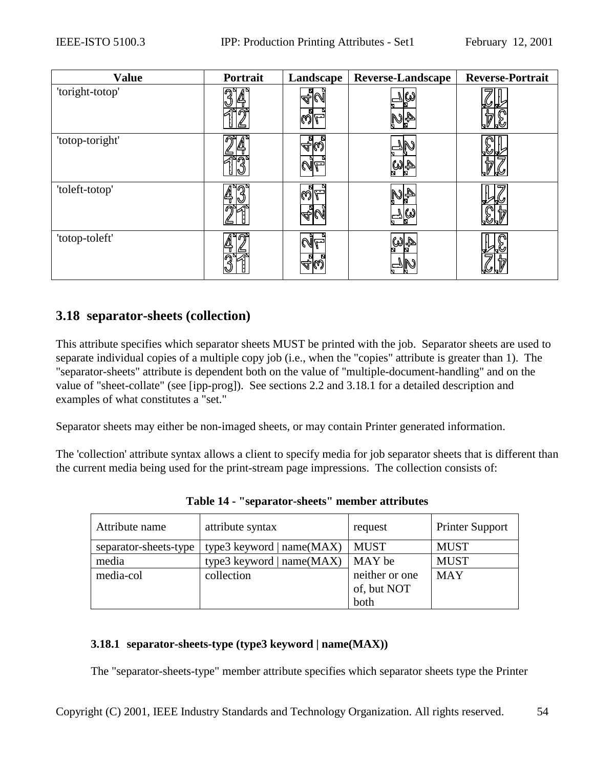| Value | Portrait | Landscape | Reverse-Landscape | Reverse-Portrait |
|---|---|---|---|---|
| 'toright-totop' | | | | |
| 'totop-toright' | | | | |
| 'toleft-totop' | | | | |
| 'totop-toleft' | | | | |

## 3.18 separator-sheets (collection)

This attribute specifies which separator sheets MUST be printed with the job. Separator sheets are used to separate individual copies of a multiple copy job (i.e., when the "copies" attribute is greater than 1). The "separator-sheets" attribute is dependent both on the value of "multiple-document-handling" and on the value of "sheet-collate" (see [ipp-prog]). See sections 2.2 and 3.18.1 for a detailed description and examples of what constitutes a "set."

Separator sheets may either be non-imaged sheets, or may contain Printer generated information.

The 'collection' attribute syntax allows a client to specify media for job separator sheets that is different than the current media being used for the print-stream page impressions. The collection consists of:

**Table 14 - "separator-sheets" member attributes**

| Attribute name | attribute syntax | request | Printer Support |
|---|---|---|---|
| separator-sheets-type | type3 keyword \| name(MAX) | MUST | MUST |
| media | type3 keyword \| name(MAX) | MAY be neither or one of, but NOT both | MUST |
| media-col | collection | | MAY |

### 3.18.1 separator-sheets-type (type3 keyword | name(MAX))

The "separator-sheets-type" member attribute specifies which separator sheets type the Printer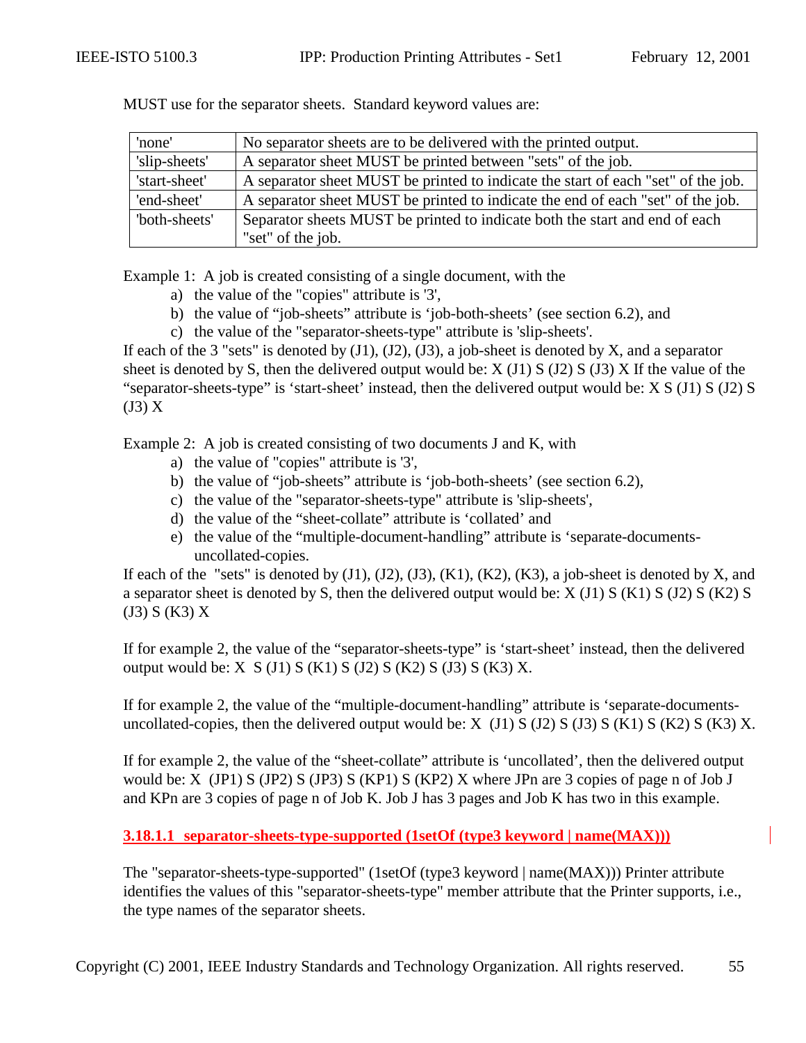MUST use for the separator sheets. Standard keyword values are:

| 'none' | No separator sheets are to be delivered with the printed output. |
|---|---|
| 'slip-sheets' | A separator sheet MUST be printed between "sets" of the job. |
| 'start-sheet' | A separator sheet MUST be printed to indicate the start of each "set" of the job. |
| 'end-sheet' | A separator sheet MUST be printed to indicate the end of each "set" of the job. |
| 'both-sheets' | Separator sheets MUST be printed to indicate both the start and end of each "set" of the job. |

Example 1: A job is created consisting of a single document, with the

a) the value of the "copies" attribute is '3',
b) the value of "job-sheets" attribute is 'job-both-sheets' (see section 6.2), and
c) the value of the "separator-sheets-type" attribute is 'slip-sheets'.

If each of the 3 "sets" is denoted by (J1), (J2), (J3), a job-sheet is denoted by X, and a separator sheet is denoted by S, then the delivered output would be: X (J1) S (J2) S (J3) X If the value of the "separator-sheets-type" is 'start-sheet' instead, then the delivered output would be: X S (J1) S (J2) S (J3) X

Example 2: A job is created consisting of two documents J and K, with

a) the value of "copies" attribute is '3',
b) the value of "job-sheets" attribute is 'job-both-sheets' (see section 6.2),
c) the value of the "separator-sheets-type" attribute is 'slip-sheets',
d) the value of the "sheet-collate" attribute is 'collated' and
e) the value of the "multiple-document-handling" attribute is 'separate-documents-uncollated-copies.

If each of the "sets" is denoted by (J1), (J2), (J3), (K1), (K2), (K3), a job-sheet is denoted by X, and a separator sheet is denoted by S, then the delivered output would be: X (J1) S (K1) S (J2) S (K2) S (J3) S (K3) X

If for example 2, the value of the "separator-sheets-type" is 'start-sheet' instead, then the delivered output would be: X S (J1) S (K1) S (J2) S (K2) S (J3) S (K3) X.

If for example 2, the value of the "multiple-document-handling" attribute is 'separate-documents-uncollated-copies, then the delivered output would be: X (J1) S (J2) S (J3) S (K1) S (K2) S (K3) X.

If for example 2, the value of the "sheet-collate" attribute is 'uncollated', then the delivered output would be: X (JP1) S (JP2) S (JP3) S (KP1) S (KP2) X where JPn are 3 copies of page n of Job J and KPn are 3 copies of page n of Job K. Job J has 3 pages and Job K has two in this example.

#### 3.18.1.1 separator-sheets-type-supported (1setOf (type3 keyword | name(MAX)))

The "separator-sheets-type-supported" (1setOf (type3 keyword | name(MAX))) Printer attribute identifies the values of this "separator-sheets-type" member attribute that the Printer supports, i.e., the type names of the separator sheets.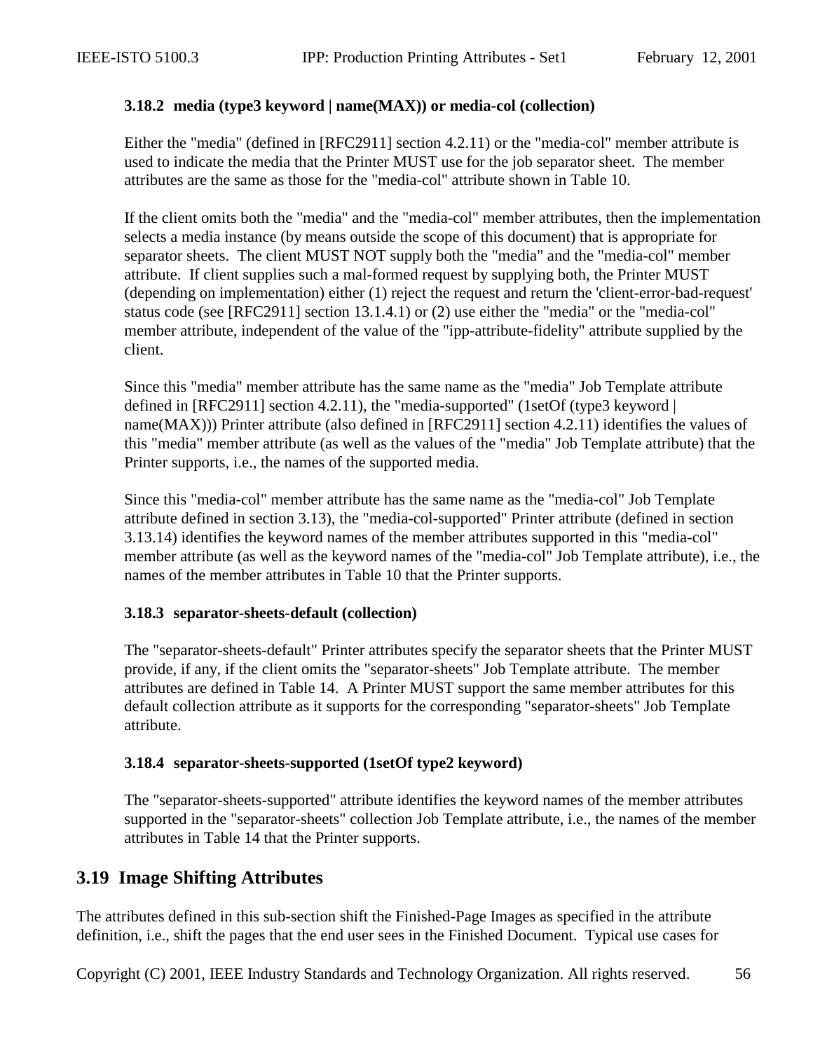### 3.18.2 media (type3 keyword | name(MAX)) or media-col (collection)

Either the "media" (defined in [RFC2911] section 4.2.11) or the "media-col" member attribute is used to indicate the media that the Printer MUST use for the job separator sheet. The member attributes are the same as those for the "media-col" attribute shown in Table 10.

If the client omits both the "media" and the "media-col" member attributes, then the implementation selects a media instance (by means outside the scope of this document) that is appropriate for separator sheets. The client MUST NOT supply both the "media" and the "media-col" member attribute. If client supplies such a mal-formed request by supplying both, the Printer MUST (depending on implementation) either (1) reject the request and return the 'client-error-bad-request' status code (see [RFC2911] section 13.1.4.1) or (2) use either the "media" or the "media-col" member attribute, independent of the value of the "ipp-attribute-fidelity" attribute supplied by the client.

Since this "media" member attribute has the same name as the "media" Job Template attribute defined in [RFC2911] section 4.2.11), the "media-supported" (1setOf (type3 keyword | name(MAX))) Printer attribute (also defined in [RFC2911] section 4.2.11) identifies the values of this "media" member attribute (as well as the values of the "media" Job Template attribute) that the Printer supports, i.e., the names of the supported media.

Since this "media-col" member attribute has the same name as the "media-col" Job Template attribute defined in section 3.13), the "media-col-supported" Printer attribute (defined in section 3.13.14) identifies the keyword names of the member attributes supported in this "media-col" member attribute (as well as the keyword names of the "media-col" Job Template attribute), i.e., the names of the member attributes in Table 10 that the Printer supports.

### 3.18.3 separator-sheets-default (collection)

The "separator-sheets-default" Printer attributes specify the separator sheets that the Printer MUST provide, if any, if the client omits the "separator-sheets" Job Template attribute. The member attributes are defined in Table 14. A Printer MUST support the same member attributes for this default collection attribute as it supports for the corresponding "separator-sheets" Job Template attribute.

### 3.18.4 separator-sheets-supported (1setOf type2 keyword)

The "separator-sheets-supported" attribute identifies the keyword names of the member attributes supported in the "separator-sheets" collection Job Template attribute, i.e., the names of the member attributes in Table 14 that the Printer supports.

## 3.19 Image Shifting Attributes

The attributes defined in this sub-section shift the Finished-Page Images as specified in the attribute definition, i.e., shift the pages that the end user sees in the Finished Document. Typical use cases for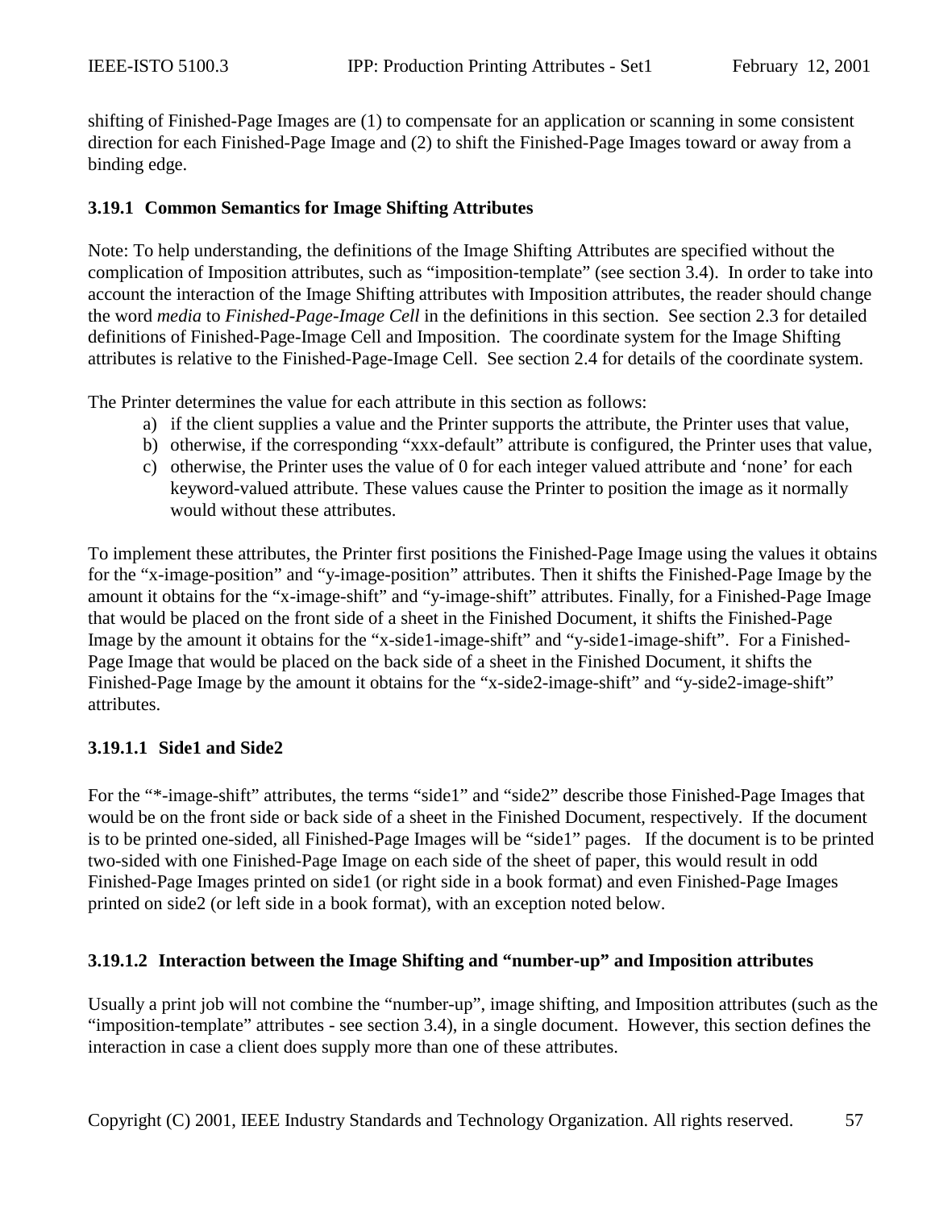shifting of Finished-Page Images are (1) to compensate for an application or scanning in some consistent direction for each Finished-Page Image and (2) to shift the Finished-Page Images toward or away from a binding edge.

### 3.19.1 Common Semantics for Image Shifting Attributes

Note: To help understanding, the definitions of the Image Shifting Attributes are specified without the complication of Imposition attributes, such as “imposition-template” (see section 3.4). In order to take into account the interaction of the Image Shifting attributes with Imposition attributes, the reader should change the word *media* to *Finished-Page-Image Cell* in the definitions in this section. See section 2.3 for detailed definitions of Finished-Page-Image Cell and Imposition. The coordinate system for the Image Shifting attributes is relative to the Finished-Page-Image Cell. See section 2.4 for details of the coordinate system.

The Printer determines the value for each attribute in this section as follows:

a) if the client supplies a value and the Printer supports the attribute, the Printer uses that value,
b) otherwise, if the corresponding “xxx-default” attribute is configured, the Printer uses that value,
c) otherwise, the Printer uses the value of 0 for each integer valued attribute and ‘none’ for each keyword-valued attribute. These values cause the Printer to position the image as it normally would without these attributes.

To implement these attributes, the Printer first positions the Finished-Page Image using the values it obtains for the “x-image-position” and “y-image-position” attributes. Then it shifts the Finished-Page Image by the amount it obtains for the “x-image-shift” and “y-image-shift” attributes. Finally, for a Finished-Page Image that would be placed on the front side of a sheet in the Finished Document, it shifts the Finished-Page Image by the amount it obtains for the “x-side1-image-shift” and “y-side1-image-shift”. For a Finished-Page Image that would be placed on the back side of a sheet in the Finished Document, it shifts the Finished-Page Image by the amount it obtains for the “x-side2-image-shift” and “y-side2-image-shift” attributes.

#### 3.19.1.1 Side1 and Side2

For the “*-image-shift” attributes, the terms “side1” and “side2” describe those Finished-Page Images that would be on the front side or back side of a sheet in the Finished Document, respectively. If the document is to be printed one-sided, all Finished-Page Images will be “side1” pages. If the document is to be printed two-sided with one Finished-Page Image on each side of the sheet of paper, this would result in odd Finished-Page Images printed on side1 (or right side in a book format) and even Finished-Page Images printed on side2 (or left side in a book format), with an exception noted below.

#### 3.19.1.2 Interaction between the Image Shifting and “number-up” and Imposition attributes

Usually a print job will not combine the “number-up”, image shifting, and Imposition attributes (such as the “imposition-template” attributes - see section 3.4), in a single document. However, this section defines the interaction in case a client does supply more than one of these attributes.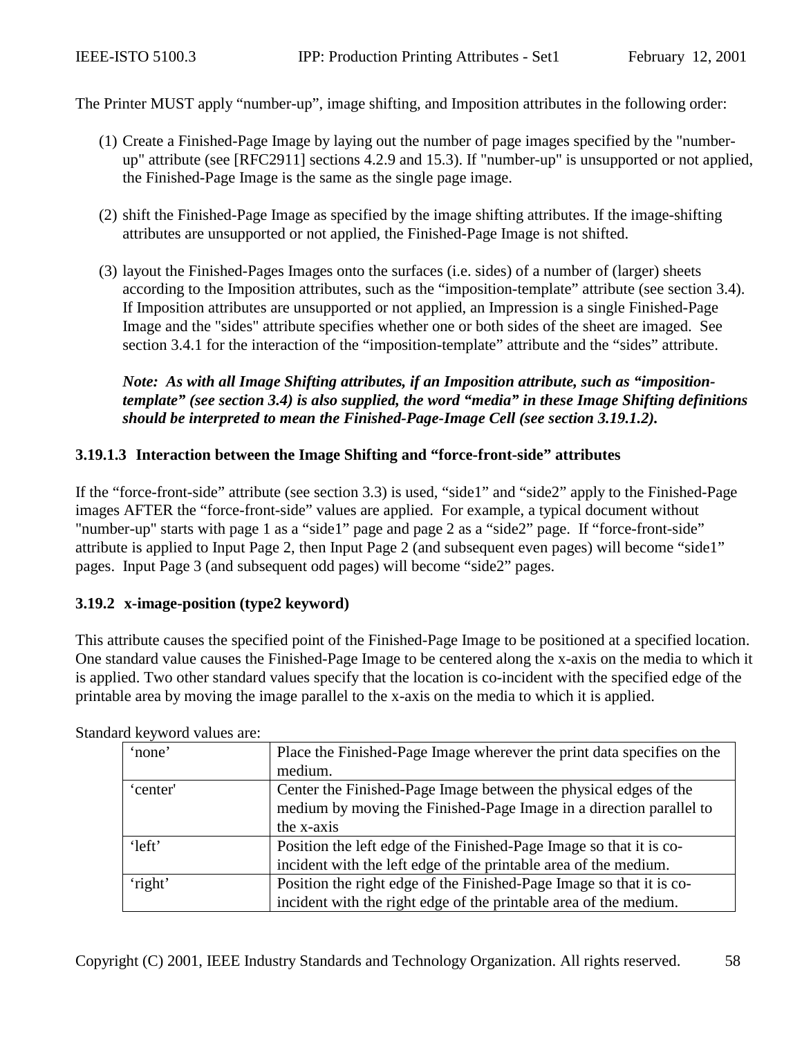The Printer MUST apply “number-up”, image shifting, and Imposition attributes in the following order:

(1) Create a Finished-Page Image by laying out the number of page images specified by the "number-up" attribute (see [RFC2911] sections 4.2.9 and 15.3). If "number-up" is unsupported or not applied, the Finished-Page Image is the same as the single page image.

(2) shift the Finished-Page Image as specified by the image shifting attributes. If the image-shifting attributes are unsupported or not applied, the Finished-Page Image is not shifted.

(3) layout the Finished-Pages Images onto the surfaces (i.e. sides) of a number of (larger) sheets according to the Imposition attributes, such as the “imposition-template” attribute (see section 3.4). If Imposition attributes are unsupported or not applied, an Impression is a single Finished-Page Image and the "sides" attribute specifies whether one or both sides of the sheet are imaged. See section 3.4.1 for the interaction of the “imposition-template” attribute and the “sides” attribute.

***Note: As with all Image Shifting attributes, if an Imposition attribute, such as “imposition-template” (see section 3.4) is also supplied, the word “media” in these Image Shifting definitions should be interpreted to mean the Finished-Page-Image Cell (see section 3.19.1.2).***

#### 3.19.1.3 Interaction between the Image Shifting and “force-front-side” attributes

If the “force-front-side” attribute (see section 3.3) is used, “side1” and “side2” apply to the Finished-Page images AFTER the “force-front-side” values are applied. For example, a typical document without "number-up" starts with page 1 as a “side1” page and page 2 as a “side2” page. If “force-front-side” attribute is applied to Input Page 2, then Input Page 2 (and subsequent even pages) will become “side1” pages. Input Page 3 (and subsequent odd pages) will become “side2” pages.

### 3.19.2 x-image-position (type2 keyword)

This attribute causes the specified point of the Finished-Page Image to be positioned at a specified location. One standard value causes the Finished-Page Image to be centered along the x-axis on the media to which it is applied. Two other standard values specify that the location is co-incident with the specified edge of the printable area by moving the image parallel to the x-axis on the media to which it is applied.

Standard keyword values are:

| | |
|---|---|
| ‘none’ | Place the Finished-Page Image wherever the print data specifies on the medium. |
| ‘center' | Center the Finished-Page Image between the physical edges of the medium by moving the Finished-Page Image in a direction parallel to the x-axis |
| ‘left’ | Position the left edge of the Finished-Page Image so that it is co-incident with the left edge of the printable area of the medium. |
| ‘right’ | Position the right edge of the Finished-Page Image so that it is co-incident with the right edge of the printable area of the medium. |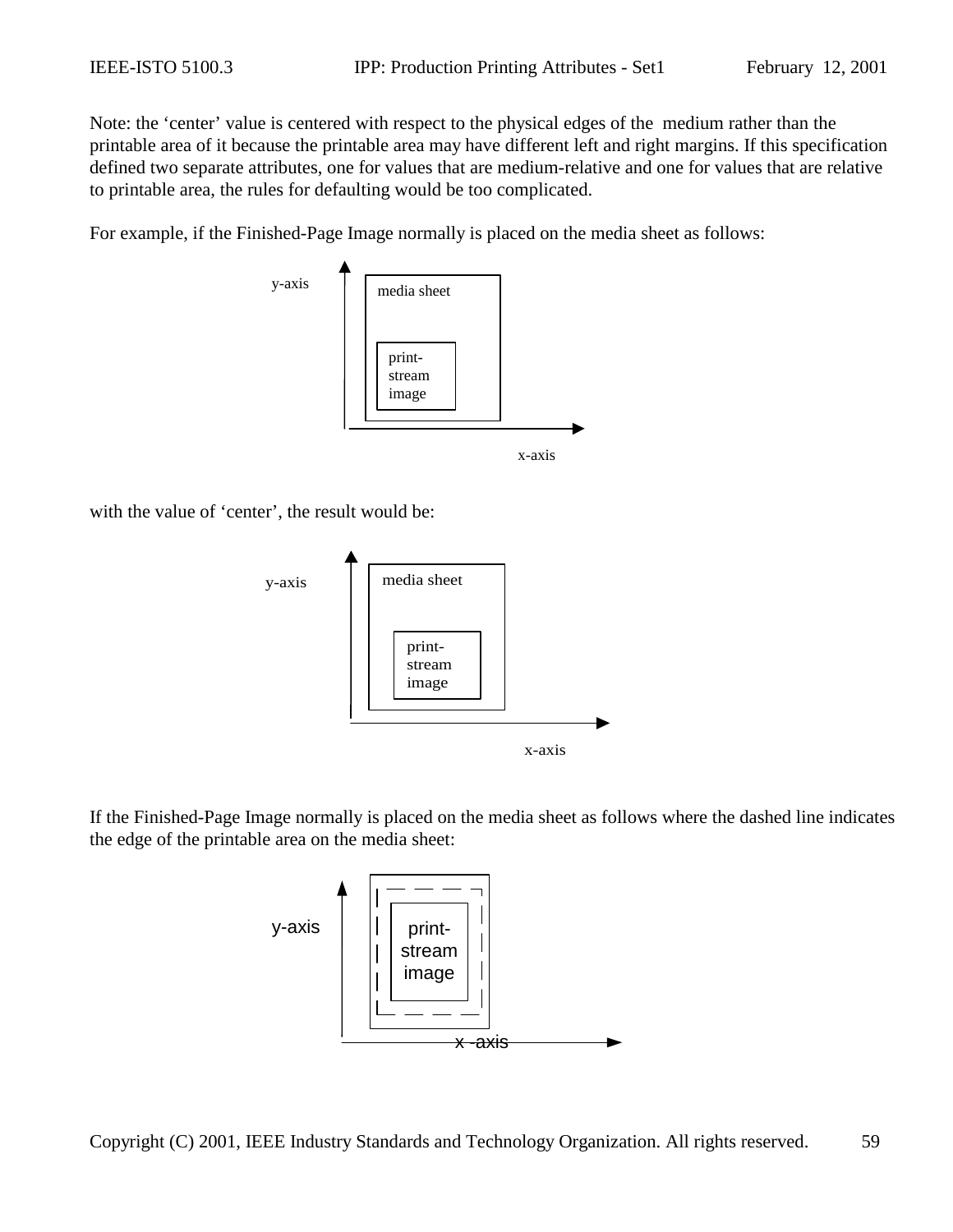Note: the ‘center’ value is centered with respect to the physical edges of the medium rather than the printable area of it because the printable area may have different left and right margins. If this specification defined two separate attributes, one for values that are medium-relative and one for values that are relative to printable area, the rules for defaulting would be too complicated.

For example, if the Finished-Page Image normally is placed on the media sheet as follows:

with the value of ‘center’, the result would be:

If the Finished-Page Image normally is placed on the media sheet as follows where the dashed line indicates the edge of the printable area on the media sheet: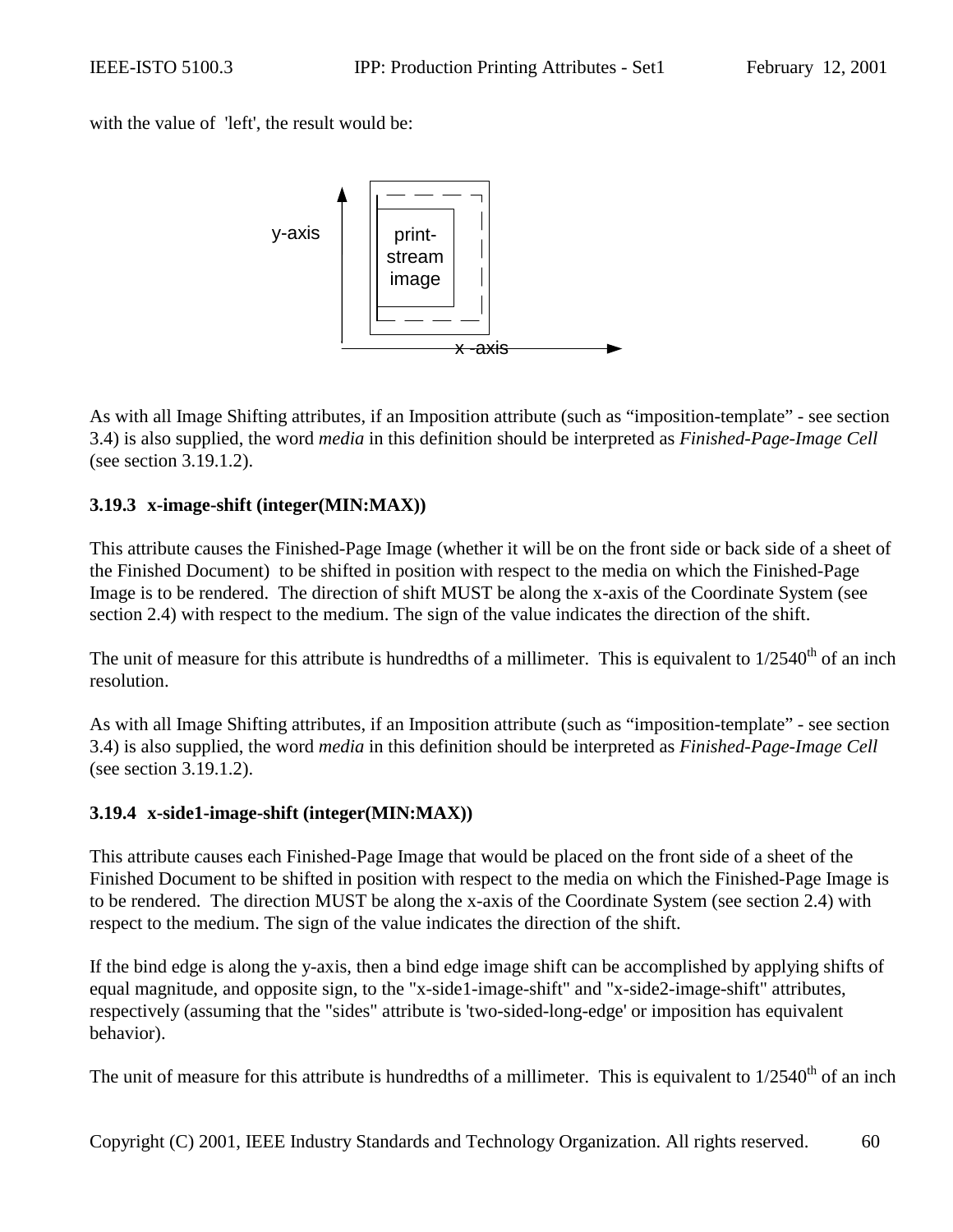with the value of 'left', the result would be:

As with all Image Shifting attributes, if an Imposition attribute (such as "imposition-template" - see section 3.4) is also supplied, the word *media* in this definition should be interpreted as *Finished-Page-Image Cell* (see section 3.19.1.2).

### 3.19.3 x-image-shift (integer(MIN:MAX))

This attribute causes the Finished-Page Image (whether it will be on the front side or back side of a sheet of the Finished Document) to be shifted in position with respect to the media on which the Finished-Page Image is to be rendered. The direction of shift MUST be along the x-axis of the Coordinate System (see section 2.4) with respect to the medium. The sign of the value indicates the direction of the shift.

The unit of measure for this attribute is hundredths of a millimeter. This is equivalent to 1/2540$^{th}$ of an inch resolution.

As with all Image Shifting attributes, if an Imposition attribute (such as "imposition-template" - see section 3.4) is also supplied, the word *media* in this definition should be interpreted as *Finished-Page-Image Cell* (see section 3.19.1.2).

### 3.19.4 x-side1-image-shift (integer(MIN:MAX))

This attribute causes each Finished-Page Image that would be placed on the front side of a sheet of the Finished Document to be shifted in position with respect to the media on which the Finished-Page Image is to be rendered. The direction MUST be along the x-axis of the Coordinate System (see section 2.4) with respect to the medium. The sign of the value indicates the direction of the shift.

If the bind edge is along the y-axis, then a bind edge image shift can be accomplished by applying shifts of equal magnitude, and opposite sign, to the "x-side1-image-shift" and "x-side2-image-shift" attributes, respectively (assuming that the "sides" attribute is 'two-sided-long-edge' or imposition has equivalent behavior).

The unit of measure for this attribute is hundredths of a millimeter. This is equivalent to 1/2540$^{th}$ of an inch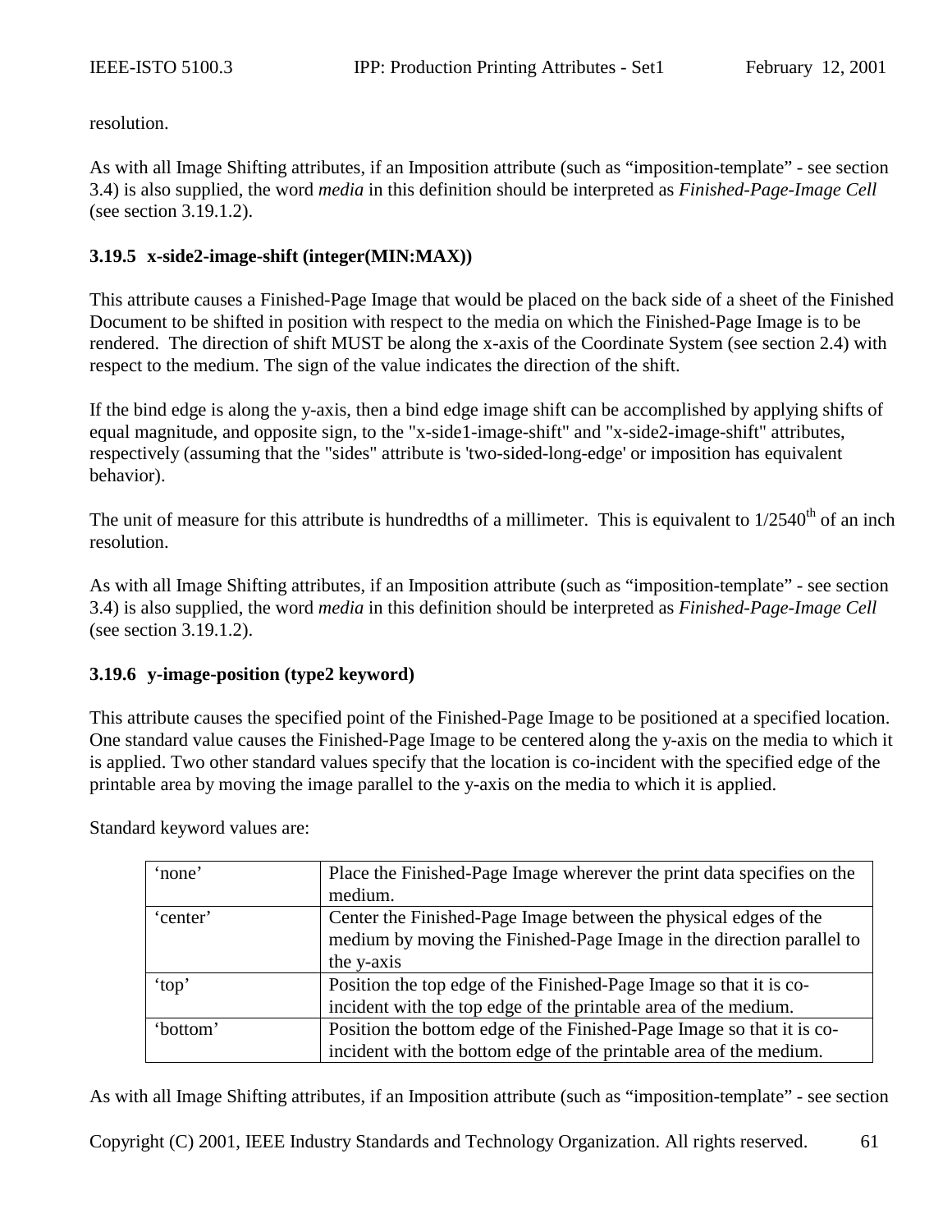resolution.

As with all Image Shifting attributes, if an Imposition attribute (such as “imposition-template” - see section 3.4) is also supplied, the word *media* in this definition should be interpreted as *Finished-Page-Image Cell* (see section 3.19.1.2).

### 3.19.5 x-side2-image-shift (integer(MIN:MAX))

This attribute causes a Finished-Page Image that would be placed on the back side of a sheet of the Finished Document to be shifted in position with respect to the media on which the Finished-Page Image is to be rendered. The direction of shift MUST be along the x-axis of the Coordinate System (see section 2.4) with respect to the medium. The sign of the value indicates the direction of the shift.

If the bind edge is along the y-axis, then a bind edge image shift can be accomplished by applying shifts of equal magnitude, and opposite sign, to the "x-side1-image-shift" and "x-side2-image-shift" attributes, respectively (assuming that the "sides" attribute is 'two-sided-long-edge' or imposition has equivalent behavior).

The unit of measure for this attribute is hundredths of a millimeter. This is equivalent to 1/2540th of an inch resolution.

As with all Image Shifting attributes, if an Imposition attribute (such as “imposition-template” - see section 3.4) is also supplied, the word *media* in this definition should be interpreted as *Finished-Page-Image Cell* (see section 3.19.1.2).

### 3.19.6 y-image-position (type2 keyword)

This attribute causes the specified point of the Finished-Page Image to be positioned at a specified location. One standard value causes the Finished-Page Image to be centered along the y-axis on the media to which it is applied. Two other standard values specify that the location is co-incident with the specified edge of the printable area by moving the image parallel to the y-axis on the media to which it is applied.

Standard keyword values are:

| | |
|---|---|
| ‘none’ | Place the Finished-Page Image wherever the print data specifies on the medium. |
| ‘center’ | Center the Finished-Page Image between the physical edges of the medium by moving the Finished-Page Image in the direction parallel to the y-axis |
| ‘top’ | Position the top edge of the Finished-Page Image so that it is co-incident with the top edge of the printable area of the medium. |
| ‘bottom’ | Position the bottom edge of the Finished-Page Image so that it is co-incident with the bottom edge of the printable area of the medium. |

As with all Image Shifting attributes, if an Imposition attribute (such as “imposition-template” - see section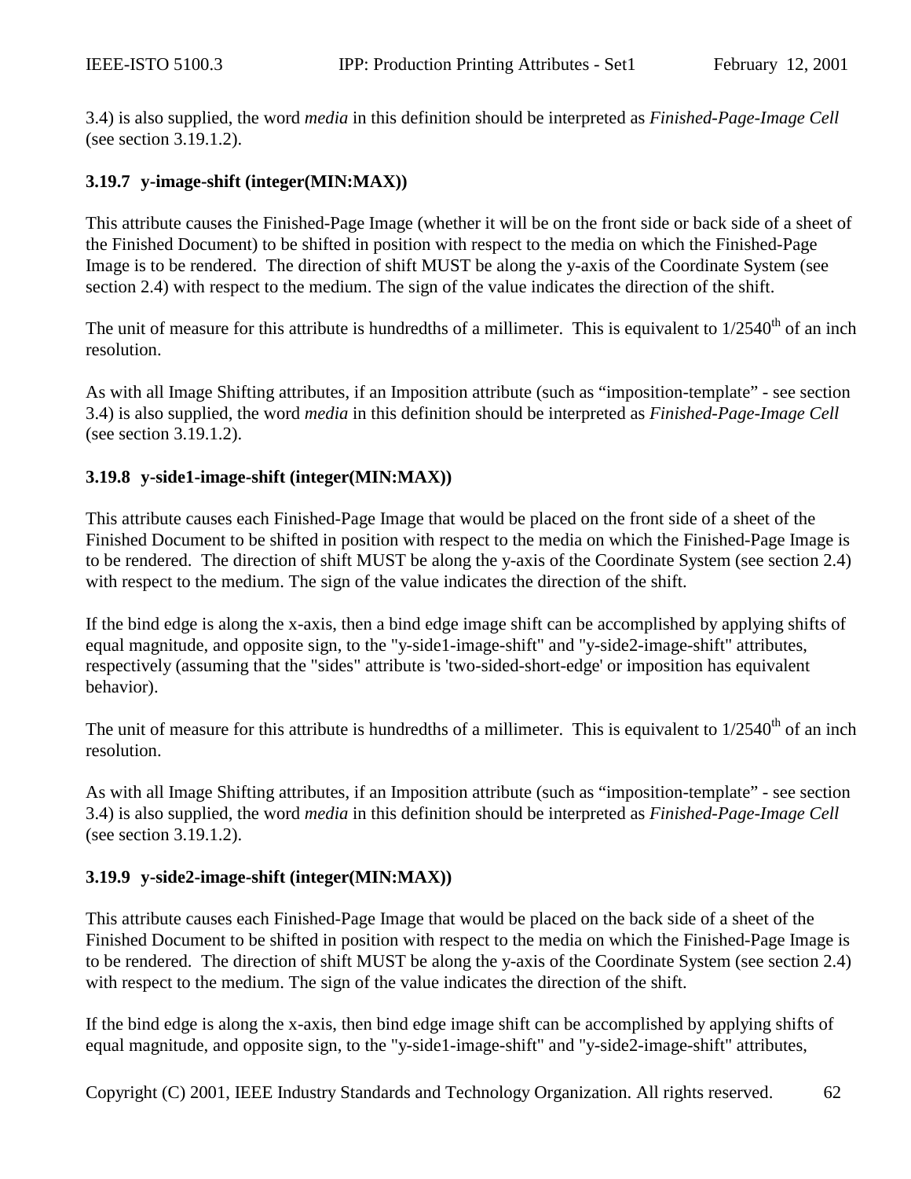3.4) is also supplied, the word *media* in this definition should be interpreted as *Finished-Page-Image Cell* (see section 3.19.1.2).

### 3.19.7 y-image-shift (integer(MIN:MAX))

This attribute causes the Finished-Page Image (whether it will be on the front side or back side of a sheet of the Finished Document) to be shifted in position with respect to the media on which the Finished-Page Image is to be rendered. The direction of shift MUST be along the y-axis of the Coordinate System (see section 2.4) with respect to the medium. The sign of the value indicates the direction of the shift.

The unit of measure for this attribute is hundredths of a millimeter. This is equivalent to $1/2540^{th}$ of an inch resolution.

As with all Image Shifting attributes, if an Imposition attribute (such as “imposition-template” - see section 3.4) is also supplied, the word *media* in this definition should be interpreted as *Finished-Page-Image Cell* (see section 3.19.1.2).

### 3.19.8 y-side1-image-shift (integer(MIN:MAX))

This attribute causes each Finished-Page Image that would be placed on the front side of a sheet of the Finished Document to be shifted in position with respect to the media on which the Finished-Page Image is to be rendered. The direction of shift MUST be along the y-axis of the Coordinate System (see section 2.4) with respect to the medium. The sign of the value indicates the direction of the shift.

If the bind edge is along the x-axis, then a bind edge image shift can be accomplished by applying shifts of equal magnitude, and opposite sign, to the "y-side1-image-shift" and "y-side2-image-shift" attributes, respectively (assuming that the "sides" attribute is 'two-sided-short-edge' or imposition has equivalent behavior).

The unit of measure for this attribute is hundredths of a millimeter. This is equivalent to $1/2540^{th}$ of an inch resolution.

As with all Image Shifting attributes, if an Imposition attribute (such as “imposition-template” - see section 3.4) is also supplied, the word *media* in this definition should be interpreted as *Finished-Page-Image Cell* (see section 3.19.1.2).

### 3.19.9 y-side2-image-shift (integer(MIN:MAX))

This attribute causes each Finished-Page Image that would be placed on the back side of a sheet of the Finished Document to be shifted in position with respect to the media on which the Finished-Page Image is to be rendered. The direction of shift MUST be along the y-axis of the Coordinate System (see section 2.4) with respect to the medium. The sign of the value indicates the direction of the shift.

If the bind edge is along the x-axis, then bind edge image shift can be accomplished by applying shifts of equal magnitude, and opposite sign, to the "y-side1-image-shift" and "y-side2-image-shift" attributes,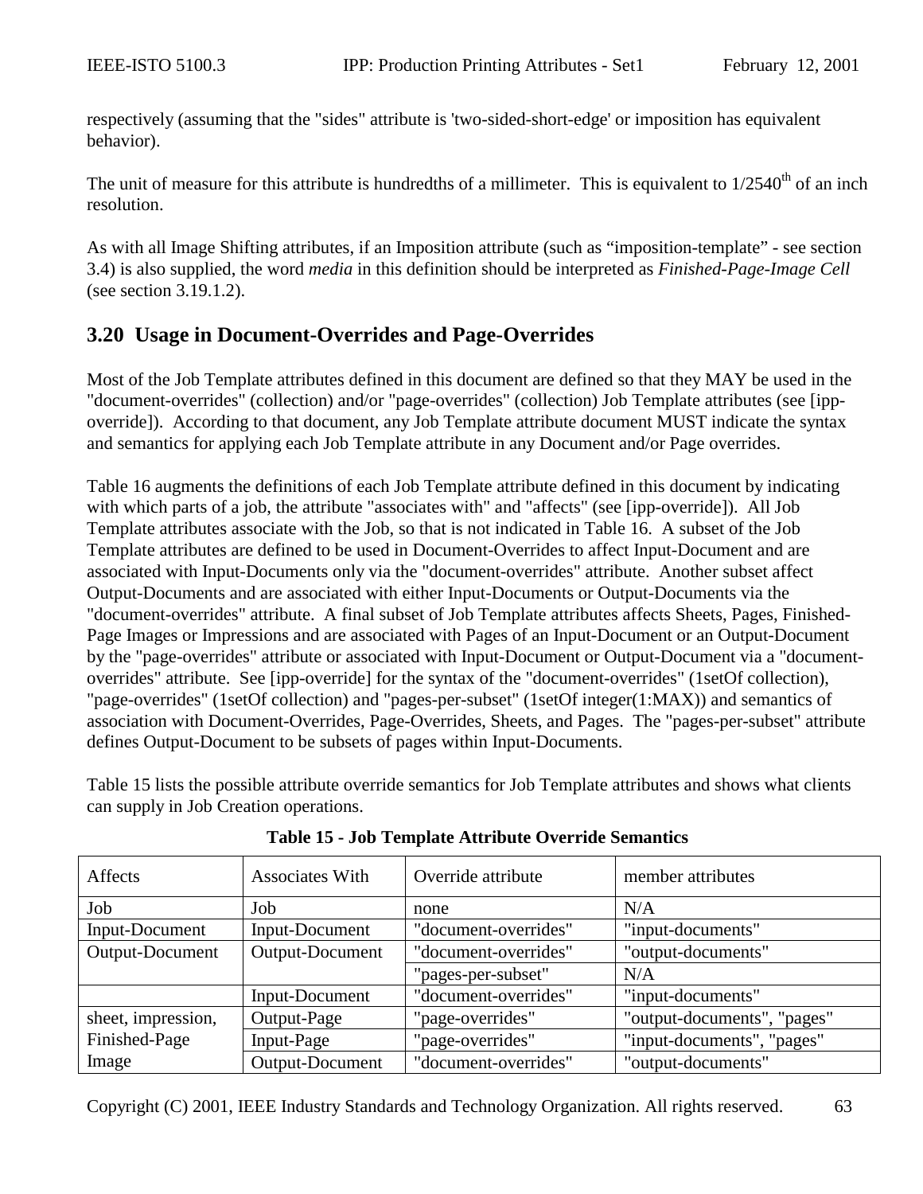respectively (assuming that the "sides" attribute is 'two-sided-short-edge' or imposition has equivalent behavior).

The unit of measure for this attribute is hundredths of a millimeter. This is equivalent to 1/2540$^{th}$ of an inch resolution.

As with all Image Shifting attributes, if an Imposition attribute (such as "imposition-template" - see section 3.4) is also supplied, the word *media* in this definition should be interpreted as *Finished-Page-Image Cell* (see section 3.19.1.2).

## 3.20 Usage in Document-Overrides and Page-Overrides

Most of the Job Template attributes defined in this document are defined so that they MAY be used in the "document-overrides" (collection) and/or "page-overrides" (collection) Job Template attributes (see [ipp-override]). According to that document, any Job Template attribute document MUST indicate the syntax and semantics for applying each Job Template attribute in any Document and/or Page overrides.

Table 16 augments the definitions of each Job Template attribute defined in this document by indicating with which parts of a job, the attribute "associates with" and "affects" (see [ipp-override]). All Job Template attributes associate with the Job, so that is not indicated in Table 16. A subset of the Job Template attributes are defined to be used in Document-Overrides to affect Input-Document and are associated with Input-Documents only via the "document-overrides" attribute. Another subset affect Output-Documents and are associated with either Input-Documents or Output-Documents via the "document-overrides" attribute. A final subset of Job Template attributes affects Sheets, Pages, Finished-Page Images or Impressions and are associated with Pages of an Input-Document or an Output-Document by the "page-overrides" attribute or associated with Input-Document or Output-Document via a "document-overrides" attribute. See [ipp-override] for the syntax of the "document-overrides" (1setOf collection), "page-overrides" (1setOf collection) and "pages-per-subset" (1setOf integer(1:MAX)) and semantics of association with Document-Overrides, Page-Overrides, Sheets, and Pages. The "pages-per-subset" attribute defines Output-Document to be subsets of pages within Input-Documents.

Table 15 lists the possible attribute override semantics for Job Template attributes and shows what clients can supply in Job Creation operations.

**Table 15 - Job Template Attribute Override Semantics**

| Affects | Associates With | Override attribute | member attributes |
|---|---|---|---|
| Job | Job | none | N/A |
| Input-Document | Input-Document | "document-overrides" | "input-documents" |
| Output-Document | Output-Document | "document-overrides" | "output-documents" |
| | | "pages-per-subset" | N/A |
| | Input-Document | "document-overrides" | "input-documents" |
| sheet, impression, Finished-Page Image | Output-Page | "page-overrides" | "output-documents", "pages" |
| | Input-Page | "page-overrides" | "input-documents", "pages" |
| | Output-Document | "document-overrides" | "output-documents" |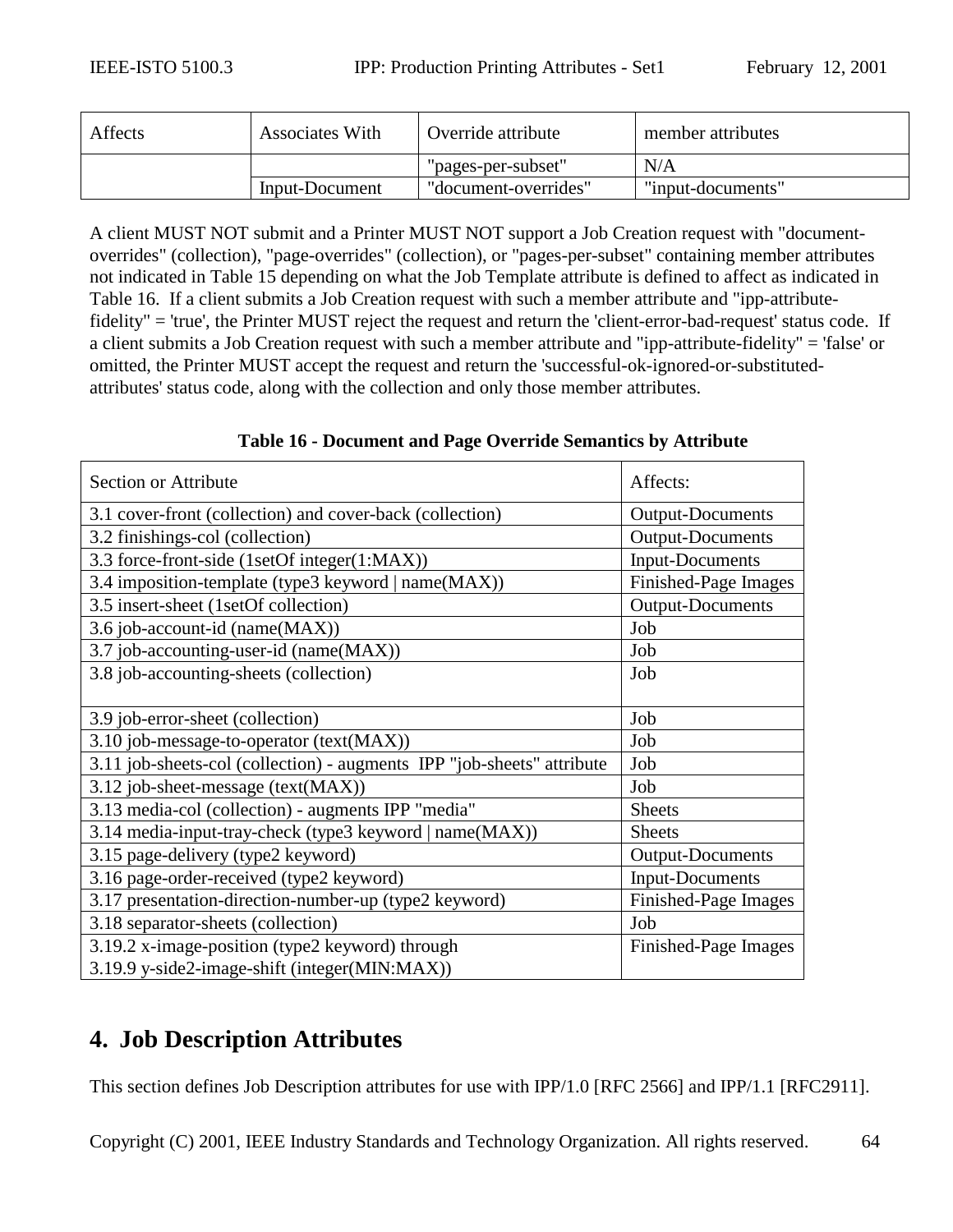| Affects | Associates With | Override attribute | member attributes |
| --- | --- | --- | --- |
| | | "pages-per-subset" | N/A |
| | Input-Document | "document-overrides" | "input-documents" |

A client MUST NOT submit and a Printer MUST NOT support a Job Creation request with "document-overrides" (collection), "page-overrides" (collection), or "pages-per-subset" containing member attributes not indicated in Table 15 depending on what the Job Template attribute is defined to affect as indicated in Table 16. If a client submits a Job Creation request with such a member attribute and "ipp-attribute-fidelity" = 'true', the Printer MUST reject the request and return the 'client-error-bad-request' status code. If a client submits a Job Creation request with such a member attribute and "ipp-attribute-fidelity" = 'false' or omitted, the Printer MUST accept the request and return the 'successful-ok-ignored-or-substituted-attributes' status code, along with the collection and only those member attributes.

**Table 16 - Document and Page Override Semantics by Attribute**

| Section or Attribute | Affects: |
| --- | --- |
| 3.1 cover-front (collection) and cover-back (collection) | Output-Documents |
| 3.2 finishings-col (collection) | Output-Documents |
| 3.3 force-front-side (1setOf integer(1:MAX)) | Input-Documents |
| 3.4 imposition-template (type3 keyword \| name(MAX)) | Finished-Page Images |
| 3.5 insert-sheet (1setOf collection) | Output-Documents |
| 3.6 job-account-id (name(MAX)) | Job |
| 3.7 job-accounting-user-id (name(MAX)) | Job |
| 3.8 job-accounting-sheets (collection) | Job |
| 3.9 job-error-sheet (collection) | Job |
| 3.10 job-message-to-operator (text(MAX)) | Job |
| 3.11 job-sheets-col (collection) - augments IPP "job-sheets" attribute | Job |
| 3.12 job-sheet-message (text(MAX)) | Job |
| 3.13 media-col (collection) - augments IPP "media" | Sheets |
| 3.14 media-input-tray-check (type3 keyword \| name(MAX)) | Sheets |
| 3.15 page-delivery (type2 keyword) | Output-Documents |
| 3.16 page-order-received (type2 keyword) | Input-Documents |
| 3.17 presentation-direction-number-up (type2 keyword) | Finished-Page Images |
| 3.18 separator-sheets (collection) | Job |
| 3.19.2 x-image-position (type2 keyword) through 3.19.9 y-side2-image-shift (integer(MIN:MAX)) | Finished-Page Images |

## 4. Job Description Attributes

This section defines Job Description attributes for use with IPP/1.0 [RFC 2566] and IPP/1.1 [RFC2911].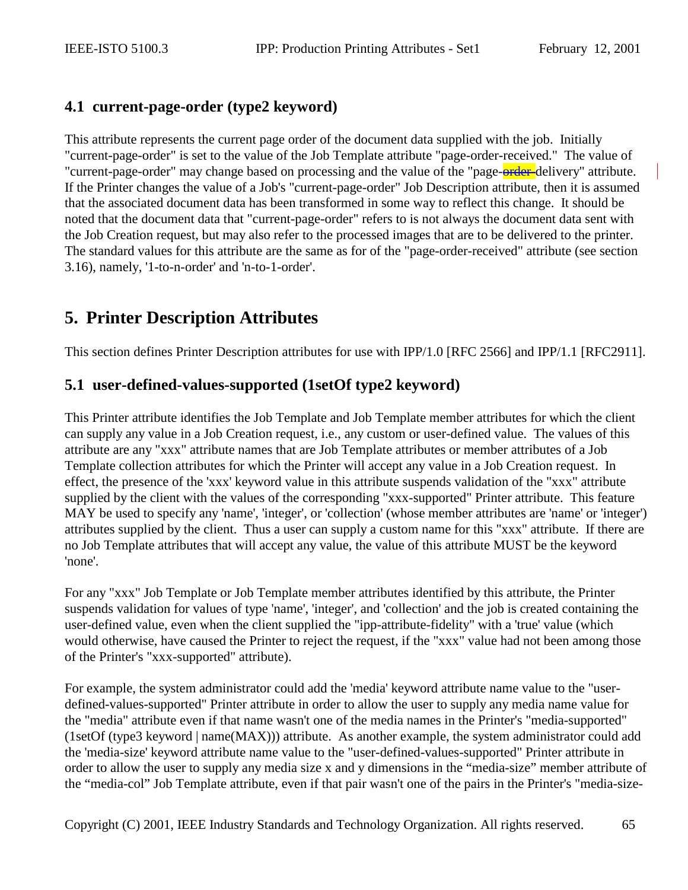## 4.1 current-page-order (type2 keyword)

This attribute represents the current page order of the document data supplied with the job. Initially "current-page-order" is set to the value of the Job Template attribute "page-order-received." The value of "current-page-order" may change based on processing and the value of the "page-~~order-~~delivery" attribute. If the Printer changes the value of a Job's "current-page-order" Job Description attribute, then it is assumed that the associated document data has been transformed in some way to reflect this change. It should be noted that the document data that "current-page-order" refers to is not always the document data sent with the Job Creation request, but may also refer to the processed images that are to be delivered to the printer. The standard values for this attribute are the same as for of the "page-order-received" attribute (see section 3.16), namely, '1-to-n-order' and 'n-to-1-order'.

# 5. Printer Description Attributes

This section defines Printer Description attributes for use with IPP/1.0 [RFC 2566] and IPP/1.1 [RFC2911].

## 5.1 user-defined-values-supported (1setOf type2 keyword)

This Printer attribute identifies the Job Template and Job Template member attributes for which the client can supply any value in a Job Creation request, i.e., any custom or user-defined value. The values of this attribute are any "xxx" attribute names that are Job Template attributes or member attributes of a Job Template collection attributes for which the Printer will accept any value in a Job Creation request. In effect, the presence of the 'xxx' keyword value in this attribute suspends validation of the "xxx" attribute supplied by the client with the values of the corresponding "xxx-supported" Printer attribute. This feature MAY be used to specify any 'name', 'integer', or 'collection' (whose member attributes are 'name' or 'integer') attributes supplied by the client. Thus a user can supply a custom name for this "xxx" attribute. If there are no Job Template attributes that will accept any value, the value of this attribute MUST be the keyword 'none'.

For any "xxx" Job Template or Job Template member attributes identified by this attribute, the Printer suspends validation for values of type 'name', 'integer', and 'collection' and the job is created containing the user-defined value, even when the client supplied the "ipp-attribute-fidelity" with a 'true' value (which would otherwise, have caused the Printer to reject the request, if the "xxx" value had not been among those of the Printer's "xxx-supported" attribute).

For example, the system administrator could add the 'media' keyword attribute name value to the "user-defined-values-supported" Printer attribute in order to allow the user to supply any media name value for the "media" attribute even if that name wasn't one of the media names in the Printer's "media-supported" (1setOf (type3 keyword | name(MAX))) attribute. As another example, the system administrator could add the 'media-size' keyword attribute name value to the "user-defined-values-supported" Printer attribute in order to allow the user to supply any media size x and y dimensions in the "media-size" member attribute of the "media-col" Job Template attribute, even if that pair wasn't one of the pairs in the Printer's "media-size-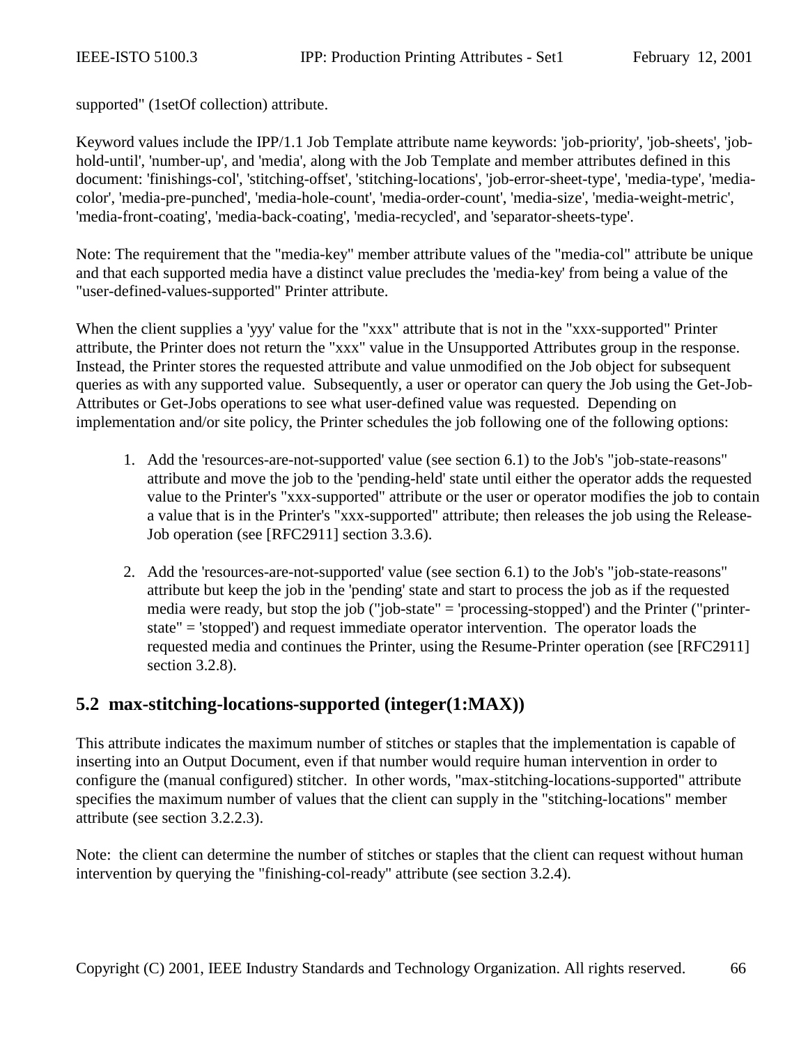supported" (1setOf collection) attribute.

Keyword values include the IPP/1.1 Job Template attribute name keywords: 'job-priority', 'job-sheets', 'job-hold-until', 'number-up', and 'media', along with the Job Template and member attributes defined in this document: 'finishings-col', 'stitching-offset', 'stitching-locations', 'job-error-sheet-type', 'media-type', 'media-color', 'media-pre-punched', 'media-hole-count', 'media-order-count', 'media-size', 'media-weight-metric', 'media-front-coating', 'media-back-coating', 'media-recycled', and 'separator-sheets-type'.

Note: The requirement that the "media-key" member attribute values of the "media-col" attribute be unique and that each supported media have a distinct value precludes the 'media-key' from being a value of the "user-defined-values-supported" Printer attribute.

When the client supplies a 'yyy' value for the "xxx" attribute that is not in the "xxx-supported" Printer attribute, the Printer does not return the "xxx" value in the Unsupported Attributes group in the response. Instead, the Printer stores the requested attribute and value unmodified on the Job object for subsequent queries as with any supported value. Subsequently, a user or operator can query the Job using the Get-Job-Attributes or Get-Jobs operations to see what user-defined value was requested. Depending on implementation and/or site policy, the Printer schedules the job following one of the following options:

1. Add the 'resources-are-not-supported' value (see section 6.1) to the Job's "job-state-reasons" attribute and move the job to the 'pending-held' state until either the operator adds the requested value to the Printer's "xxx-supported" attribute or the user or operator modifies the job to contain a value that is in the Printer's "xxx-supported" attribute; then releases the job using the Release-Job operation (see [RFC2911] section 3.3.6).

2. Add the 'resources-are-not-supported' value (see section 6.1) to the Job's "job-state-reasons" attribute but keep the job in the 'pending' state and start to process the job as if the requested media were ready, but stop the job ("job-state" = 'processing-stopped') and the Printer ("printer-state" = 'stopped') and request immediate operator intervention. The operator loads the requested media and continues the Printer, using the Resume-Printer operation (see [RFC2911] section 3.2.8).

## 5.2 max-stitching-locations-supported (integer(1:MAX))

This attribute indicates the maximum number of stitches or staples that the implementation is capable of inserting into an Output Document, even if that number would require human intervention in order to configure the (manual configured) stitcher. In other words, "max-stitching-locations-supported" attribute specifies the maximum number of values that the client can supply in the "stitching-locations" member attribute (see section 3.2.2.3).

Note: the client can determine the number of stitches or staples that the client can request without human intervention by querying the "finishing-col-ready" attribute (see section 3.2.4).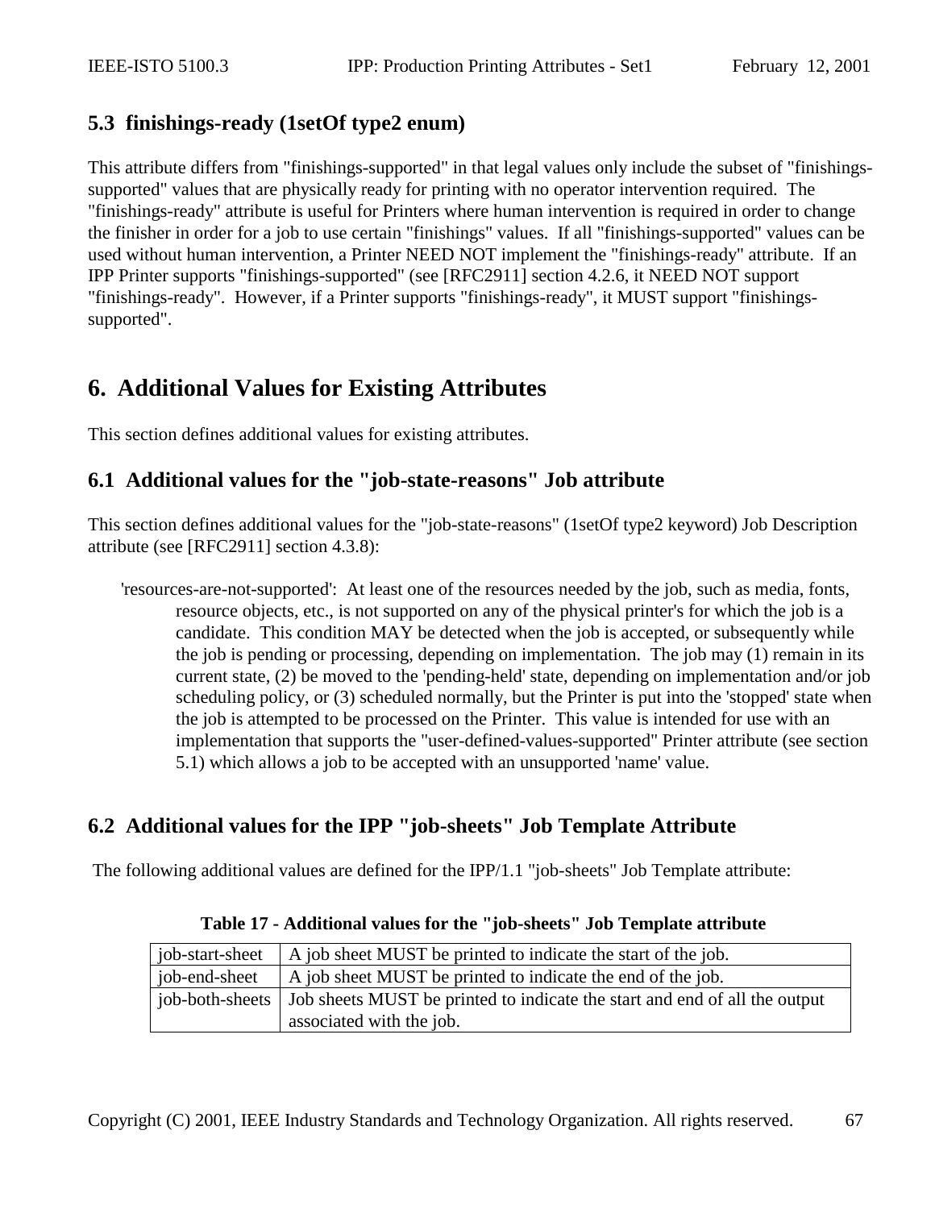### 5.3 finishings-ready (1setOf type2 enum)

This attribute differs from "finishings-supported" in that legal values only include the subset of "finishings-supported" values that are physically ready for printing with no operator intervention required. The "finishings-ready" attribute is useful for Printers where human intervention is required in order to change the finisher in order for a job to use certain "finishings" values. If all "finishings-supported" values can be used without human intervention, a Printer NEED NOT implement the "finishings-ready" attribute. If an IPP Printer supports "finishings-supported" (see [RFC2911] section 4.2.6, it NEED NOT support "finishings-ready". However, if a Printer supports "finishings-ready", it MUST support "finishings-supported".

## 6. Additional Values for Existing Attributes

This section defines additional values for existing attributes.

### 6.1 Additional values for the "job-state-reasons" Job attribute

This section defines additional values for the "job-state-reasons" (1setOf type2 keyword) Job Description attribute (see [RFC2911] section 4.3.8):

'resources-are-not-supported': At least one of the resources needed by the job, such as media, fonts, resource objects, etc., is not supported on any of the physical printer's for which the job is a candidate. This condition MAY be detected when the job is accepted, or subsequently while the job is pending or processing, depending on implementation. The job may (1) remain in its current state, (2) be moved to the 'pending-held' state, depending on implementation and/or job scheduling policy, or (3) scheduled normally, but the Printer is put into the 'stopped' state when the job is attempted to be processed on the Printer. This value is intended for use with an implementation that supports the "user-defined-values-supported" Printer attribute (see section 5.1) which allows a job to be accepted with an unsupported 'name' value.

### 6.2 Additional values for the IPP "job-sheets" Job Template Attribute

The following additional values are defined for the IPP/1.1 "job-sheets" Job Template attribute:

**Table 17 - Additional values for the "job-sheets" Job Template attribute**

| | |
|---|---|
| job-start-sheet | A job sheet MUST be printed to indicate the start of the job. |
| job-end-sheet | A job sheet MUST be printed to indicate the end of the job. |
| job-both-sheets | Job sheets MUST be printed to indicate the start and end of all the output associated with the job. |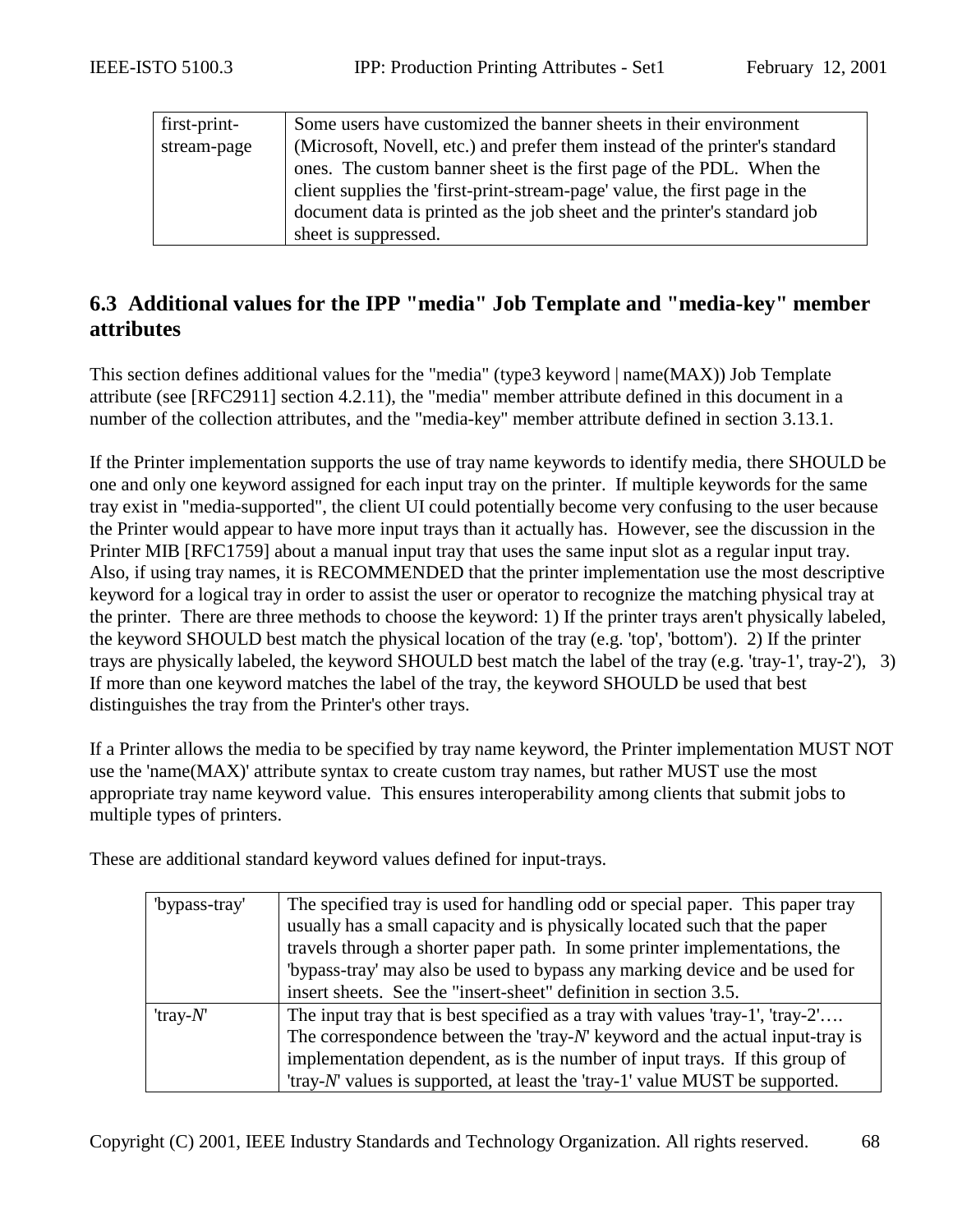| first-print-stream-page | Some users have customized the banner sheets in their environment (Microsoft, Novell, etc.) and prefer them instead of the printer's standard ones. The custom banner sheet is the first page of the PDL. When the client supplies the 'first-print-stream-page' value, the first page in the document data is printed as the job sheet and the printer's standard job sheet is suppressed. |
|---|---|

## 6.3 Additional values for the IPP "media" Job Template and "media-key" member attributes

This section defines additional values for the "media" (type3 keyword | name(MAX)) Job Template attribute (see [RFC2911] section 4.2.11), the "media" member attribute defined in this document in a number of the collection attributes, and the "media-key" member attribute defined in section 3.13.1.

If the Printer implementation supports the use of tray name keywords to identify media, there SHOULD be one and only one keyword assigned for each input tray on the printer. If multiple keywords for the same tray exist in "media-supported", the client UI could potentially become very confusing to the user because the Printer would appear to have more input trays than it actually has. However, see the discussion in the Printer MIB [RFC1759] about a manual input tray that uses the same input slot as a regular input tray. Also, if using tray names, it is RECOMMENDED that the printer implementation use the most descriptive keyword for a logical tray in order to assist the user or operator to recognize the matching physical tray at the printer. There are three methods to choose the keyword: 1) If the printer trays aren't physically labeled, the keyword SHOULD best match the physical location of the tray (e.g. 'top', 'bottom'). 2) If the printer trays are physically labeled, the keyword SHOULD best match the label of the tray (e.g. 'tray-1', tray-2'), 3) If more than one keyword matches the label of the tray, the keyword SHOULD be used that best distinguishes the tray from the Printer's other trays.

If a Printer allows the media to be specified by tray name keyword, the Printer implementation MUST NOT use the 'name(MAX)' attribute syntax to create custom tray names, but rather MUST use the most appropriate tray name keyword value. This ensures interoperability among clients that submit jobs to multiple types of printers.

These are additional standard keyword values defined for input-trays.

| 'bypass-tray' | The specified tray is used for handling odd or special paper. This paper tray usually has a small capacity and is physically located such that the paper travels through a shorter paper path. In some printer implementations, the 'bypass-tray' may also be used to bypass any marking device and be used for insert sheets. See the "insert-sheet" definition in section 3.5. |
|---|---|
| 'tray-*N*' | The input tray that is best specified as a tray with values 'tray-1', 'tray-2'…. The correspondence between the 'tray-*N*' keyword and the actual input-tray is implementation dependent, as is the number of input trays. If this group of 'tray-*N*' values is supported, at least the 'tray-1' value MUST be supported. |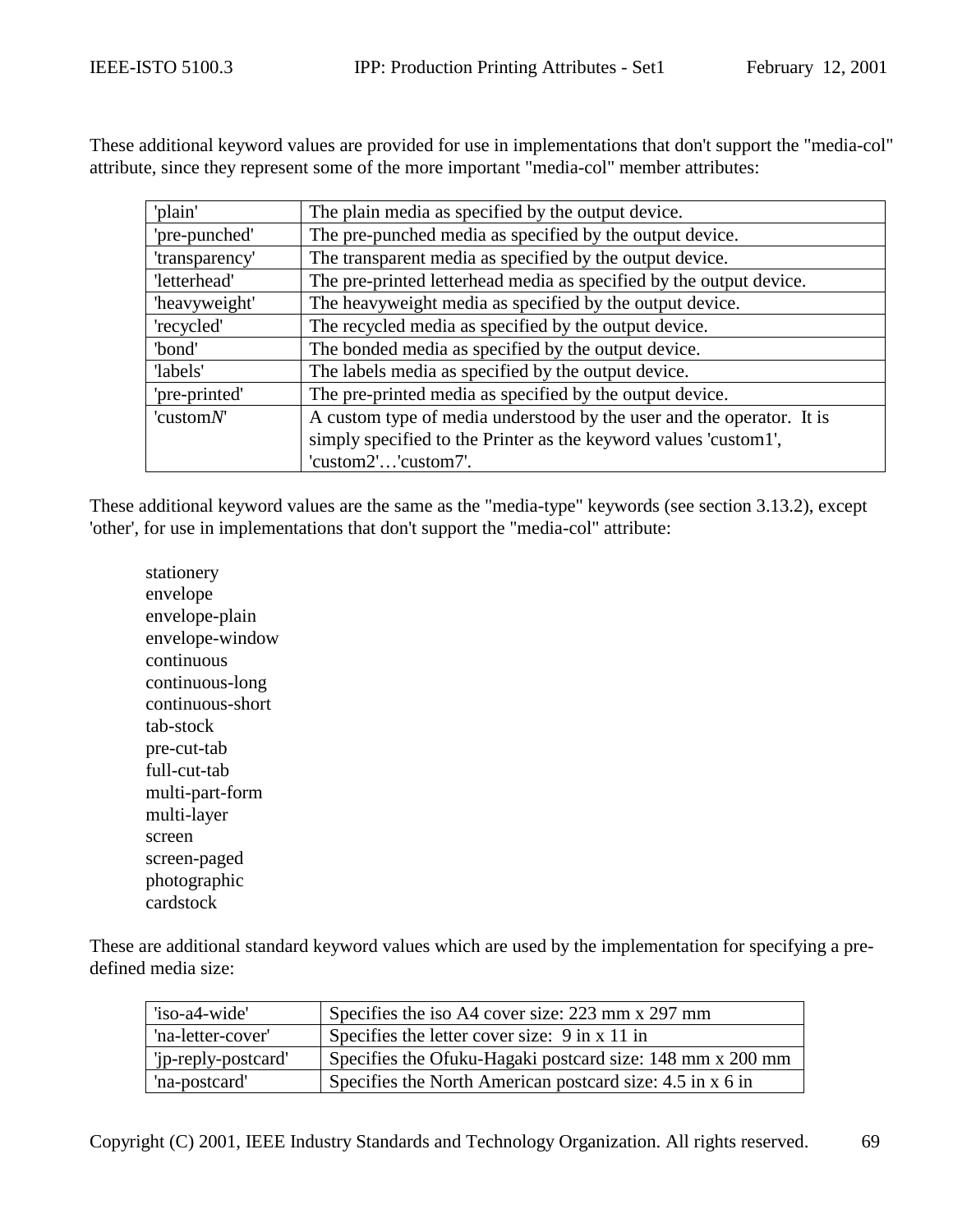These additional keyword values are provided for use in implementations that don't support the "media-col" attribute, since they represent some of the more important "media-col" member attributes:

| | |
|---|---|
| 'plain' | The plain media as specified by the output device. |
| 'pre-punched' | The pre-punched media as specified by the output device. |
| 'transparency' | The transparent media as specified by the output device. |
| 'letterhead' | The pre-printed letterhead media as specified by the output device. |
| 'heavyweight' | The heavyweight media as specified by the output device. |
| 'recycled' | The recycled media as specified by the output device. |
| 'bond' | The bonded media as specified by the output device. |
| 'labels' | The labels media as specified by the output device. |
| 'pre-printed' | The pre-printed media as specified by the output device. |
| 'custom*N*' | A custom type of media understood by the user and the operator. It is simply specified to the Printer as the keyword values 'custom1', 'custom2'…'custom7'. |

These additional keyword values are the same as the "media-type" keywords (see section 3.13.2), except 'other', for use in implementations that don't support the "media-col" attribute:

stationery
envelope
envelope-plain
envelope-window
continuous
continuous-long
continuous-short
tab-stock
pre-cut-tab
full-cut-tab
multi-part-form
multi-layer
screen
screen-paged
photographic
cardstock

These are additional standard keyword values which are used by the implementation for specifying a pre-defined media size:

| | |
|---|---|
| 'iso-a4-wide' | Specifies the iso A4 cover size: 223 mm x 297 mm |
| 'na-letter-cover' | Specifies the letter cover size: 9 in x 11 in |
| 'jp-reply-postcard' | Specifies the Ofuku-Hagaki postcard size: 148 mm x 200 mm |
| 'na-postcard' | Specifies the North American postcard size: 4.5 in x 6 in |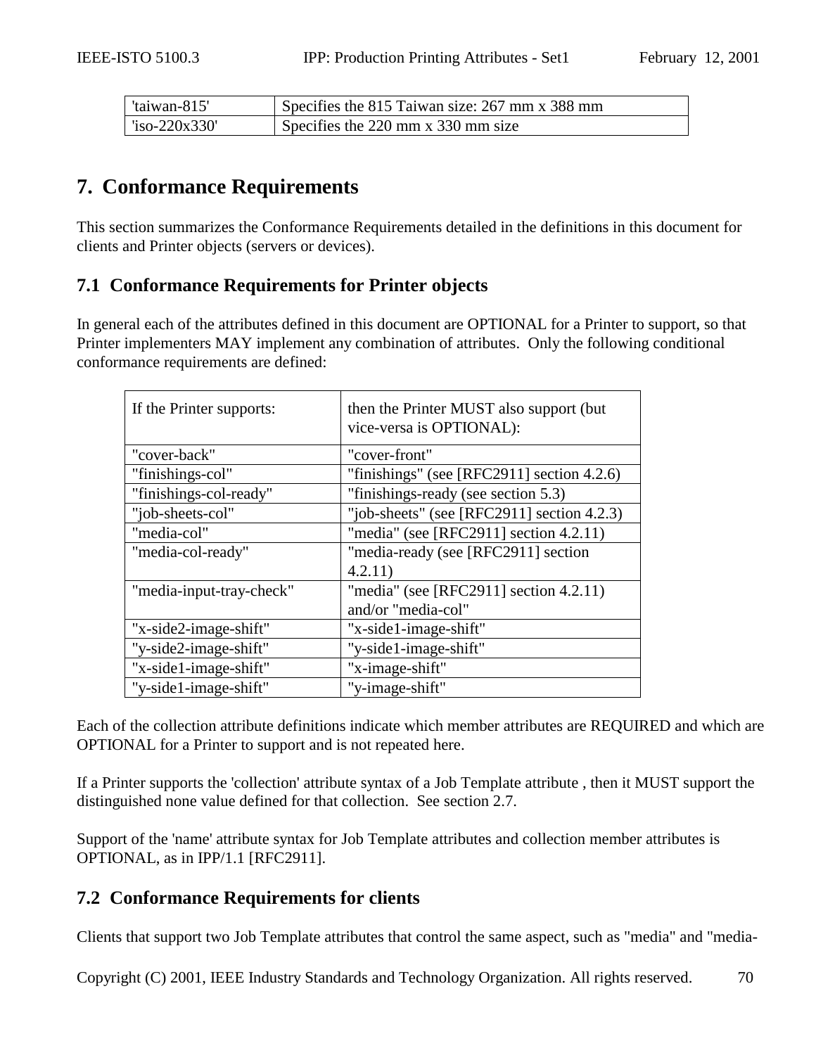| 'taiwan-815' | Specifies the 815 Taiwan size: 267 mm x 388 mm |
| --- | --- |
| 'iso-220x330' | Specifies the 220 mm x 330 mm size |

# 7. Conformance Requirements

This section summarizes the Conformance Requirements detailed in the definitions in this document for clients and Printer objects (servers or devices).

## 7.1 Conformance Requirements for Printer objects

In general each of the attributes defined in this document are OPTIONAL for a Printer to support, so that Printer implementers MAY implement any combination of attributes. Only the following conditional conformance requirements are defined:

| If the Printer supports: | then the Printer MUST also support (but vice-versa is OPTIONAL): |
| --- | --- |
| "cover-back" | "cover-front" |
| "finishings-col" | "finishings" (see [RFC2911] section 4.2.6) |
| "finishings-col-ready" | "finishings-ready (see section 5.3) |
| "job-sheets-col" | "job-sheets" (see [RFC2911] section 4.2.3) |
| "media-col" | "media" (see [RFC2911] section 4.2.11) |
| "media-col-ready" | "media-ready (see [RFC2911] section 4.2.11) |
| "media-input-tray-check" | "media" (see [RFC2911] section 4.2.11) and/or "media-col" |
| "x-side2-image-shift" | "x-side1-image-shift" |
| "y-side2-image-shift" | "y-side1-image-shift" |
| "x-side1-image-shift" | "x-image-shift" |
| "y-side1-image-shift" | "y-image-shift" |

Each of the collection attribute definitions indicate which member attributes are REQUIRED and which are OPTIONAL for a Printer to support and is not repeated here.

If a Printer supports the 'collection' attribute syntax of a Job Template attribute , then it MUST support the distinguished none value defined for that collection. See section 2.7.

Support of the 'name' attribute syntax for Job Template attributes and collection member attributes is OPTIONAL, as in IPP/1.1 [RFC2911].

## 7.2 Conformance Requirements for clients

Clients that support two Job Template attributes that control the same aspect, such as "media" and "media-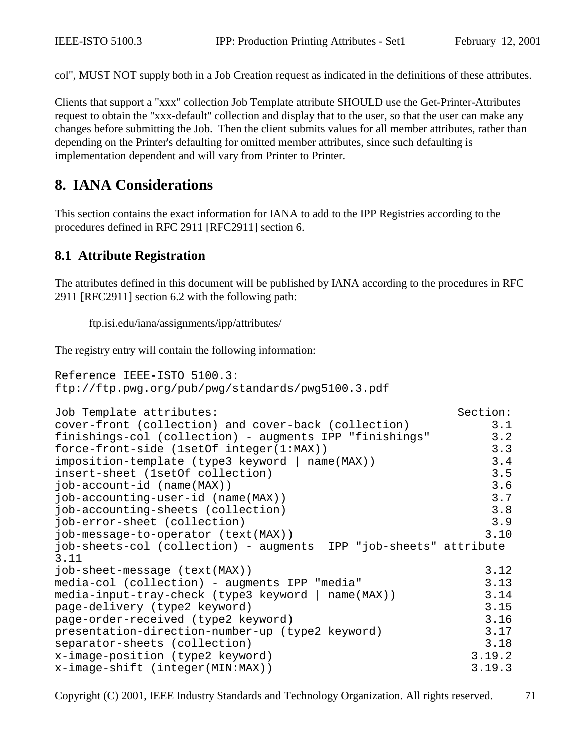col", MUST NOT supply both in a Job Creation request as indicated in the definitions of these attributes.

Clients that support a "xxx" collection Job Template attribute SHOULD use the Get-Printer-Attributes request to obtain the "xxx-default" collection and display that to the user, so that the user can make any changes before submitting the Job. Then the client submits values for all member attributes, rather than depending on the Printer's defaulting for omitted member attributes, since such defaulting is implementation dependent and will vary from Printer to Printer.

# 8. IANA Considerations

This section contains the exact information for IANA to add to the IPP Registries according to the procedures defined in RFC 2911 [RFC2911] section 6.

## 8.1 Attribute Registration

The attributes defined in this document will be published by IANA according to the procedures in RFC 2911 [RFC2911] section 6.2 with the following path:

ftp.isi.edu/iana/assignments/ipp/attributes/

The registry entry will contain the following information:

```
Reference IEEE-ISTO 5100.3:
ftp://ftp.pwg.org/pub/pwg/standards/pwg5100.3.pdf

Job Template attributes:                                    Section:
cover-front (collection) and cover-back (collection)            3.1
finishings-col (collection) - augments IPP "finishings"         3.2
force-front-side (1setOf integer(1:MAX))                        3.3
imposition-template (type3 keyword | name(MAX))                 3.4
insert-sheet (1setOf collection)                                3.5
job-account-id (name(MAX))                                      3.6
job-accounting-user-id (name(MAX))                              3.7
job-accounting-sheets (collection)                              3.8
job-error-sheet (collection)                                    3.9
job-message-to-operator (text(MAX))                            3.10
job-sheets-col (collection) - augments  IPP "job-sheets" attribute
3.11
job-sheet-message (text(MAX))                                  3.12
media-col (collection) - augments IPP "media"                  3.13
media-input-tray-check (type3 keyword | name(MAX))             3.14
page-delivery (type2 keyword)                                  3.15
page-order-received (type2 keyword)                            3.16
presentation-direction-number-up (type2 keyword)               3.17
separator-sheets (collection)                                  3.18
x-image-position (type2 keyword)                             3.19.2
x-image-shift (integer(MIN:MAX))                             3.19.3
```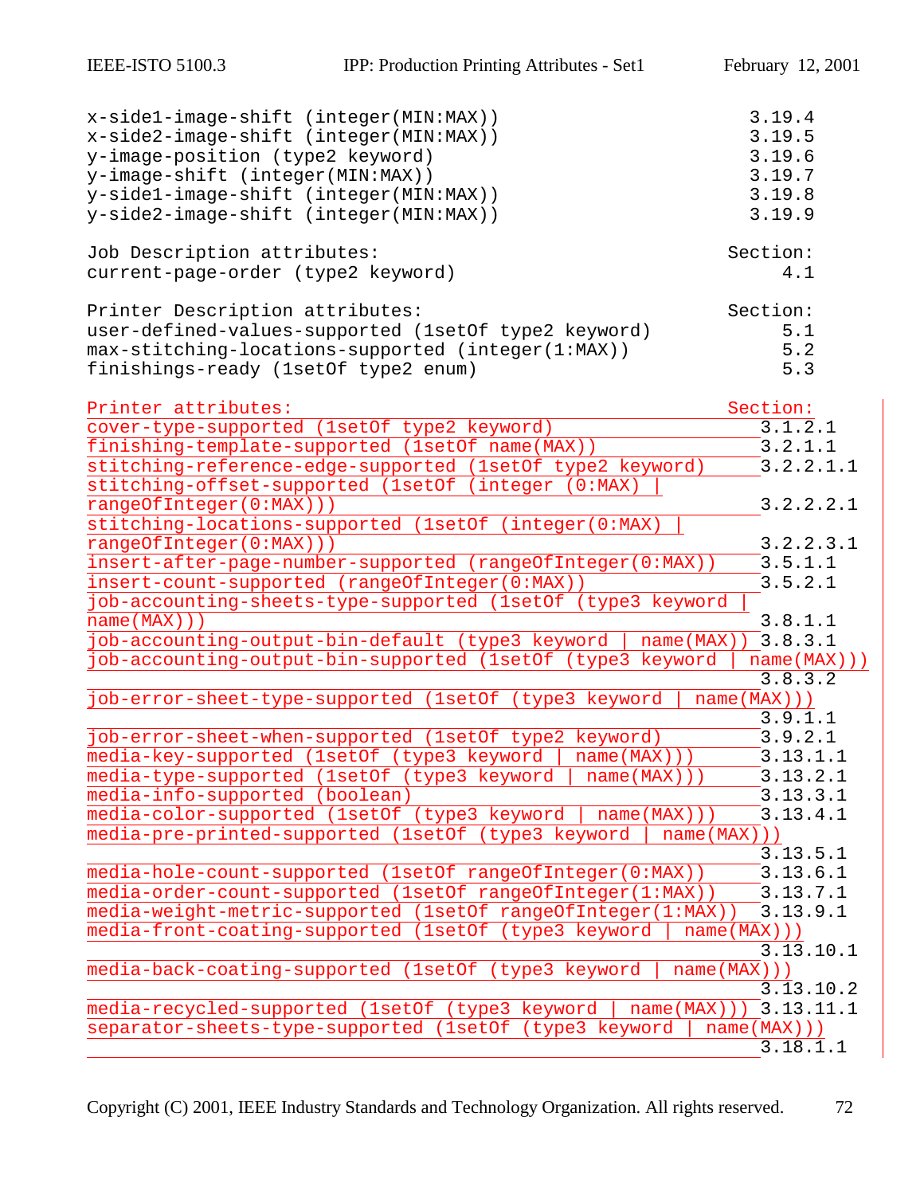```
x-side1-image-shift (integer(MIN:MAX))                        3.19.4
x-side2-image-shift (integer(MIN:MAX))                        3.19.5
y-image-position (type2 keyword)                              3.19.6
y-image-shift (integer(MIN:MAX))                              3.19.7
y-side1-image-shift (integer(MIN:MAX))                        3.19.8
y-side2-image-shift (integer(MIN:MAX))                        3.19.9

Job Description attributes:                                 Section:
current-page-order (type2 keyword)                               4.1

Printer Description attributes:                             Section:
user-defined-values-supported (1setOf type2 keyword)             5.1
max-stitching-locations-supported (integer(1:MAX))               5.2
finishings-ready (1setOf type2 enum)                             5.3

Printer attributes:                                         Section:
cover-type-supported (1setOf type2 keyword)                    3.1.2.1
finishing-template-supported (1setOf name(MAX))                3.2.1.1
stitching-reference-edge-supported (1setOf type2 keyword)      3.2.2.1.1
stitching-offset-supported (1setOf (integer (0:MAX) |
rangeOfInteger(0:MAX)))                                        3.2.2.2.1
stitching-locations-supported (1setOf (integer(0:MAX) |
rangeOfInteger(0:MAX)))                                        3.2.2.3.1
insert-after-page-number-supported (rangeOfInteger(0:MAX))     3.5.1.1
insert-count-supported (rangeOfInteger(0:MAX))                 3.5.2.1
job-accounting-sheets-type-supported (1setOf (type3 keyword |
name(MAX)))                                                    3.8.1.1
job-accounting-output-bin-default (type3 keyword | name(MAX))  3.8.3.1
job-accounting-output-bin-supported (1setOf (type3 keyword | name(MAX)))
                                                               3.8.3.2
job-error-sheet-type-supported (1setOf (type3 keyword | name(MAX)))
                                                               3.9.1.1
job-error-sheet-when-supported (1setOf type2 keyword)          3.9.2.1
media-key-supported (1setOf (type3 keyword | name(MAX)))       3.13.1.1
media-type-supported (1setOf (type3 keyword | name(MAX)))      3.13.2.1
media-info-supported (boolean)                                 3.13.3.1
media-color-supported (1setOf (type3 keyword | name(MAX)))     3.13.4.1
media-pre-printed-supported (1setOf (type3 keyword | name(MAX)))
                                                               3.13.5.1
media-hole-count-supported (1setOf rangeOfInteger(0:MAX))      3.13.6.1
media-order-count-supported (1setOf rangeOfInteger(1:MAX))     3.13.7.1
media-weight-metric-supported (1setOf rangeOfInteger(1:MAX))   3.13.9.1
media-front-coating-supported (1setOf (type3 keyword | name(MAX)))
                                                               3.13.10.1
media-back-coating-supported (1setOf (type3 keyword | name(MAX)))
                                                               3.13.10.2
media-recycled-supported (1setOf (type3 keyword | name(MAX)))  3.13.11.1
separator-sheets-type-supported (1setOf (type3 keyword | name(MAX)))
                                                               3.18.1.1
```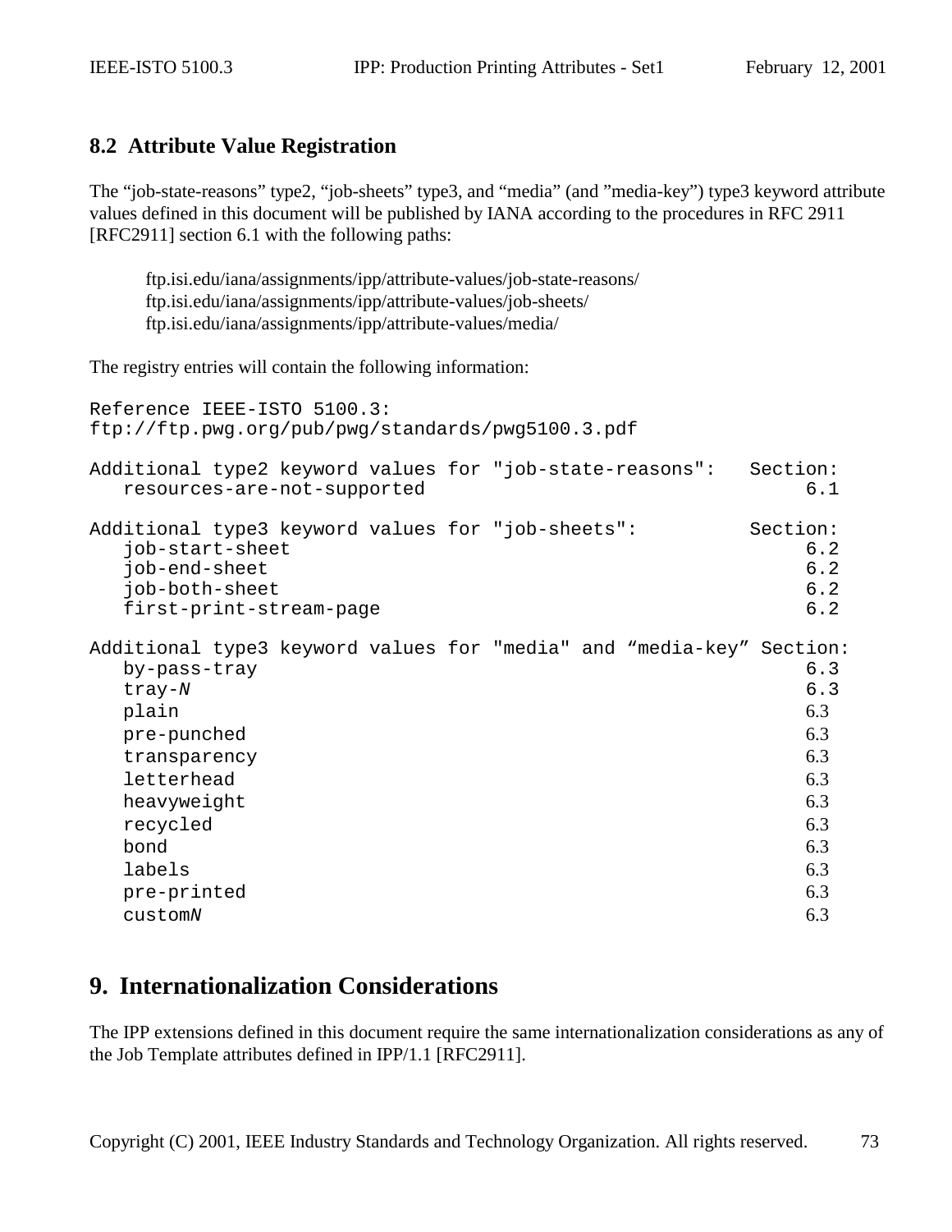## 8.2 Attribute Value Registration

The "job-state-reasons" type2, "job-sheets" type3, and "media" (and "media-key") type3 keyword attribute values defined in this document will be published by IANA according to the procedures in RFC 2911 [RFC2911] section 6.1 with the following paths:

> ftp.isi.edu/iana/assignments/ipp/attribute-values/job-state-reasons/
> ftp.isi.edu/iana/assignments/ipp/attribute-values/job-sheets/
> ftp.isi.edu/iana/assignments/ipp/attribute-values/media/

The registry entries will contain the following information:

```
Reference IEEE-ISTO 5100.3:
ftp://ftp.pwg.org/pub/pwg/standards/pwg5100.3.pdf

Additional type2 keyword values for "job-state-reasons":   Section:
   resources-are-not-supported                                  6.1

Additional type3 keyword values for "job-sheets":          Section:
   job-start-sheet                                              6.2
   job-end-sheet                                                6.2
   job-both-sheet                                               6.2
   first-print-stream-page                                      6.2

Additional type3 keyword values for "media" and "media-key" Section:
   by-pass-tray                                                 6.3
   tray-N                                                       6.3
   plain                                                        6.3
   pre-punched                                                  6.3
   transparency                                                 6.3
   letterhead                                                   6.3
   heavyweight                                                  6.3
   recycled                                                     6.3
   bond                                                         6.3
   labels                                                       6.3
   pre-printed                                                  6.3
   customN                                                      6.3
```

# 9. Internationalization Considerations

The IPP extensions defined in this document require the same internationalization considerations as any of the Job Template attributes defined in IPP/1.1 [RFC2911].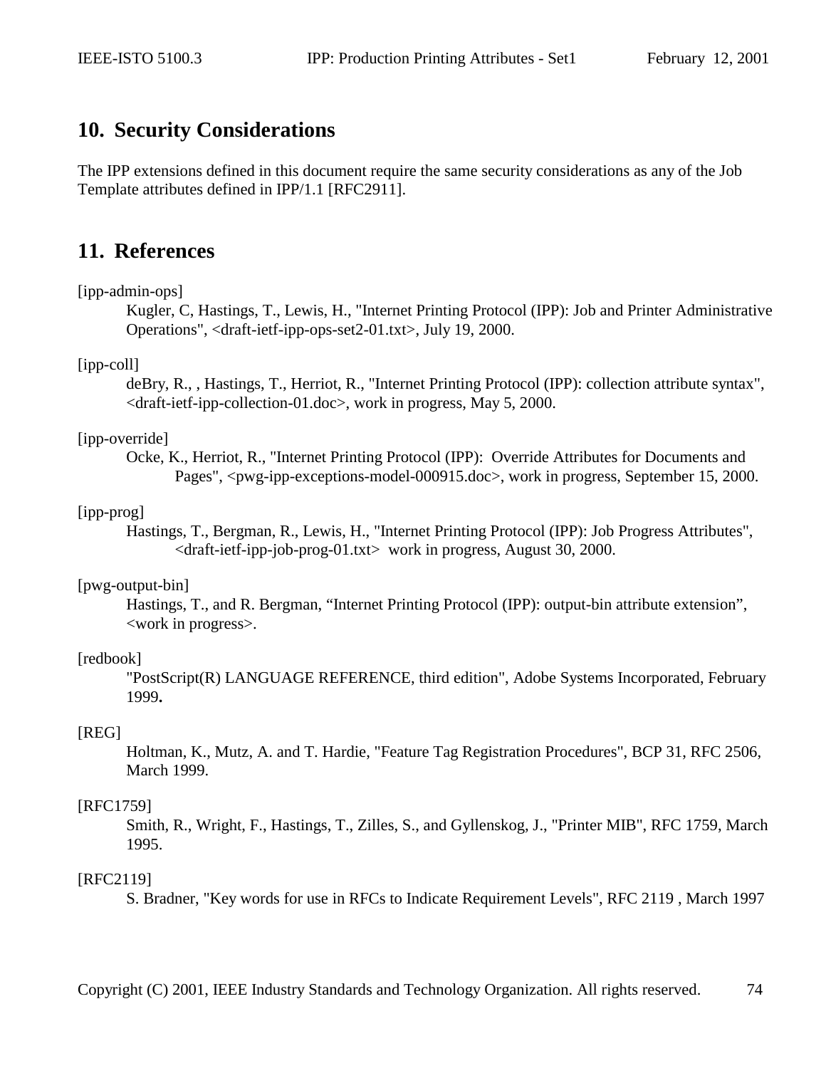## 10. Security Considerations

The IPP extensions defined in this document require the same security considerations as any of the Job Template attributes defined in IPP/1.1 [RFC2911].

## 11. References

[ipp-admin-ops]
Kugler, C, Hastings, T., Lewis, H., "Internet Printing Protocol (IPP): Job and Printer Administrative Operations", <draft-ietf-ipp-ops-set2-01.txt>, July 19, 2000.

[ipp-coll]
deBry, R., , Hastings, T., Herriot, R., "Internet Printing Protocol (IPP): collection attribute syntax", <draft-ietf-ipp-collection-01.doc>, work in progress, May 5, 2000.

[ipp-override]
Ocke, K., Herriot, R., "Internet Printing Protocol (IPP): Override Attributes for Documents and Pages", <pwg-ipp-exceptions-model-000915.doc>, work in progress, September 15, 2000.

[ipp-prog]
Hastings, T., Bergman, R., Lewis, H., "Internet Printing Protocol (IPP): Job Progress Attributes", <draft-ietf-ipp-job-prog-01.txt> work in progress, August 30, 2000.

[pwg-output-bin]
Hastings, T., and R. Bergman, “Internet Printing Protocol (IPP): output-bin attribute extension”, <work in progress>.

[redbook]
"PostScript(R) LANGUAGE REFERENCE, third edition", Adobe Systems Incorporated, February 1999**.**

[REG]
Holtman, K., Mutz, A. and T. Hardie, "Feature Tag Registration Procedures", BCP 31, RFC 2506, March 1999.

[RFC1759]
Smith, R., Wright, F., Hastings, T., Zilles, S., and Gyllenskog, J., "Printer MIB", RFC 1759, March 1995.

[RFC2119]
S. Bradner, "Key words for use in RFCs to Indicate Requirement Levels", RFC 2119 , March 1997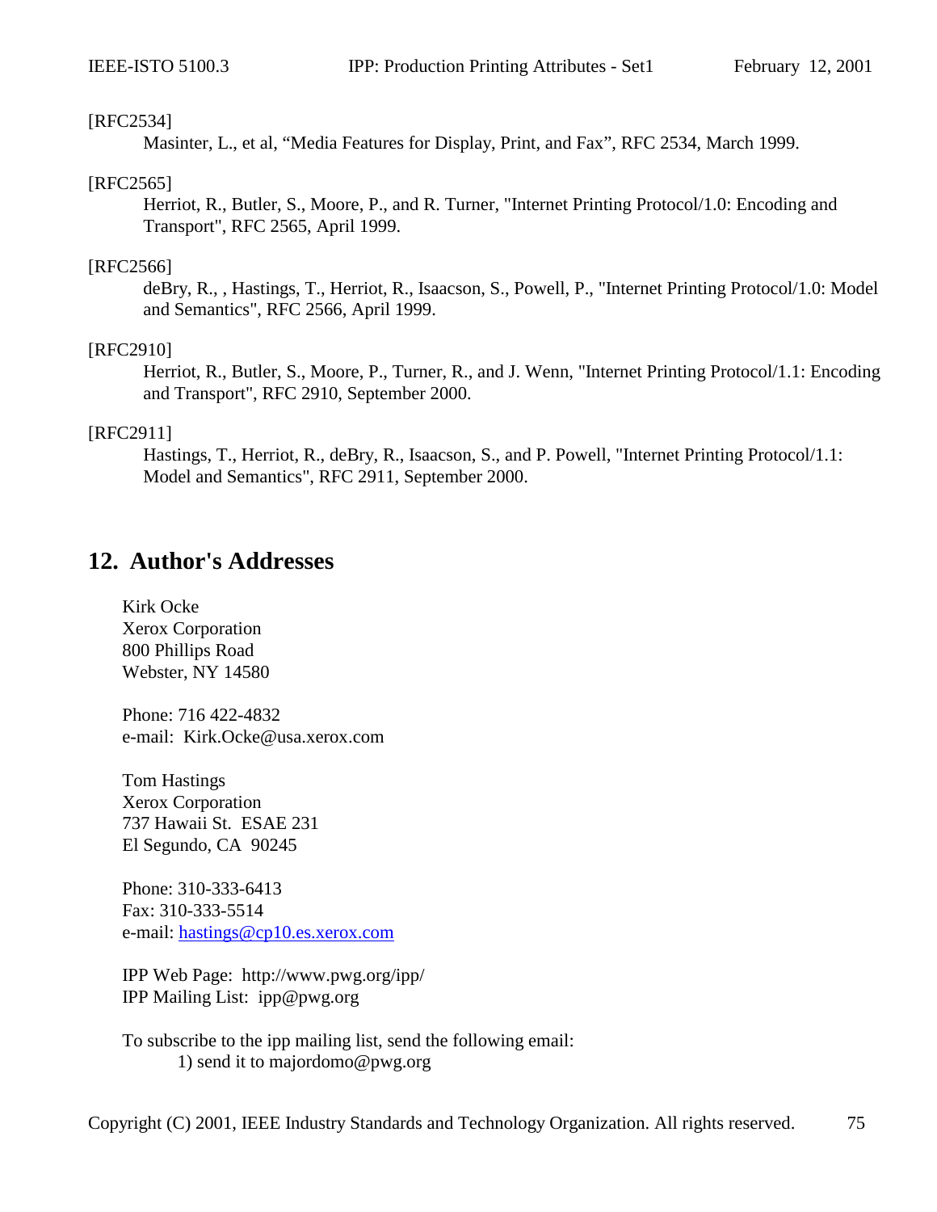[RFC2534]

Masinter, L., et al, “Media Features for Display, Print, and Fax”, RFC 2534, March 1999.

[RFC2565]

Herriot, R., Butler, S., Moore, P., and R. Turner, "Internet Printing Protocol/1.0: Encoding and Transport", RFC 2565, April 1999.

[RFC2566]

deBry, R., , Hastings, T., Herriot, R., Isaacson, S., Powell, P., "Internet Printing Protocol/1.0: Model and Semantics", RFC 2566, April 1999.

[RFC2910]

Herriot, R., Butler, S., Moore, P., Turner, R., and J. Wenn, "Internet Printing Protocol/1.1: Encoding and Transport", RFC 2910, September 2000.

[RFC2911]

Hastings, T., Herriot, R., deBry, R., Isaacson, S., and P. Powell, "Internet Printing Protocol/1.1: Model and Semantics", RFC 2911, September 2000.

## 12. Author's Addresses

Kirk Ocke
Xerox Corporation
800 Phillips Road
Webster, NY 14580

Phone: 716 422-4832
e-mail: Kirk.Ocke@usa.xerox.com

Tom Hastings
Xerox Corporation
737 Hawaii St. ESAE 231
El Segundo, CA 90245

Phone: 310-333-6413
Fax: 310-333-5514
e-mail: hastings@cp10.es.xerox.com

IPP Web Page: http://www.pwg.org/ipp/
IPP Mailing List: ipp@pwg.org

To subscribe to the ipp mailing list, send the following email:
1) send it to majordomo@pwg.org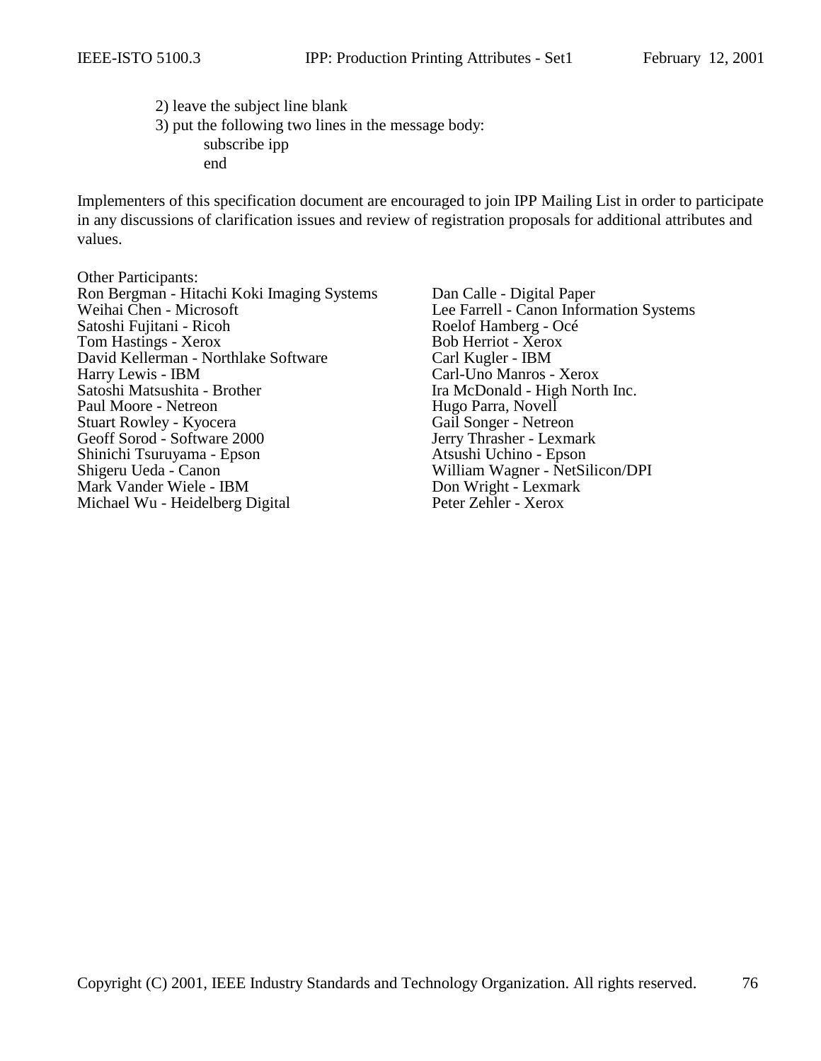2) leave the subject line blank
3) put the following two lines in the message body:

```
subscribe ipp
end
```

Implementers of this specification document are encouraged to join IPP Mailing List in order to participate in any discussions of clarification issues and review of registration proposals for additional attributes and values.

Other Participants:

Ron Bergman - Hitachi Koki Imaging Systems
Weihai Chen - Microsoft
Satoshi Fujitani - Ricoh
Tom Hastings - Xerox
David Kellerman - Northlake Software
Harry Lewis - IBM
Satoshi Matsushita - Brother
Paul Moore - Netreon
Stuart Rowley - Kyocera
Geoff Sorod - Software 2000
Shinichi Tsuruyama - Epson
Shigeru Ueda - Canon
Mark Vander Wiele - IBM
Michael Wu - Heidelberg Digital
Dan Calle - Digital Paper
Lee Farrell - Canon Information Systems
Roelof Hamberg - Océ
Bob Herriot - Xerox
Carl Kugler - IBM
Carl-Uno Manros - Xerox
Ira McDonald - High North Inc.
Hugo Parra, Novell
Gail Songer - Netreon
Jerry Thrasher - Lexmark
Atsushi Uchino - Epson
William Wagner - NetSilicon/DPI
Don Wright - Lexmark
Peter Zehler - Xerox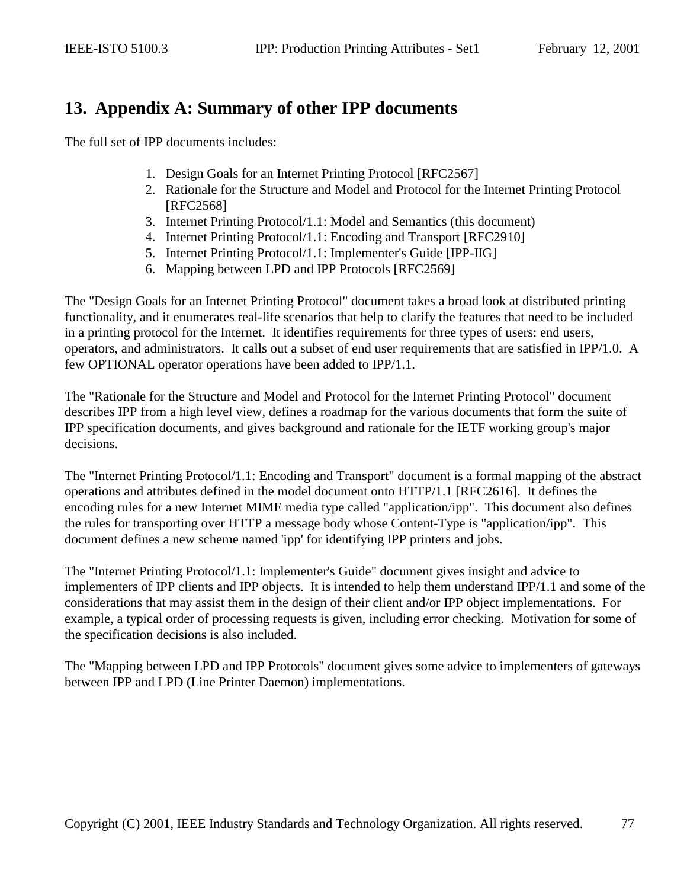# 13. Appendix A: Summary of other IPP documents

The full set of IPP documents includes:

1. Design Goals for an Internet Printing Protocol [RFC2567]
2. Rationale for the Structure and Model and Protocol for the Internet Printing Protocol [RFC2568]
3. Internet Printing Protocol/1.1: Model and Semantics (this document)
4. Internet Printing Protocol/1.1: Encoding and Transport [RFC2910]
5. Internet Printing Protocol/1.1: Implementer's Guide [IPP-IIG]
6. Mapping between LPD and IPP Protocols [RFC2569]

The "Design Goals for an Internet Printing Protocol" document takes a broad look at distributed printing functionality, and it enumerates real-life scenarios that help to clarify the features that need to be included in a printing protocol for the Internet. It identifies requirements for three types of users: end users, operators, and administrators. It calls out a subset of end user requirements that are satisfied in IPP/1.0. A few OPTIONAL operator operations have been added to IPP/1.1.

The "Rationale for the Structure and Model and Protocol for the Internet Printing Protocol" document describes IPP from a high level view, defines a roadmap for the various documents that form the suite of IPP specification documents, and gives background and rationale for the IETF working group's major decisions.

The "Internet Printing Protocol/1.1: Encoding and Transport" document is a formal mapping of the abstract operations and attributes defined in the model document onto HTTP/1.1 [RFC2616]. It defines the encoding rules for a new Internet MIME media type called "application/ipp". This document also defines the rules for transporting over HTTP a message body whose Content-Type is "application/ipp". This document defines a new scheme named 'ipp' for identifying IPP printers and jobs.

The "Internet Printing Protocol/1.1: Implementer's Guide" document gives insight and advice to implementers of IPP clients and IPP objects. It is intended to help them understand IPP/1.1 and some of the considerations that may assist them in the design of their client and/or IPP object implementations. For example, a typical order of processing requests is given, including error checking. Motivation for some of the specification decisions is also included.

The "Mapping between LPD and IPP Protocols" document gives some advice to implementers of gateways between IPP and LPD (Line Printer Daemon) implementations.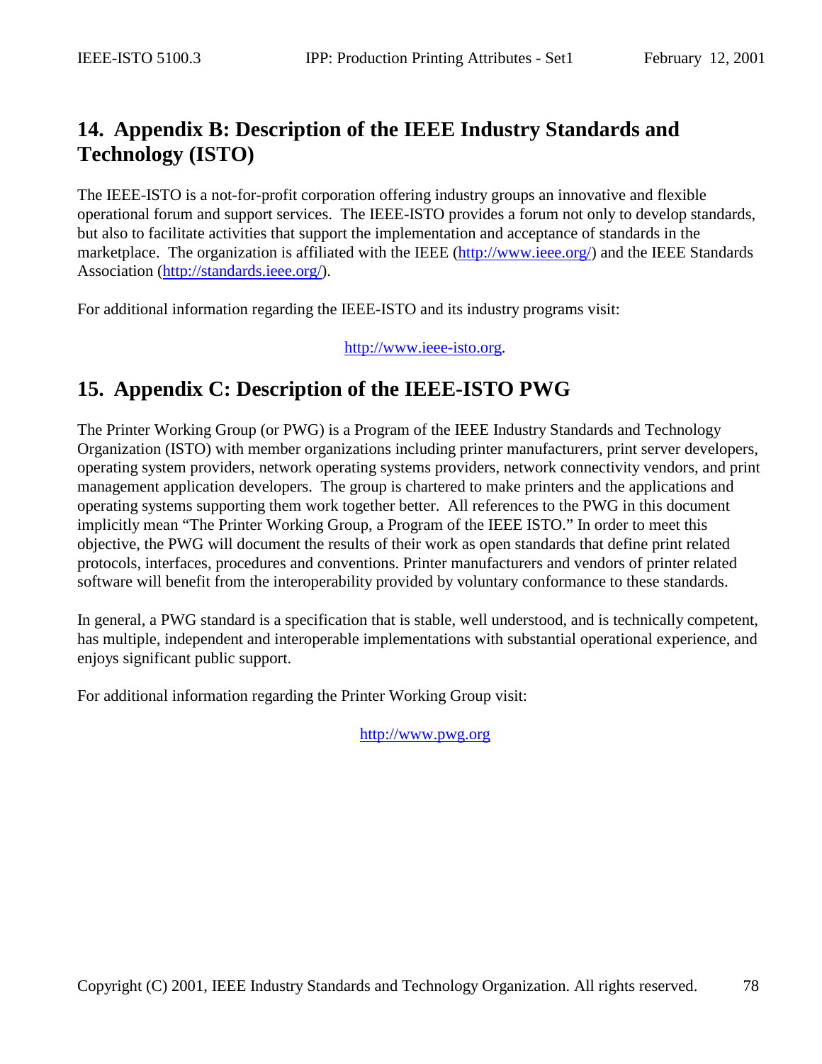# 14. Appendix B: Description of the IEEE Industry Standards and Technology (ISTO)

The IEEE-ISTO is a not-for-profit corporation offering industry groups an innovative and flexible operational forum and support services. The IEEE-ISTO provides a forum not only to develop standards, but also to facilitate activities that support the implementation and acceptance of standards in the marketplace. The organization is affiliated with the IEEE (http://www.ieee.org/) and the IEEE Standards Association (http://standards.ieee.org/).

For additional information regarding the IEEE-ISTO and its industry programs visit:

http://www.ieee-isto.org.

# 15. Appendix C: Description of the IEEE-ISTO PWG

The Printer Working Group (or PWG) is a Program of the IEEE Industry Standards and Technology Organization (ISTO) with member organizations including printer manufacturers, print server developers, operating system providers, network operating systems providers, network connectivity vendors, and print management application developers. The group is chartered to make printers and the applications and operating systems supporting them work together better. All references to the PWG in this document implicitly mean "The Printer Working Group, a Program of the IEEE ISTO." In order to meet this objective, the PWG will document the results of their work as open standards that define print related protocols, interfaces, procedures and conventions. Printer manufacturers and vendors of printer related software will benefit from the interoperability provided by voluntary conformance to these standards.

In general, a PWG standard is a specification that is stable, well understood, and is technically competent, has multiple, independent and interoperable implementations with substantial operational experience, and enjoys significant public support.

For additional information regarding the Printer Working Group visit:

http://www.pwg.org